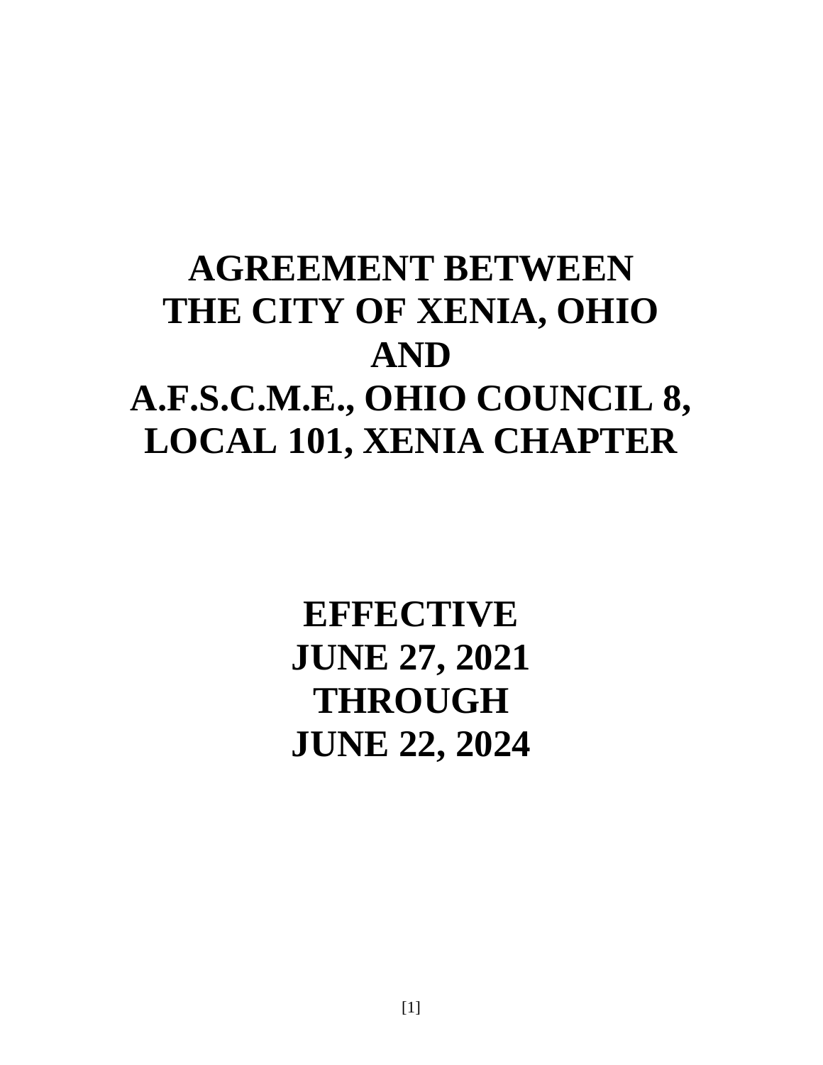# AGREEMENT BETWEEN THE CITY OF XENIA, OHIO AND A.F.S.C.M.E., OHIO COUNCIL 8, LOCAL 101, XENIA CHAPTER

## EFFECTIVE JUNE 27, 2021 THROUGH JUNE 22, 2024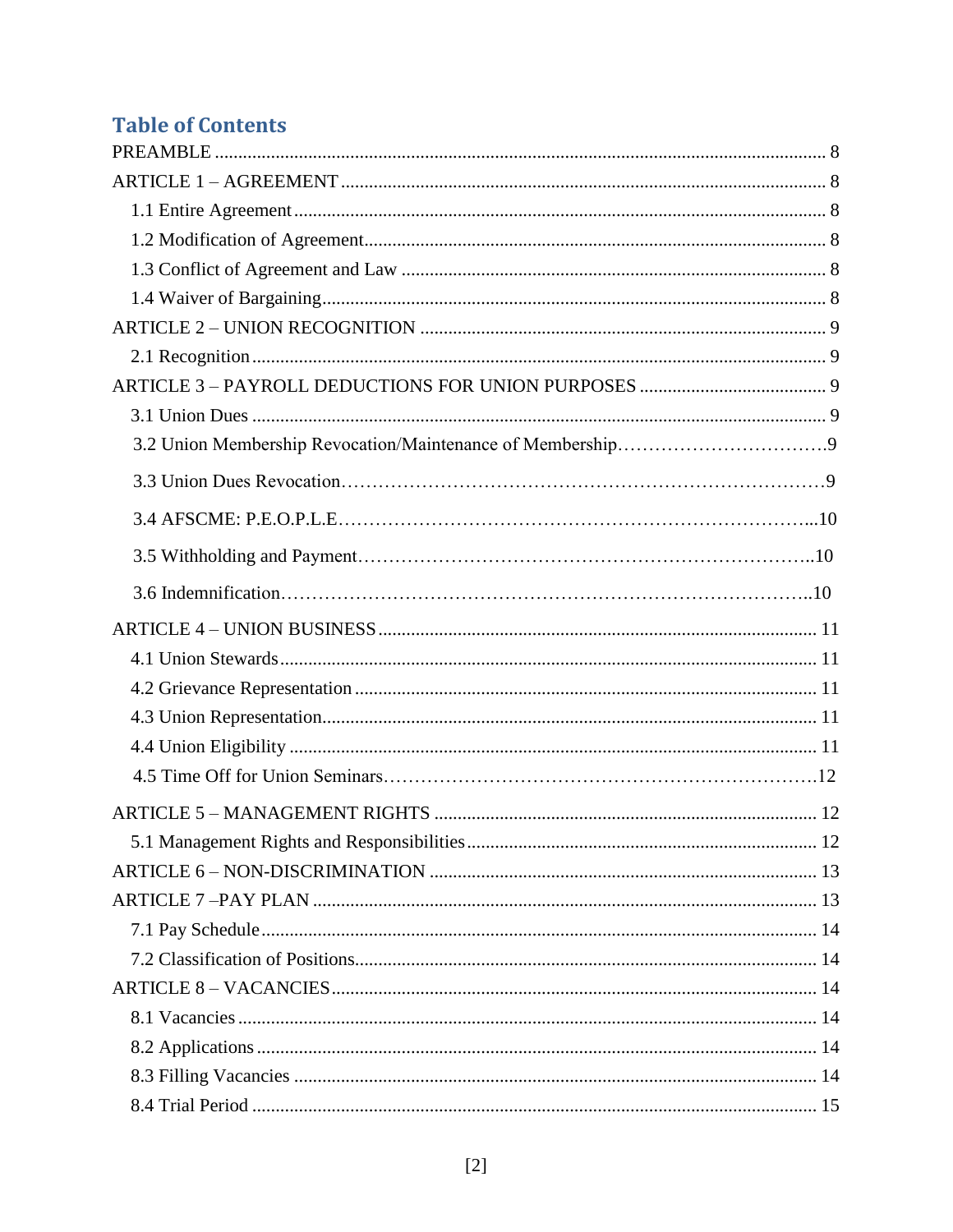## Table of Contents

PREAMBLE ..... 8

ARTICLE 1 – AGREEMENT ..... 8

- 1.1 Entire Agreement ..... 8
- 1.2 Modification of Agreement ..... 8
- 1.3 Conflict of Agreement and Law ..... 8
- 1.4 Waiver of Bargaining ..... 8

ARTICLE 2 – UNION RECOGNITION ..... 9

- 2.1 Recognition ..... 9

ARTICLE 3 – PAYROLL DEDUCTIONS FOR UNION PURPOSES ..... 9

- 3.1 Union Dues ..... 9
- 3.2 Union Membership Revocation/Maintenance of Membership ..... 9
- 3.3 Union Dues Revocation ..... 9
- 3.4 AFSCME: P.E.O.P.L.E ..... 10
- 3.5 Withholding and Payment ..... 10
- 3.6 Indemnification ..... 10

ARTICLE 4 – UNION BUSINESS ..... 11

- 4.1 Union Stewards ..... 11
- 4.2 Grievance Representation ..... 11
- 4.3 Union Representation ..... 11
- 4.4 Union Eligibility ..... 11
- 4.5 Time Off for Union Seminars ..... 12

ARTICLE 5 – MANAGEMENT RIGHTS ..... 12

- 5.1 Management Rights and Responsibilities ..... 12

ARTICLE 6 – NON-DISCRIMINATION ..... 13

ARTICLE 7 –PAY PLAN ..... 13

- 7.1 Pay Schedule ..... 14
- 7.2 Classification of Positions ..... 14

ARTICLE 8 – VACANCIES ..... 14

- 8.1 Vacancies ..... 14
- 8.2 Applications ..... 14
- 8.3 Filling Vacancies ..... 14
- 8.4 Trial Period ..... 15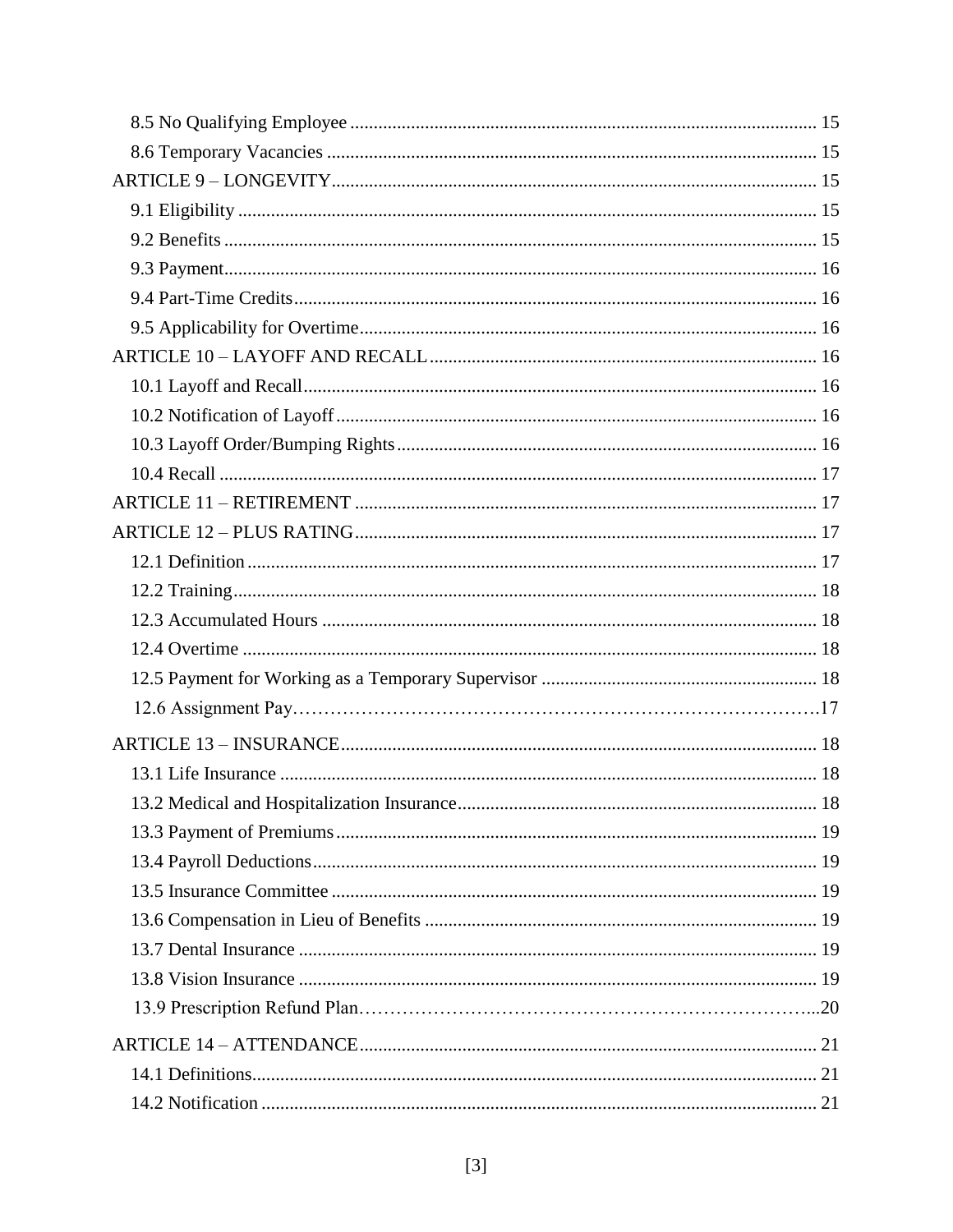8.5 No Qualifying Employee .................................................................................................. 15
8.6 Temporary Vacancies ....................................................................................................... 15
ARTICLE 9 – LONGEVITY...................................................................................................... 15
9.1 Eligibility .......................................................................................................................... 15
9.2 Benefits ............................................................................................................................. 15
9.3 Payment............................................................................................................................. 16
9.4 Part-Time Credits.............................................................................................................. 16
9.5 Applicability for Overtime................................................................................................ 16
ARTICLE 10 – LAYOFF AND RECALL................................................................................. 16
10.1 Layoff and Recall............................................................................................................ 16
10.2 Notification of Layoff..................................................................................................... 16
10.3 Layoff Order/Bumping Rights........................................................................................ 16
10.4 Recall .............................................................................................................................. 17
ARTICLE 11 – RETIREMENT ................................................................................................. 17
ARTICLE 12 – PLUS RATING................................................................................................. 17
12.1 Definition ........................................................................................................................ 17
12.2 Training........................................................................................................................... 18
12.3 Accumulated Hours ........................................................................................................ 18
12.4 Overtime ......................................................................................................................... 18
12.5 Payment for Working as a Temporary Supervisor .......................................................... 18
12.6 Assignment Pay……………………………………………………………………….17
ARTICLE 13 – INSURANCE.................................................................................................... 18
13.1 Life Insurance ................................................................................................................. 18
13.2 Medical and Hospitalization Insurance............................................................................ 18
13.3 Payment of Premiums..................................................................................................... 19
13.4 Payroll Deductions.......................................................................................................... 19
13.5 Insurance Committee ...................................................................................................... 19
13.6 Compensation in Lieu of Benefits .................................................................................. 19
13.7 Dental Insurance ............................................................................................................. 19
13.8 Vision Insurance ............................................................................................................. 19
13.9 Prescription Refund Plan……………………………………………………………...20
ARTICLE 14 – ATTENDANCE................................................................................................ 21
14.1 Definitions....................................................................................................................... 21
14.2 Notification ..................................................................................................................... 21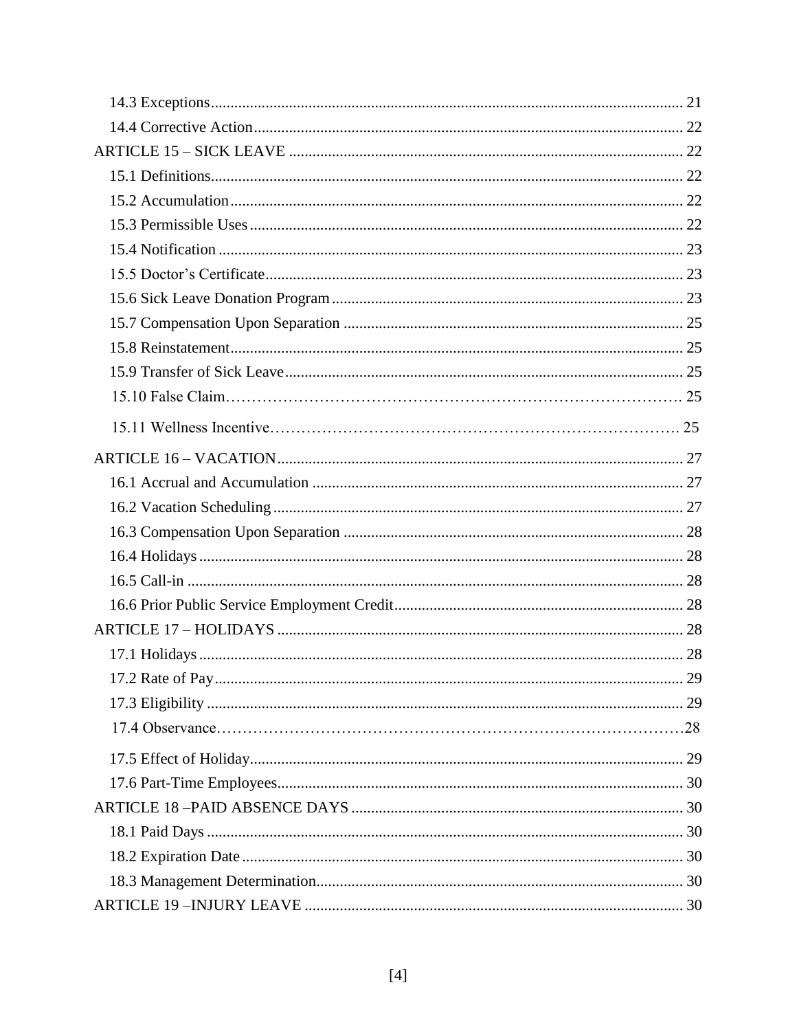14.3 Exceptions........................................................................................................................ 21

14.4 Corrective Action............................................................................................................ 22

ARTICLE 15 – SICK LEAVE .................................................................................................... 22

15.1 Definitions........................................................................................................................ 22

15.2 Accumulation................................................................................................................... 22

15.3 Permissible Uses.............................................................................................................. 22

15.4 Notification ..................................................................................................................... 23

15.5 Doctor's Certificate.......................................................................................................... 23

15.6 Sick Leave Donation Program......................................................................................... 23

15.7 Compensation Upon Separation ...................................................................................... 25

15.8 Reinstatement................................................................................................................... 25

15.9 Transfer of Sick Leave..................................................................................................... 25

15.10 False Claim……………………………………………………………………………. 25

15.11 Wellness Incentive………………………………………………………………….. 25

ARTICLE 16 – VACATION....................................................................................................... 27

16.1 Accrual and Accumulation ............................................................................................. 27

16.2 Vacation Scheduling........................................................................................................ 27

16.3 Compensation Upon Separation ...................................................................................... 28

16.4 Holidays........................................................................................................................... 28

16.5 Call-in .............................................................................................................................. 28

16.6 Prior Public Service Employment Credit......................................................................... 28

ARTICLE 17 – HOLIDAYS ....................................................................................................... 28

17.1 Holidays........................................................................................................................... 28

17.2 Rate of Pay....................................................................................................................... 29

17.3 Eligibility ........................................................................................................................ 29

17.4 Observance……………………………………………………………………………28

17.5 Effect of Holiday.............................................................................................................. 29

17.6 Part-Time Employees....................................................................................................... 30

ARTICLE 18 –PAID ABSENCE DAYS .................................................................................... 30

18.1 Paid Days ......................................................................................................................... 30

18.2 Expiration Date ................................................................................................................ 30

18.3 Management Determination............................................................................................. 30

ARTICLE 19 –INJURY LEAVE ................................................................................................ 30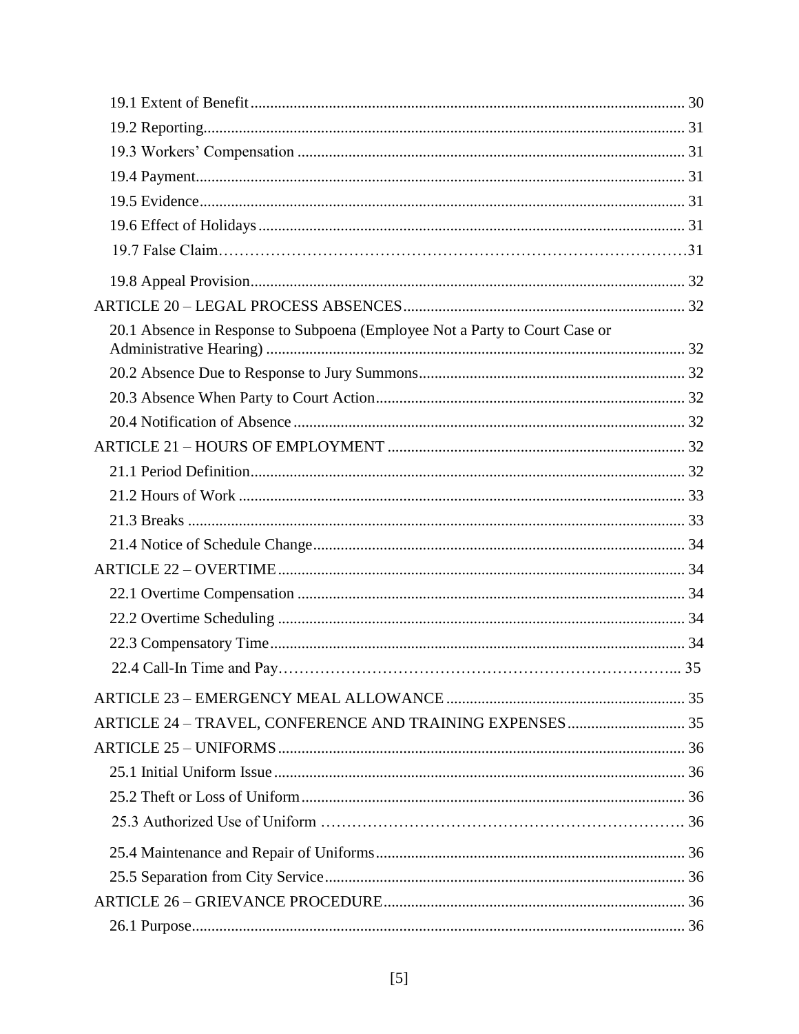19.1 Extent of Benefit .......... 30
19.2 Reporting .......... 31
19.3 Workers' Compensation .......... 31
19.4 Payment .......... 31
19.5 Evidence .......... 31
19.6 Effect of Holidays .......... 31
19.7 False Claim .......... 31
19.8 Appeal Provision .......... 32

ARTICLE 20 – LEGAL PROCESS ABSENCES .......... 32
20.1 Absence in Response to Subpoena (Employee Not a Party to Court Case or Administrative Hearing) .......... 32
20.2 Absence Due to Response to Jury Summons .......... 32
20.3 Absence When Party to Court Action .......... 32
20.4 Notification of Absence .......... 32

ARTICLE 21 – HOURS OF EMPLOYMENT .......... 32
21.1 Period Definition .......... 32
21.2 Hours of Work .......... 33
21.3 Breaks .......... 33
21.4 Notice of Schedule Change .......... 34

ARTICLE 22 – OVERTIME .......... 34
22.1 Overtime Compensation .......... 34
22.2 Overtime Scheduling .......... 34
22.3 Compensatory Time .......... 34
22.4 Call-In Time and Pay .......... 35

ARTICLE 23 – EMERGENCY MEAL ALLOWANCE .......... 35

ARTICLE 24 – TRAVEL, CONFERENCE AND TRAINING EXPENSES .......... 35

ARTICLE 25 – UNIFORMS .......... 36
25.1 Initial Uniform Issue .......... 36
25.2 Theft or Loss of Uniform .......... 36
25.3 Authorized Use of Uniform .......... 36
25.4 Maintenance and Repair of Uniforms .......... 36
25.5 Separation from City Service .......... 36

ARTICLE 26 – GRIEVANCE PROCEDURE .......... 36
26.1 Purpose .......... 36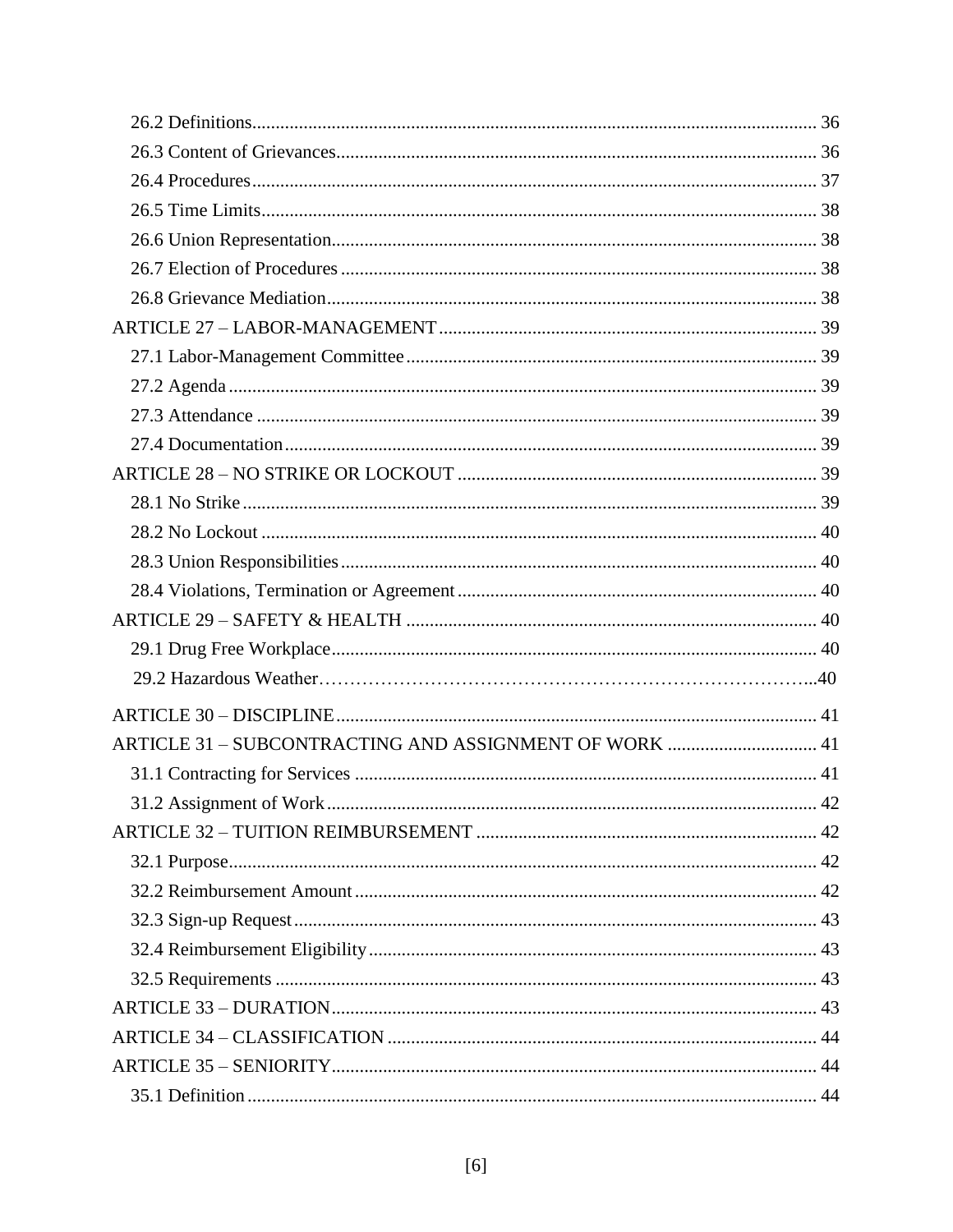26.2 Definitions........................................................................................................................ 36
26.3 Content of Grievances...................................................................................................... 36
26.4 Procedures........................................................................................................................ 37
26.5 Time Limits...................................................................................................................... 38
26.6 Union Representation....................................................................................................... 38
26.7 Election of Procedures..................................................................................................... 38
26.8 Grievance Mediation........................................................................................................ 38
ARTICLE 27 – LABOR-MANAGEMENT ................................................................................ 39
27.1 Labor-Management Committee....................................................................................... 39
27.2 Agenda ............................................................................................................................. 39
27.3 Attendance ....................................................................................................................... 39
27.4 Documentation................................................................................................................. 39
ARTICLE 28 – NO STRIKE OR LOCKOUT ............................................................................ 39
28.1 No Strike.......................................................................................................................... 39
28.2 No Lockout ...................................................................................................................... 40
28.3 Union Responsibilities..................................................................................................... 40
28.4 Violations, Termination or Agreement............................................................................ 40
ARTICLE 29 – SAFETY & HEALTH ....................................................................................... 40
29.1 Drug Free Workplace....................................................................................................... 40
29.2 Hazardous Weather………………………………………………………………………...40
ARTICLE 30 – DISCIPLINE...................................................................................................... 41
ARTICLE 31 – SUBCONTRACTING AND ASSIGNMENT OF WORK ................................ 41
31.1 Contracting for Services .................................................................................................. 41
31.2 Assignment of Work........................................................................................................ 42
ARTICLE 32 – TUITION REIMBURSEMENT ........................................................................ 42
32.1 Purpose............................................................................................................................. 42
32.2 Reimbursement Amount.................................................................................................. 42
32.3 Sign-up Request............................................................................................................... 43
32.4 Reimbursement Eligibility............................................................................................... 43
32.5 Requirements ................................................................................................................... 43
ARTICLE 33 – DURATION....................................................................................................... 43
ARTICLE 34 – CLASSIFICATION ........................................................................................... 44
ARTICLE 35 – SENIORITY....................................................................................................... 44
35.1 Definition......................................................................................................................... 44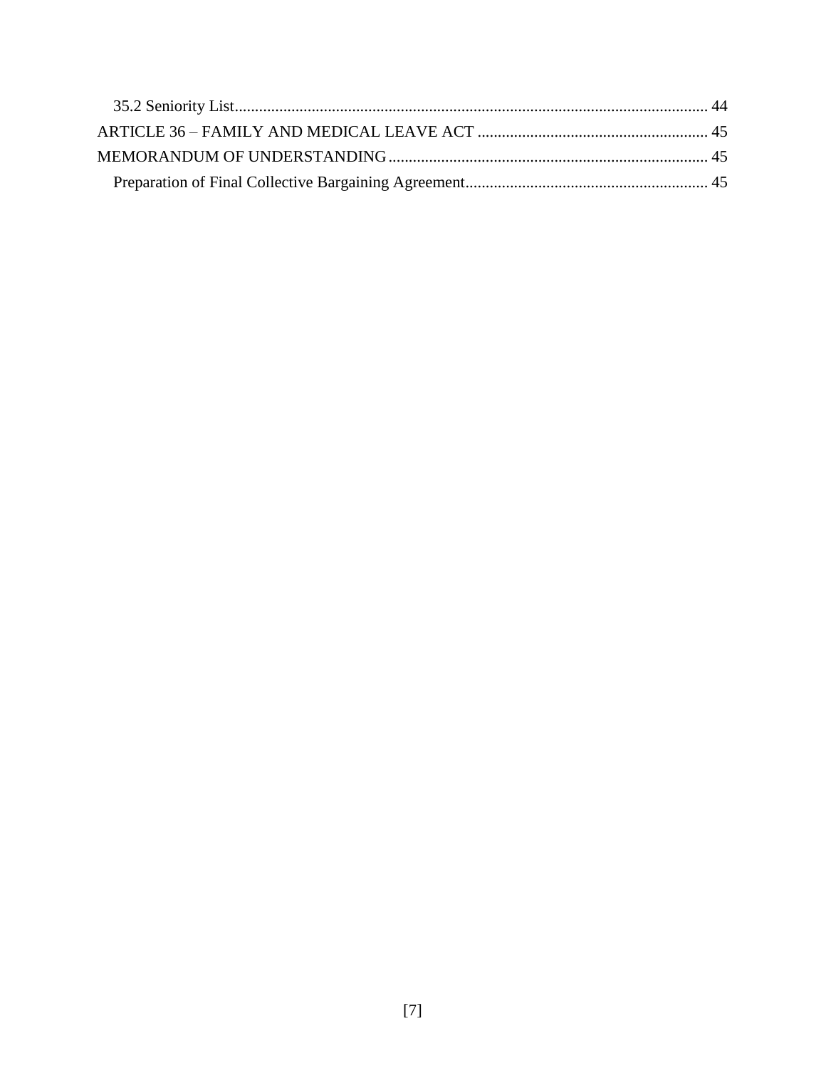35.2 Seniority List .................................................................................................................... 44

ARTICLE 36 – FAMILY AND MEDICAL LEAVE ACT ......................................................... 45

MEMORANDUM OF UNDERSTANDING .............................................................................. 45

Preparation of Final Collective Bargaining Agreement ............................................................ 45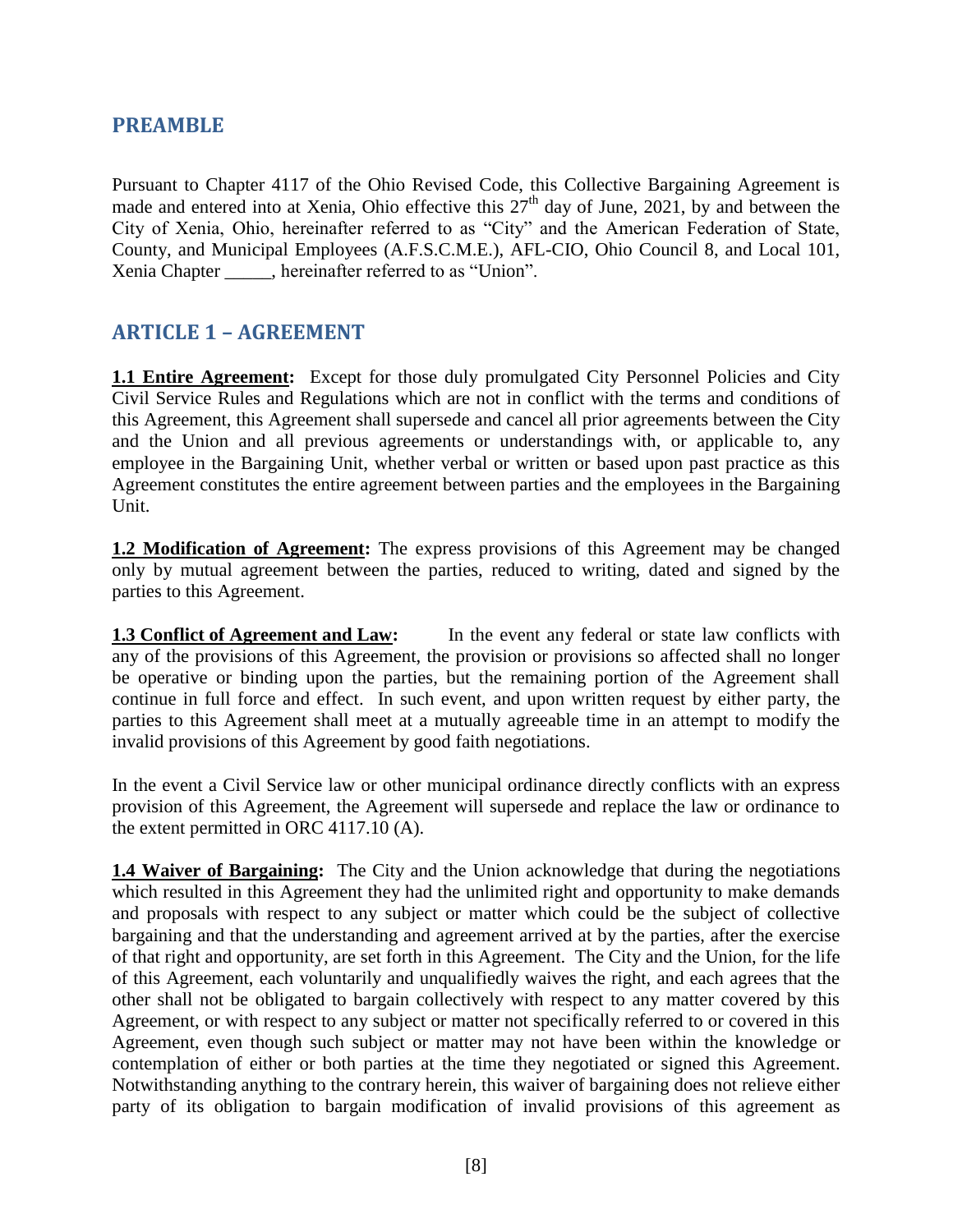## PREAMBLE

Pursuant to Chapter 4117 of the Ohio Revised Code, this Collective Bargaining Agreement is made and entered into at Xenia, Ohio effective this 27th day of June, 2021, by and between the City of Xenia, Ohio, hereinafter referred to as "City" and the American Federation of State, County, and Municipal Employees (A.F.S.C.M.E.), AFL-CIO, Ohio Council 8, and Local 101, Xenia Chapter _____, hereinafter referred to as "Union".

## ARTICLE 1 – AGREEMENT

**1.1 Entire Agreement:** Except for those duly promulgated City Personnel Policies and City Civil Service Rules and Regulations which are not in conflict with the terms and conditions of this Agreement, this Agreement shall supersede and cancel all prior agreements between the City and the Union and all previous agreements or understandings with, or applicable to, any employee in the Bargaining Unit, whether verbal or written or based upon past practice as this Agreement constitutes the entire agreement between parties and the employees in the Bargaining Unit.

**1.2 Modification of Agreement:** The express provisions of this Agreement may be changed only by mutual agreement between the parties, reduced to writing, dated and signed by the parties to this Agreement.

**1.3 Conflict of Agreement and Law:** In the event any federal or state law conflicts with any of the provisions of this Agreement, the provision or provisions so affected shall no longer be operative or binding upon the parties, but the remaining portion of the Agreement shall continue in full force and effect. In such event, and upon written request by either party, the parties to this Agreement shall meet at a mutually agreeable time in an attempt to modify the invalid provisions of this Agreement by good faith negotiations.

In the event a Civil Service law or other municipal ordinance directly conflicts with an express provision of this Agreement, the Agreement will supersede and replace the law or ordinance to the extent permitted in ORC 4117.10 (A).

**1.4 Waiver of Bargaining:** The City and the Union acknowledge that during the negotiations which resulted in this Agreement they had the unlimited right and opportunity to make demands and proposals with respect to any subject or matter which could be the subject of collective bargaining and that the understanding and agreement arrived at by the parties, after the exercise of that right and opportunity, are set forth in this Agreement. The City and the Union, for the life of this Agreement, each voluntarily and unqualifiedly waives the right, and each agrees that the other shall not be obligated to bargain collectively with respect to any matter covered by this Agreement, or with respect to any subject or matter not specifically referred to or covered in this Agreement, even though such subject or matter may not have been within the knowledge or contemplation of either or both parties at the time they negotiated or signed this Agreement. Notwithstanding anything to the contrary herein, this waiver of bargaining does not relieve either party of its obligation to bargain modification of invalid provisions of this agreement as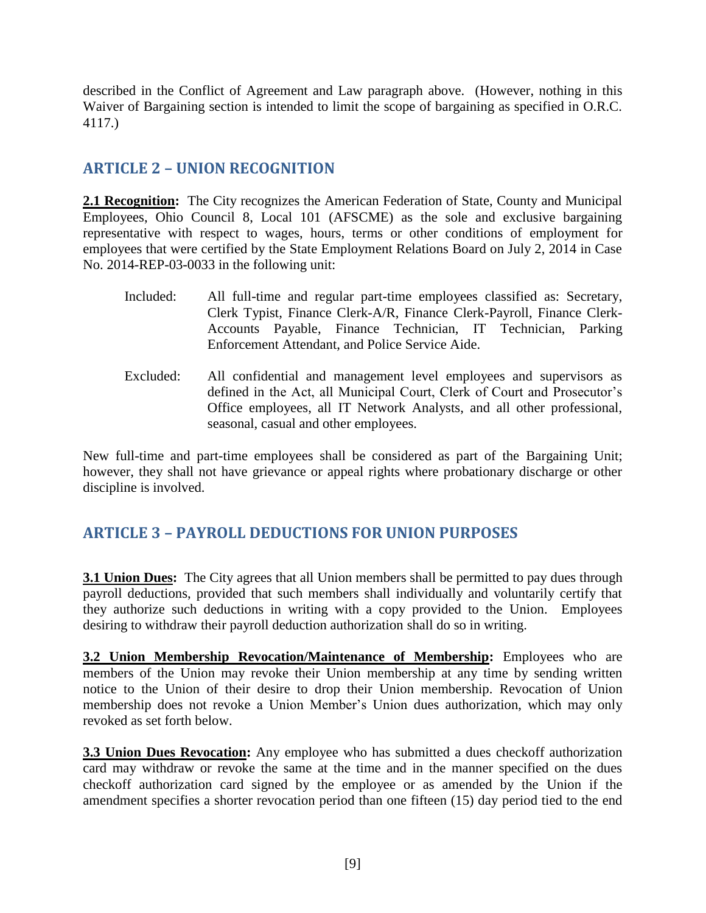described in the Conflict of Agreement and Law paragraph above. (However, nothing in this Waiver of Bargaining section is intended to limit the scope of bargaining as specified in O.R.C. 4117.)

## ARTICLE 2 – UNION RECOGNITION

**2.1 Recognition:** The City recognizes the American Federation of State, County and Municipal Employees, Ohio Council 8, Local 101 (AFSCME) as the sole and exclusive bargaining representative with respect to wages, hours, terms or other conditions of employment for employees that were certified by the State Employment Relations Board on July 2, 2014 in Case No. 2014-REP-03-0033 in the following unit:

Included: All full-time and regular part-time employees classified as: Secretary, Clerk Typist, Finance Clerk-A/R, Finance Clerk-Payroll, Finance Clerk-Accounts Payable, Finance Technician, IT Technician, Parking Enforcement Attendant, and Police Service Aide.

Excluded: All confidential and management level employees and supervisors as defined in the Act, all Municipal Court, Clerk of Court and Prosecutor's Office employees, all IT Network Analysts, and all other professional, seasonal, casual and other employees.

New full-time and part-time employees shall be considered as part of the Bargaining Unit; however, they shall not have grievance or appeal rights where probationary discharge or other discipline is involved.

## ARTICLE 3 – PAYROLL DEDUCTIONS FOR UNION PURPOSES

**3.1 Union Dues:** The City agrees that all Union members shall be permitted to pay dues through payroll deductions, provided that such members shall individually and voluntarily certify that they authorize such deductions in writing with a copy provided to the Union. Employees desiring to withdraw their payroll deduction authorization shall do so in writing.

**3.2 Union Membership Revocation/Maintenance of Membership:** Employees who are members of the Union may revoke their Union membership at any time by sending written notice to the Union of their desire to drop their Union membership. Revocation of Union membership does not revoke a Union Member's Union dues authorization, which may only revoked as set forth below.

**3.3 Union Dues Revocation:** Any employee who has submitted a dues checkoff authorization card may withdraw or revoke the same at the time and in the manner specified on the dues checkoff authorization card signed by the employee or as amended by the Union if the amendment specifies a shorter revocation period than one fifteen (15) day period tied to the end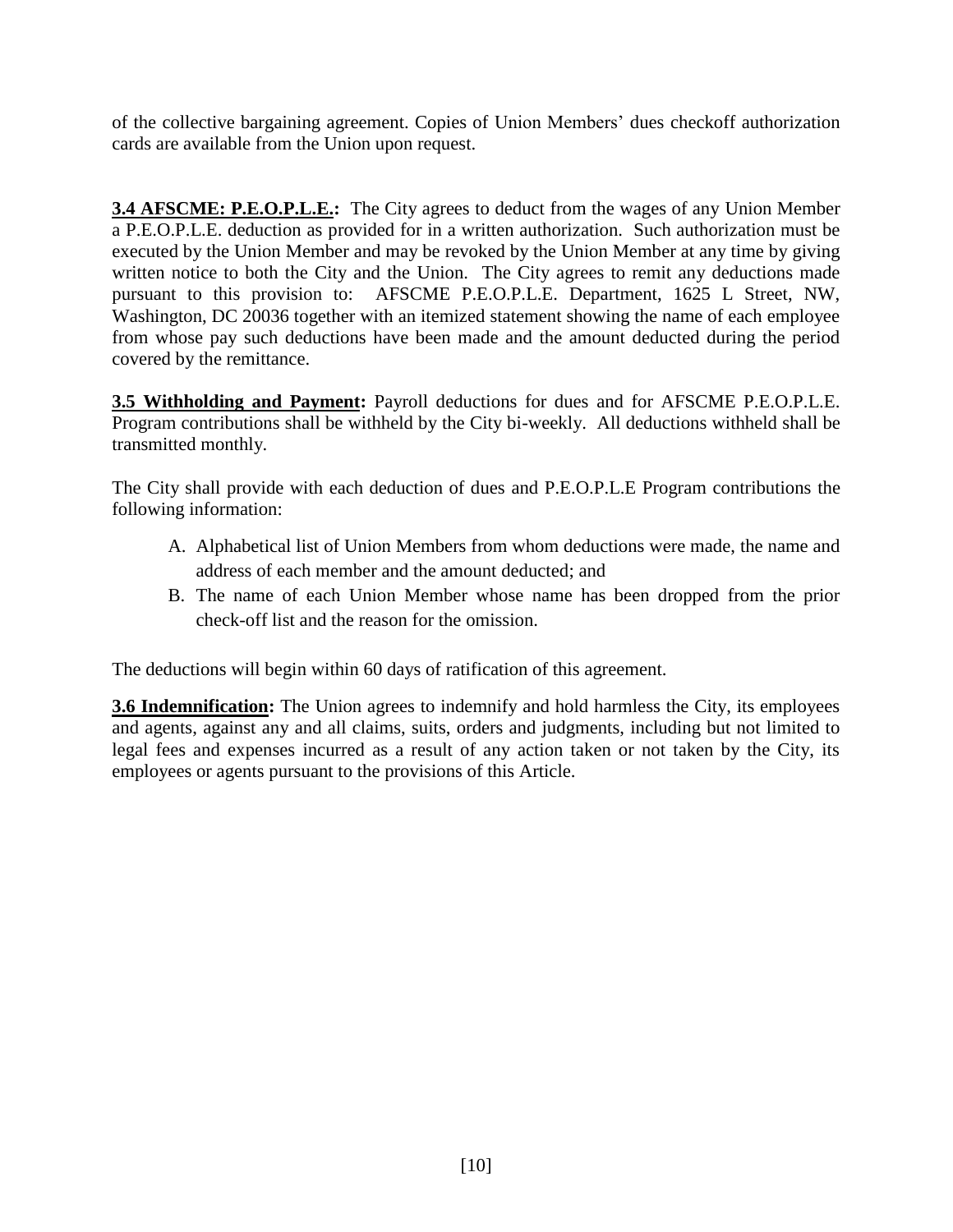of the collective bargaining agreement. Copies of Union Members' dues checkoff authorization cards are available from the Union upon request.

**3.4 AFSCME: P.E.O.P.L.E.:** The City agrees to deduct from the wages of any Union Member a P.E.O.P.L.E. deduction as provided for in a written authorization. Such authorization must be executed by the Union Member and may be revoked by the Union Member at any time by giving written notice to both the City and the Union. The City agrees to remit any deductions made pursuant to this provision to: AFSCME P.E.O.P.L.E. Department, 1625 L Street, NW, Washington, DC 20036 together with an itemized statement showing the name of each employee from whose pay such deductions have been made and the amount deducted during the period covered by the remittance.

**3.5 Withholding and Payment:** Payroll deductions for dues and for AFSCME P.E.O.P.L.E. Program contributions shall be withheld by the City bi-weekly. All deductions withheld shall be transmitted monthly.

The City shall provide with each deduction of dues and P.E.O.P.L.E Program contributions the following information:

A. Alphabetical list of Union Members from whom deductions were made, the name and address of each member and the amount deducted; and
B. The name of each Union Member whose name has been dropped from the prior check-off list and the reason for the omission.

The deductions will begin within 60 days of ratification of this agreement.

**3.6 Indemnification:** The Union agrees to indemnify and hold harmless the City, its employees and agents, against any and all claims, suits, orders and judgments, including but not limited to legal fees and expenses incurred as a result of any action taken or not taken by the City, its employees or agents pursuant to the provisions of this Article.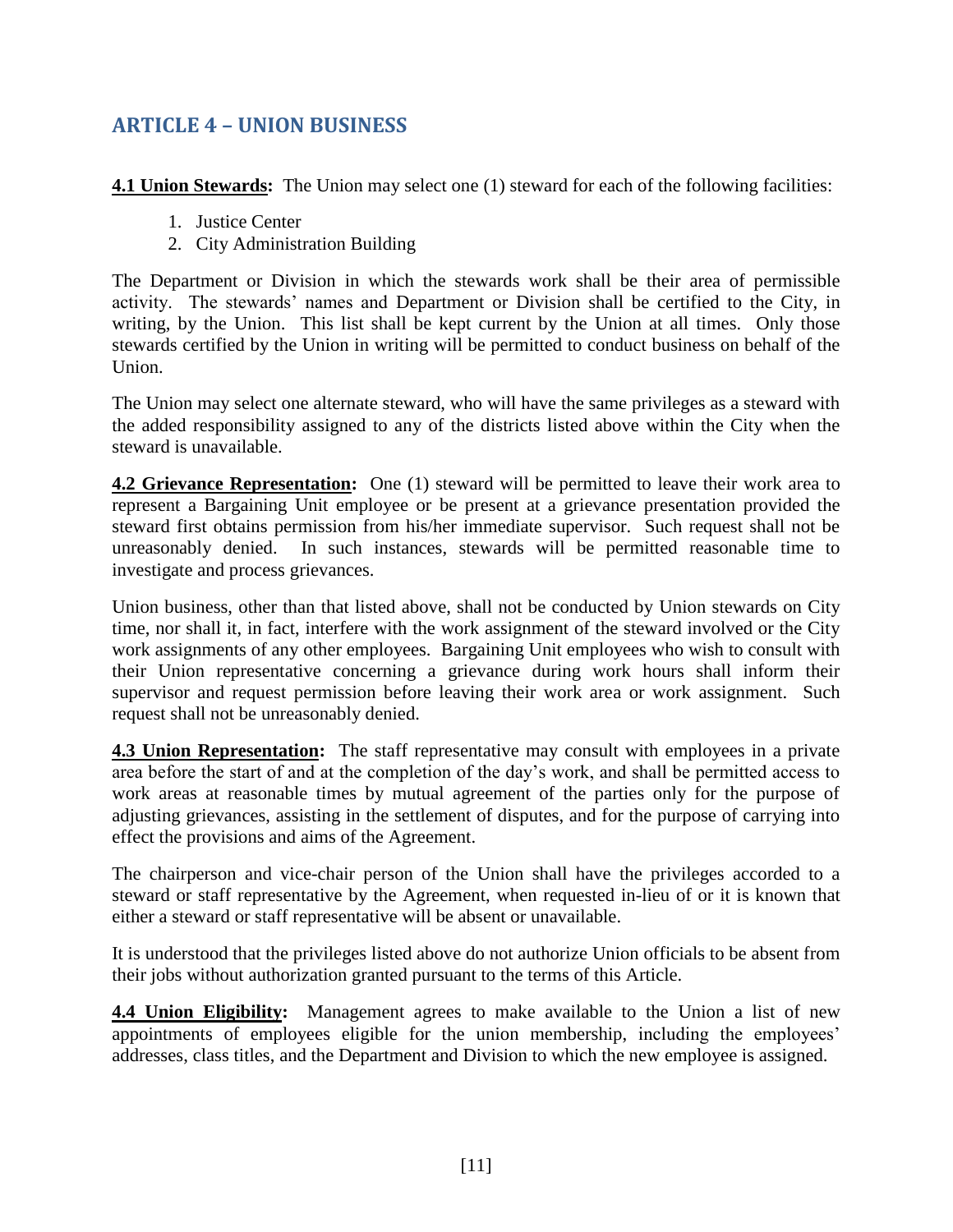## ARTICLE 4 – UNION BUSINESS

**4.1 Union Stewards:** The Union may select one (1) steward for each of the following facilities:

1. Justice Center
2. City Administration Building

The Department or Division in which the stewards work shall be their area of permissible activity. The stewards' names and Department or Division shall be certified to the City, in writing, by the Union. This list shall be kept current by the Union at all times. Only those stewards certified by the Union in writing will be permitted to conduct business on behalf of the Union.

The Union may select one alternate steward, who will have the same privileges as a steward with the added responsibility assigned to any of the districts listed above within the City when the steward is unavailable.

**4.2 Grievance Representation:** One (1) steward will be permitted to leave their work area to represent a Bargaining Unit employee or be present at a grievance presentation provided the steward first obtains permission from his/her immediate supervisor. Such request shall not be unreasonably denied. In such instances, stewards will be permitted reasonable time to investigate and process grievances.

Union business, other than that listed above, shall not be conducted by Union stewards on City time, nor shall it, in fact, interfere with the work assignment of the steward involved or the City work assignments of any other employees. Bargaining Unit employees who wish to consult with their Union representative concerning a grievance during work hours shall inform their supervisor and request permission before leaving their work area or work assignment. Such request shall not be unreasonably denied.

**4.3 Union Representation:** The staff representative may consult with employees in a private area before the start of and at the completion of the day's work, and shall be permitted access to work areas at reasonable times by mutual agreement of the parties only for the purpose of adjusting grievances, assisting in the settlement of disputes, and for the purpose of carrying into effect the provisions and aims of the Agreement.

The chairperson and vice-chair person of the Union shall have the privileges accorded to a steward or staff representative by the Agreement, when requested in-lieu of or it is known that either a steward or staff representative will be absent or unavailable.

It is understood that the privileges listed above do not authorize Union officials to be absent from their jobs without authorization granted pursuant to the terms of this Article.

**4.4 Union Eligibility:** Management agrees to make available to the Union a list of new appointments of employees eligible for the union membership, including the employees' addresses, class titles, and the Department and Division to which the new employee is assigned.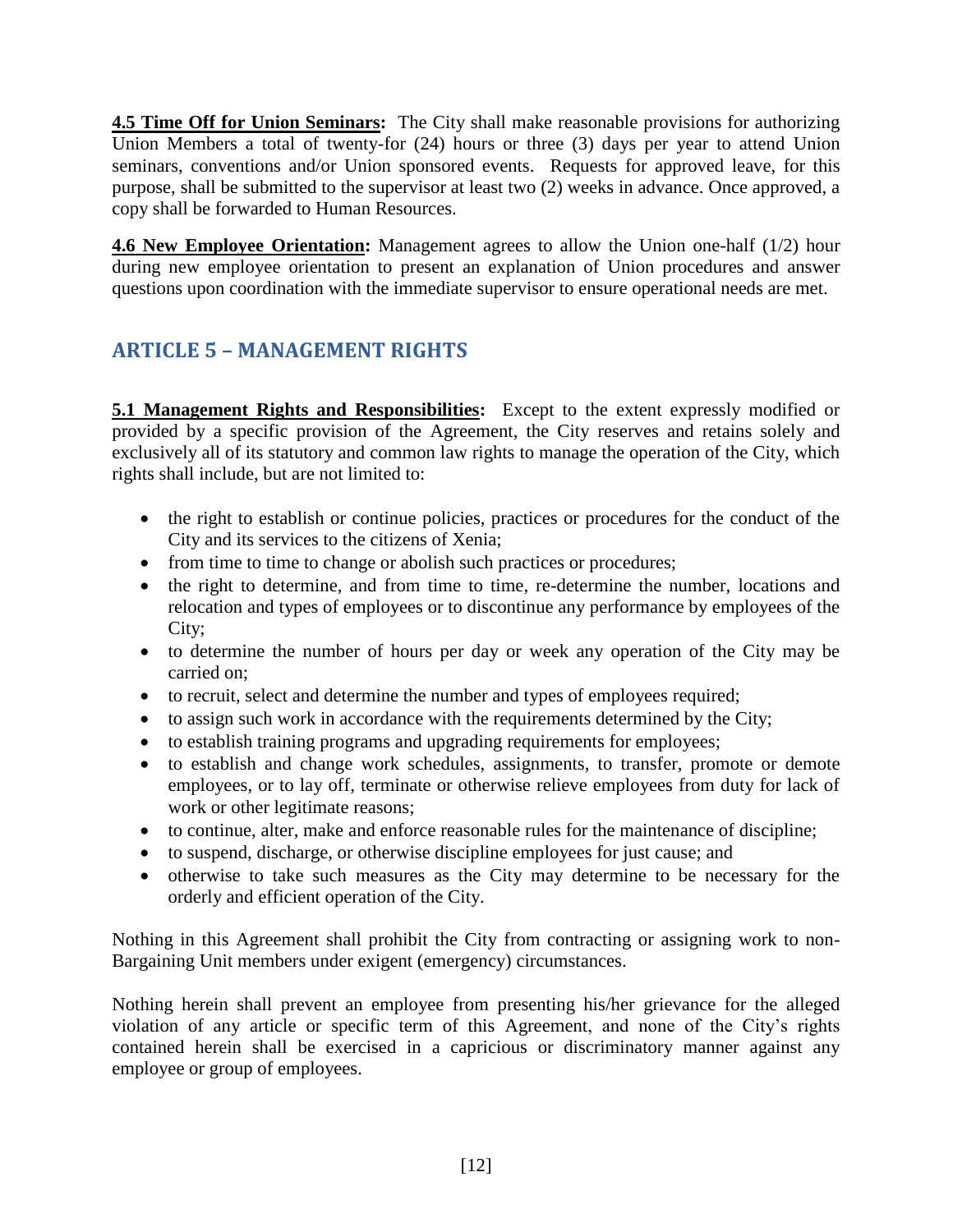**4.5 Time Off for Union Seminars:** The City shall make reasonable provisions for authorizing Union Members a total of twenty-for (24) hours or three (3) days per year to attend Union seminars, conventions and/or Union sponsored events. Requests for approved leave, for this purpose, shall be submitted to the supervisor at least two (2) weeks in advance. Once approved, a copy shall be forwarded to Human Resources.

**4.6 New Employee Orientation:** Management agrees to allow the Union one-half (1/2) hour during new employee orientation to present an explanation of Union procedures and answer questions upon coordination with the immediate supervisor to ensure operational needs are met.

## ARTICLE 5 – MANAGEMENT RIGHTS

**5.1 Management Rights and Responsibilities:** Except to the extent expressly modified or provided by a specific provision of the Agreement, the City reserves and retains solely and exclusively all of its statutory and common law rights to manage the operation of the City, which rights shall include, but are not limited to:

- the right to establish or continue policies, practices or procedures for the conduct of the City and its services to the citizens of Xenia;
- from time to time to change or abolish such practices or procedures;
- the right to determine, and from time to time, re-determine the number, locations and relocation and types of employees or to discontinue any performance by employees of the City;
- to determine the number of hours per day or week any operation of the City may be carried on;
- to recruit, select and determine the number and types of employees required;
- to assign such work in accordance with the requirements determined by the City;
- to establish training programs and upgrading requirements for employees;
- to establish and change work schedules, assignments, to transfer, promote or demote employees, or to lay off, terminate or otherwise relieve employees from duty for lack of work or other legitimate reasons;
- to continue, alter, make and enforce reasonable rules for the maintenance of discipline;
- to suspend, discharge, or otherwise discipline employees for just cause; and
- otherwise to take such measures as the City may determine to be necessary for the orderly and efficient operation of the City.

Nothing in this Agreement shall prohibit the City from contracting or assigning work to non-Bargaining Unit members under exigent (emergency) circumstances.

Nothing herein shall prevent an employee from presenting his/her grievance for the alleged violation of any article or specific term of this Agreement, and none of the City's rights contained herein shall be exercised in a capricious or discriminatory manner against any employee or group of employees.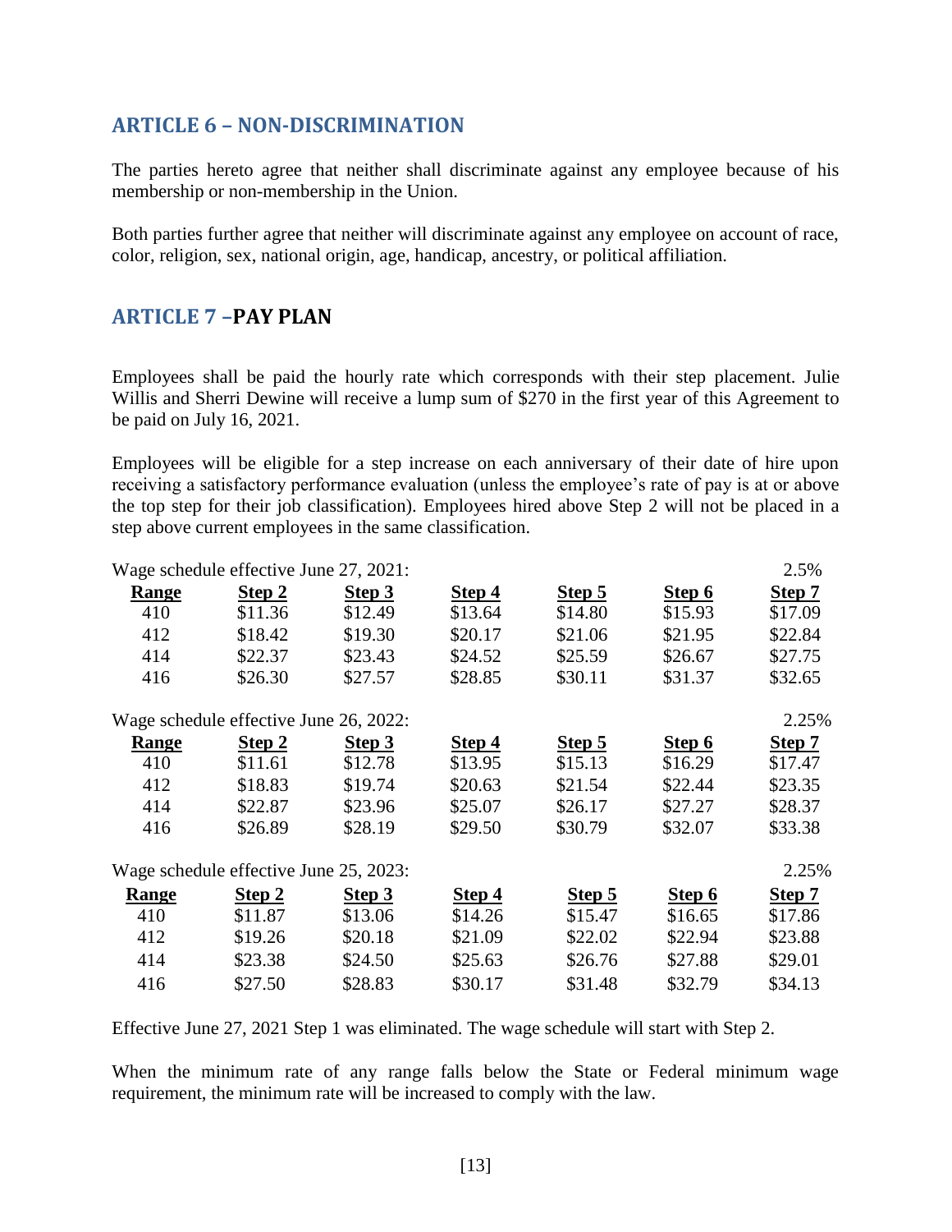## ARTICLE 6 – NON-DISCRIMINATION

The parties hereto agree that neither shall discriminate against any employee because of his membership or non-membership in the Union.

Both parties further agree that neither will discriminate against any employee on account of race, color, religion, sex, national origin, age, handicap, ancestry, or political affiliation.

## ARTICLE 7 –PAY PLAN

Employees shall be paid the hourly rate which corresponds with their step placement. Julie Willis and Sherri Dewine will receive a lump sum of $270 in the first year of this Agreement to be paid on July 16, 2021.

Employees will be eligible for a step increase on each anniversary of their date of hire upon receiving a satisfactory performance evaluation (unless the employee's rate of pay is at or above the top step for their job classification). Employees hired above Step 2 will not be placed in a step above current employees in the same classification.

Wage schedule effective June 27, 2021: 2.5%

| Range | Step 2 | Step 3 | Step 4 | Step 5 | Step 6 | Step 7 |
|---|---|---|---|---|---|---|
| 410 | $11.36 | $12.49 | $13.64 | $14.80 | $15.93 | $17.09 |
| 412 | $18.42 | $19.30 | $20.17 | $21.06 | $21.95 | $22.84 |
| 414 | $22.37 | $23.43 | $24.52 | $25.59 | $26.67 | $27.75 |
| 416 | $26.30 | $27.57 | $28.85 | $30.11 | $31.37 | $32.65 |

Wage schedule effective June 26, 2022: 2.25%

| Range | Step 2 | Step 3 | Step 4 | Step 5 | Step 6 | Step 7 |
|---|---|---|---|---|---|---|
| 410 | $11.61 | $12.78 | $13.95 | $15.13 | $16.29 | $17.47 |
| 412 | $18.83 | $19.74 | $20.63 | $21.54 | $22.44 | $23.35 |
| 414 | $22.87 | $23.96 | $25.07 | $26.17 | $27.27 | $28.37 |
| 416 | $26.89 | $28.19 | $29.50 | $30.79 | $32.07 | $33.38 |

Wage schedule effective June 25, 2023: 2.25%

| Range | Step 2 | Step 3 | Step 4 | Step 5 | Step 6 | Step 7 |
|---|---|---|---|---|---|---|
| 410 | $11.87 | $13.06 | $14.26 | $15.47 | $16.65 | $17.86 |
| 412 | $19.26 | $20.18 | $21.09 | $22.02 | $22.94 | $23.88 |
| 414 | $23.38 | $24.50 | $25.63 | $26.76 | $27.88 | $29.01 |
| 416 | $27.50 | $28.83 | $30.17 | $31.48 | $32.79 | $34.13 |

Effective June 27, 2021 Step 1 was eliminated. The wage schedule will start with Step 2.

When the minimum rate of any range falls below the State or Federal minimum wage requirement, the minimum rate will be increased to comply with the law.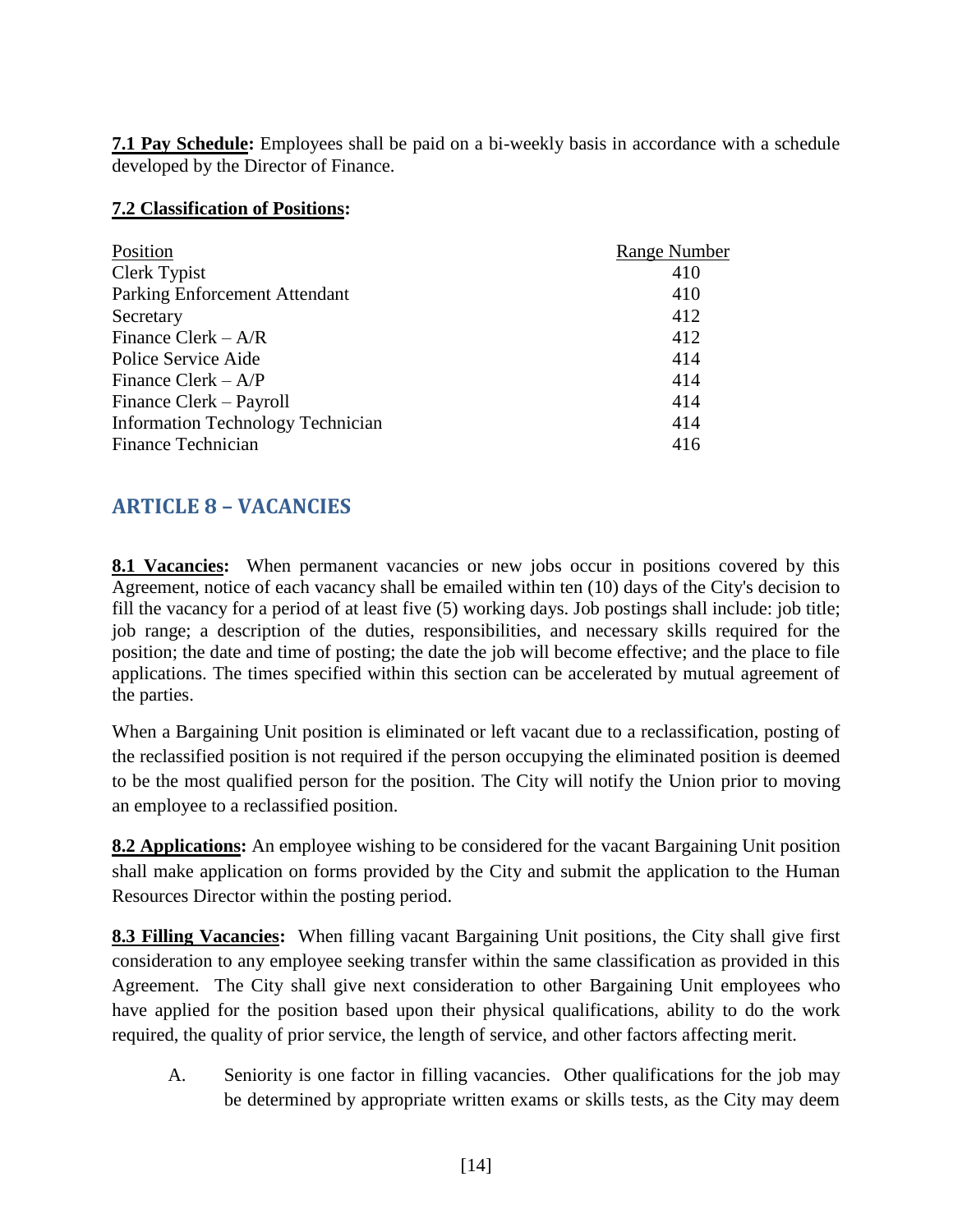**7.1 Pay Schedule:** Employees shall be paid on a bi-weekly basis in accordance with a schedule developed by the Director of Finance.

**7.2 Classification of Positions:**

| Position | Range Number |
|---|---|
| Clerk Typist | 410 |
| Parking Enforcement Attendant | 410 |
| Secretary | 412 |
| Finance Clerk – A/R | 412 |
| Police Service Aide | 414 |
| Finance Clerk – A/P | 414 |
| Finance Clerk – Payroll | 414 |
| Information Technology Technician | 414 |
| Finance Technician | 416 |

## ARTICLE 8 – VACANCIES

**8.1 Vacancies:** When permanent vacancies or new jobs occur in positions covered by this Agreement, notice of each vacancy shall be emailed within ten (10) days of the City's decision to fill the vacancy for a period of at least five (5) working days. Job postings shall include: job title; job range; a description of the duties, responsibilities, and necessary skills required for the position; the date and time of posting; the date the job will become effective; and the place to file applications. The times specified within this section can be accelerated by mutual agreement of the parties.

When a Bargaining Unit position is eliminated or left vacant due to a reclassification, posting of the reclassified position is not required if the person occupying the eliminated position is deemed to be the most qualified person for the position. The City will notify the Union prior to moving an employee to a reclassified position.

**8.2 Applications:** An employee wishing to be considered for the vacant Bargaining Unit position shall make application on forms provided by the City and submit the application to the Human Resources Director within the posting period.

**8.3 Filling Vacancies:** When filling vacant Bargaining Unit positions, the City shall give first consideration to any employee seeking transfer within the same classification as provided in this Agreement. The City shall give next consideration to other Bargaining Unit employees who have applied for the position based upon their physical qualifications, ability to do the work required, the quality of prior service, the length of service, and other factors affecting merit.

A. Seniority is one factor in filling vacancies. Other qualifications for the job may be determined by appropriate written exams or skills tests, as the City may deem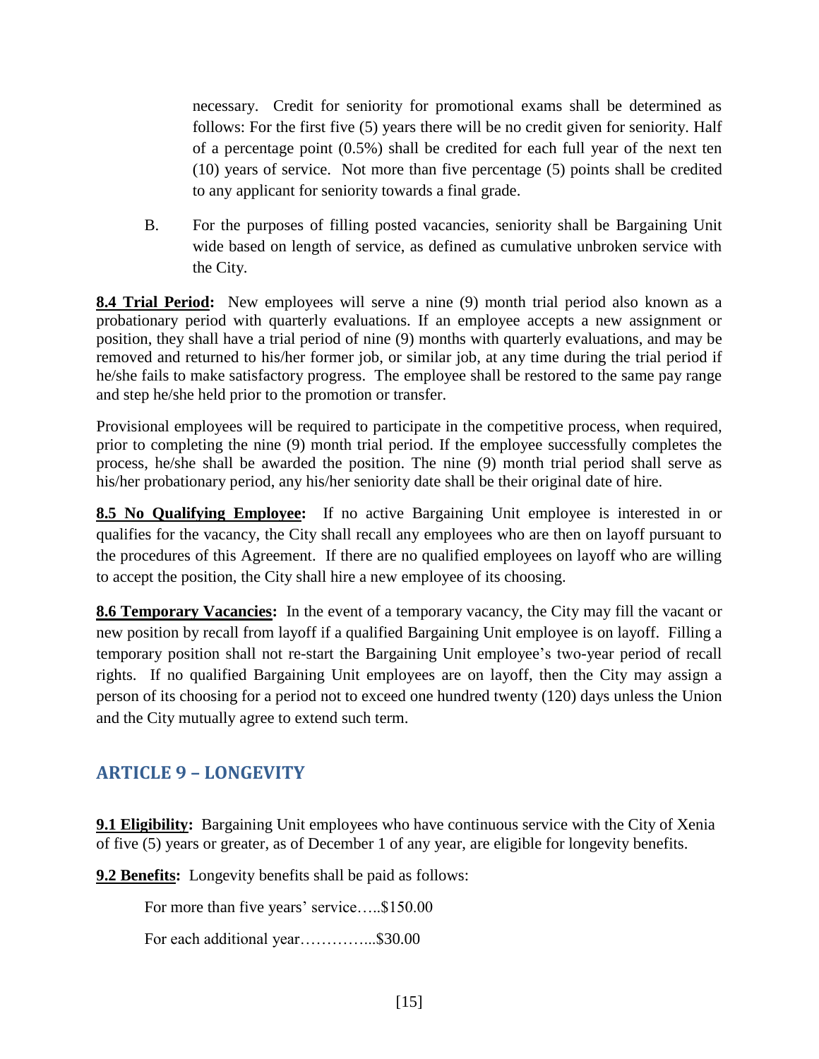necessary. Credit for seniority for promotional exams shall be determined as follows: For the first five (5) years there will be no credit given for seniority. Half of a percentage point (0.5%) shall be credited for each full year of the next ten (10) years of service. Not more than five percentage (5) points shall be credited to any applicant for seniority towards a final grade.

B. For the purposes of filling posted vacancies, seniority shall be Bargaining Unit wide based on length of service, as defined as cumulative unbroken service with the City.

**8.4 Trial Period:** New employees will serve a nine (9) month trial period also known as a probationary period with quarterly evaluations. If an employee accepts a new assignment or position, they shall have a trial period of nine (9) months with quarterly evaluations, and may be removed and returned to his/her former job, or similar job, at any time during the trial period if he/she fails to make satisfactory progress. The employee shall be restored to the same pay range and step he/she held prior to the promotion or transfer.

Provisional employees will be required to participate in the competitive process, when required, prior to completing the nine (9) month trial period. If the employee successfully completes the process, he/she shall be awarded the position. The nine (9) month trial period shall serve as his/her probationary period, any his/her seniority date shall be their original date of hire.

**8.5 No Qualifying Employee:** If no active Bargaining Unit employee is interested in or qualifies for the vacancy, the City shall recall any employees who are then on layoff pursuant to the procedures of this Agreement. If there are no qualified employees on layoff who are willing to accept the position, the City shall hire a new employee of its choosing.

**8.6 Temporary Vacancies:** In the event of a temporary vacancy, the City may fill the vacant or new position by recall from layoff if a qualified Bargaining Unit employee is on layoff. Filling a temporary position shall not re-start the Bargaining Unit employee's two-year period of recall rights. If no qualified Bargaining Unit employees are on layoff, then the City may assign a person of its choosing for a period not to exceed one hundred twenty (120) days unless the Union and the City mutually agree to extend such term.

## ARTICLE 9 – LONGEVITY

**9.1 Eligibility:** Bargaining Unit employees who have continuous service with the City of Xenia of five (5) years or greater, as of December 1 of any year, are eligible for longevity benefits.

**9.2 Benefits:** Longevity benefits shall be paid as follows:

For more than five years' service…..$150.00

For each additional year…………...$30.00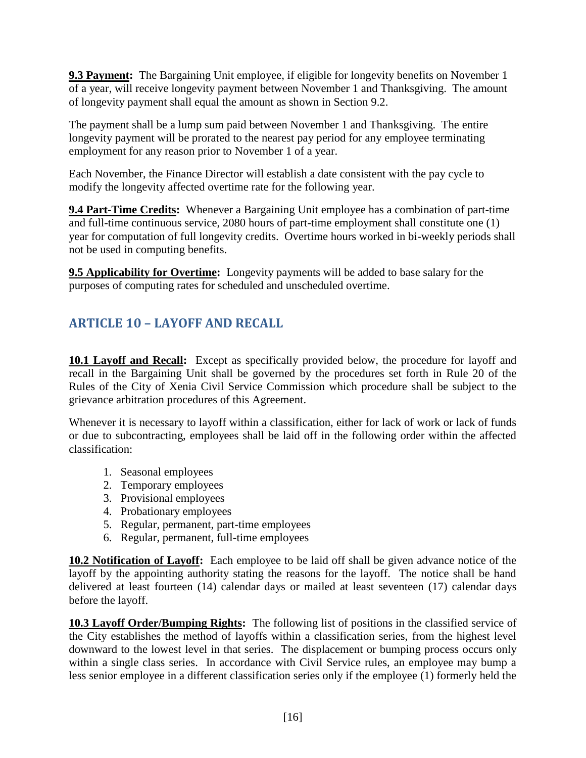**9.3 Payment:** The Bargaining Unit employee, if eligible for longevity benefits on November 1 of a year, will receive longevity payment between November 1 and Thanksgiving. The amount of longevity payment shall equal the amount as shown in Section 9.2.

The payment shall be a lump sum paid between November 1 and Thanksgiving. The entire longevity payment will be prorated to the nearest pay period for any employee terminating employment for any reason prior to November 1 of a year.

Each November, the Finance Director will establish a date consistent with the pay cycle to modify the longevity affected overtime rate for the following year.

**9.4 Part-Time Credits:** Whenever a Bargaining Unit employee has a combination of part-time and full-time continuous service, 2080 hours of part-time employment shall constitute one (1) year for computation of full longevity credits. Overtime hours worked in bi-weekly periods shall not be used in computing benefits.

**9.5 Applicability for Overtime:** Longevity payments will be added to base salary for the purposes of computing rates for scheduled and unscheduled overtime.

## ARTICLE 10 – LAYOFF AND RECALL

**10.1 Layoff and Recall:** Except as specifically provided below, the procedure for layoff and recall in the Bargaining Unit shall be governed by the procedures set forth in Rule 20 of the Rules of the City of Xenia Civil Service Commission which procedure shall be subject to the grievance arbitration procedures of this Agreement.

Whenever it is necessary to layoff within a classification, either for lack of work or lack of funds or due to subcontracting, employees shall be laid off in the following order within the affected classification:

1. Seasonal employees
2. Temporary employees
3. Provisional employees
4. Probationary employees
5. Regular, permanent, part-time employees
6. Regular, permanent, full-time employees

**10.2 Notification of Layoff:** Each employee to be laid off shall be given advance notice of the layoff by the appointing authority stating the reasons for the layoff. The notice shall be hand delivered at least fourteen (14) calendar days or mailed at least seventeen (17) calendar days before the layoff.

**10.3 Layoff Order/Bumping Rights:** The following list of positions in the classified service of the City establishes the method of layoffs within a classification series, from the highest level downward to the lowest level in that series. The displacement or bumping process occurs only within a single class series. In accordance with Civil Service rules, an employee may bump a less senior employee in a different classification series only if the employee (1) formerly held the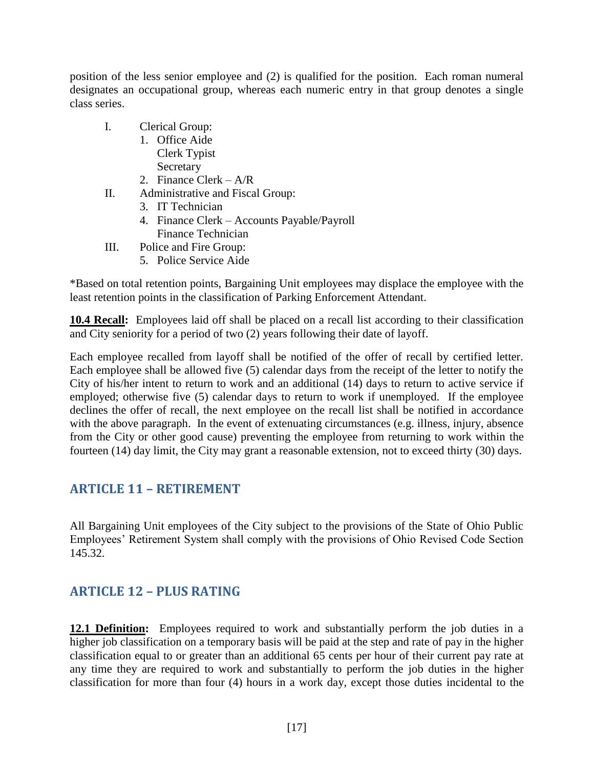position of the less senior employee and (2) is qualified for the position. Each roman numeral designates an occupational group, whereas each numeric entry in that group denotes a single class series.

I. Clerical Group:
   1. Office Aide
      Clerk Typist
      Secretary
   2. Finance Clerk – A/R

II. Administrative and Fiscal Group:
   3. IT Technician
   4. Finance Clerk – Accounts Payable/Payroll
      Finance Technician

III. Police and Fire Group:
   5. Police Service Aide

*Based on total retention points, Bargaining Unit employees may displace the employee with the least retention points in the classification of Parking Enforcement Attendant.

**10.4 Recall:** Employees laid off shall be placed on a recall list according to their classification and City seniority for a period of two (2) years following their date of layoff.

Each employee recalled from layoff shall be notified of the offer of recall by certified letter. Each employee shall be allowed five (5) calendar days from the receipt of the letter to notify the City of his/her intent to return to work and an additional (14) days to return to active service if employed; otherwise five (5) calendar days to return to work if unemployed. If the employee declines the offer of recall, the next employee on the recall list shall be notified in accordance with the above paragraph. In the event of extenuating circumstances (e.g. illness, injury, absence from the City or other good cause) preventing the employee from returning to work within the fourteen (14) day limit, the City may grant a reasonable extension, not to exceed thirty (30) days.

## ARTICLE 11 – RETIREMENT

All Bargaining Unit employees of the City subject to the provisions of the State of Ohio Public Employees' Retirement System shall comply with the provisions of Ohio Revised Code Section 145.32.

## ARTICLE 12 – PLUS RATING

**12.1 Definition:** Employees required to work and substantially perform the job duties in a higher job classification on a temporary basis will be paid at the step and rate of pay in the higher classification equal to or greater than an additional 65 cents per hour of their current pay rate at any time they are required to work and substantially to perform the job duties in the higher classification for more than four (4) hours in a work day, except those duties incidental to the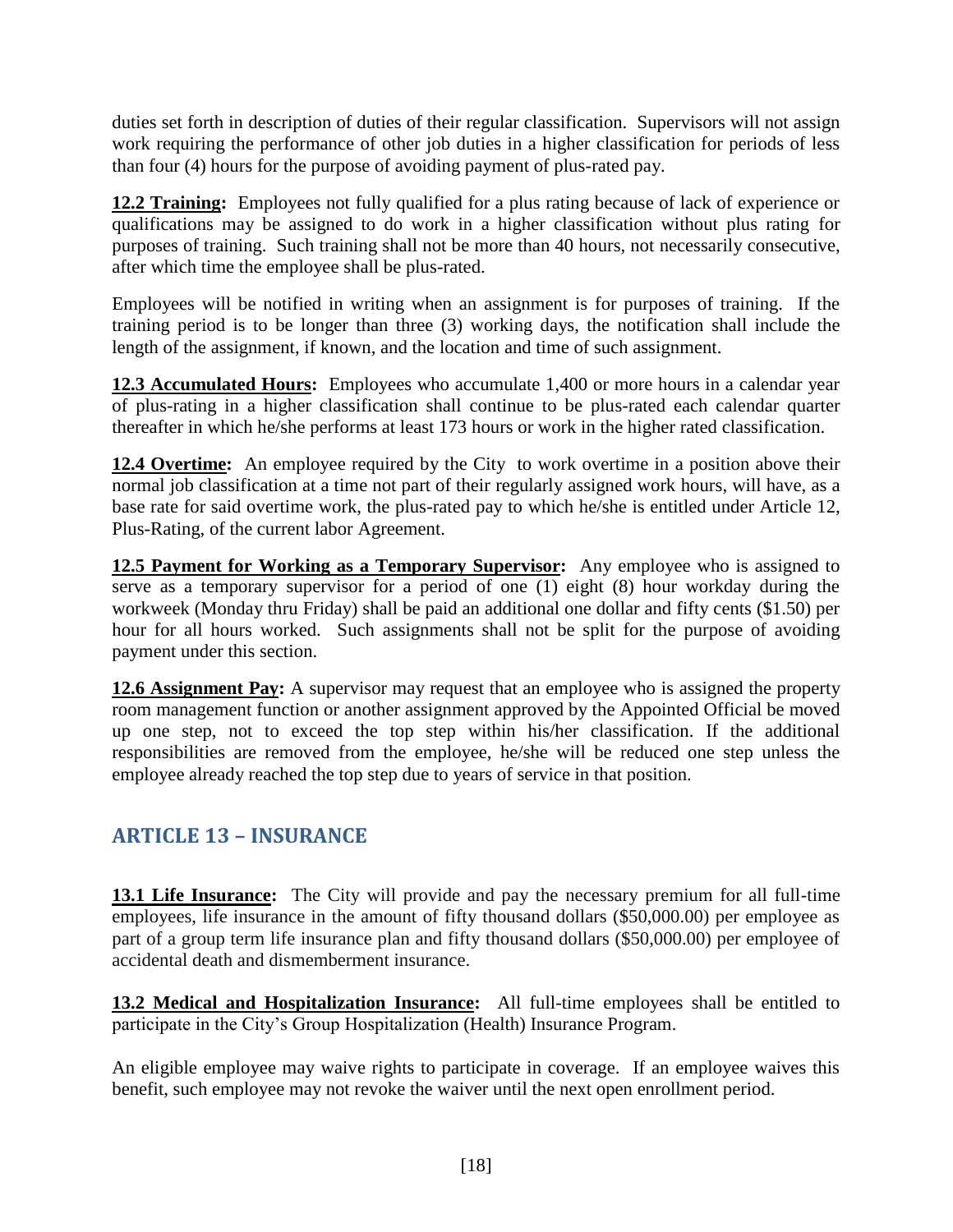duties set forth in description of duties of their regular classification. Supervisors will not assign work requiring the performance of other job duties in a higher classification for periods of less than four (4) hours for the purpose of avoiding payment of plus-rated pay.

**12.2 Training:** Employees not fully qualified for a plus rating because of lack of experience or qualifications may be assigned to do work in a higher classification without plus rating for purposes of training. Such training shall not be more than 40 hours, not necessarily consecutive, after which time the employee shall be plus-rated.

Employees will be notified in writing when an assignment is for purposes of training. If the training period is to be longer than three (3) working days, the notification shall include the length of the assignment, if known, and the location and time of such assignment.

**12.3 Accumulated Hours:** Employees who accumulate 1,400 or more hours in a calendar year of plus-rating in a higher classification shall continue to be plus-rated each calendar quarter thereafter in which he/she performs at least 173 hours or work in the higher rated classification.

**12.4 Overtime:** An employee required by the City to work overtime in a position above their normal job classification at a time not part of their regularly assigned work hours, will have, as a base rate for said overtime work, the plus-rated pay to which he/she is entitled under Article 12, Plus-Rating, of the current labor Agreement.

**12.5 Payment for Working as a Temporary Supervisor:** Any employee who is assigned to serve as a temporary supervisor for a period of one (1) eight (8) hour workday during the workweek (Monday thru Friday) shall be paid an additional one dollar and fifty cents ($1.50) per hour for all hours worked. Such assignments shall not be split for the purpose of avoiding payment under this section.

**12.6 Assignment Pay:** A supervisor may request that an employee who is assigned the property room management function or another assignment approved by the Appointed Official be moved up one step, not to exceed the top step within his/her classification. If the additional responsibilities are removed from the employee, he/she will be reduced one step unless the employee already reached the top step due to years of service in that position.

## ARTICLE 13 – INSURANCE

**13.1 Life Insurance:** The City will provide and pay the necessary premium for all full-time employees, life insurance in the amount of fifty thousand dollars ($50,000.00) per employee as part of a group term life insurance plan and fifty thousand dollars ($50,000.00) per employee of accidental death and dismemberment insurance.

**13.2 Medical and Hospitalization Insurance:** All full-time employees shall be entitled to participate in the City's Group Hospitalization (Health) Insurance Program.

An eligible employee may waive rights to participate in coverage. If an employee waives this benefit, such employee may not revoke the waiver until the next open enrollment period.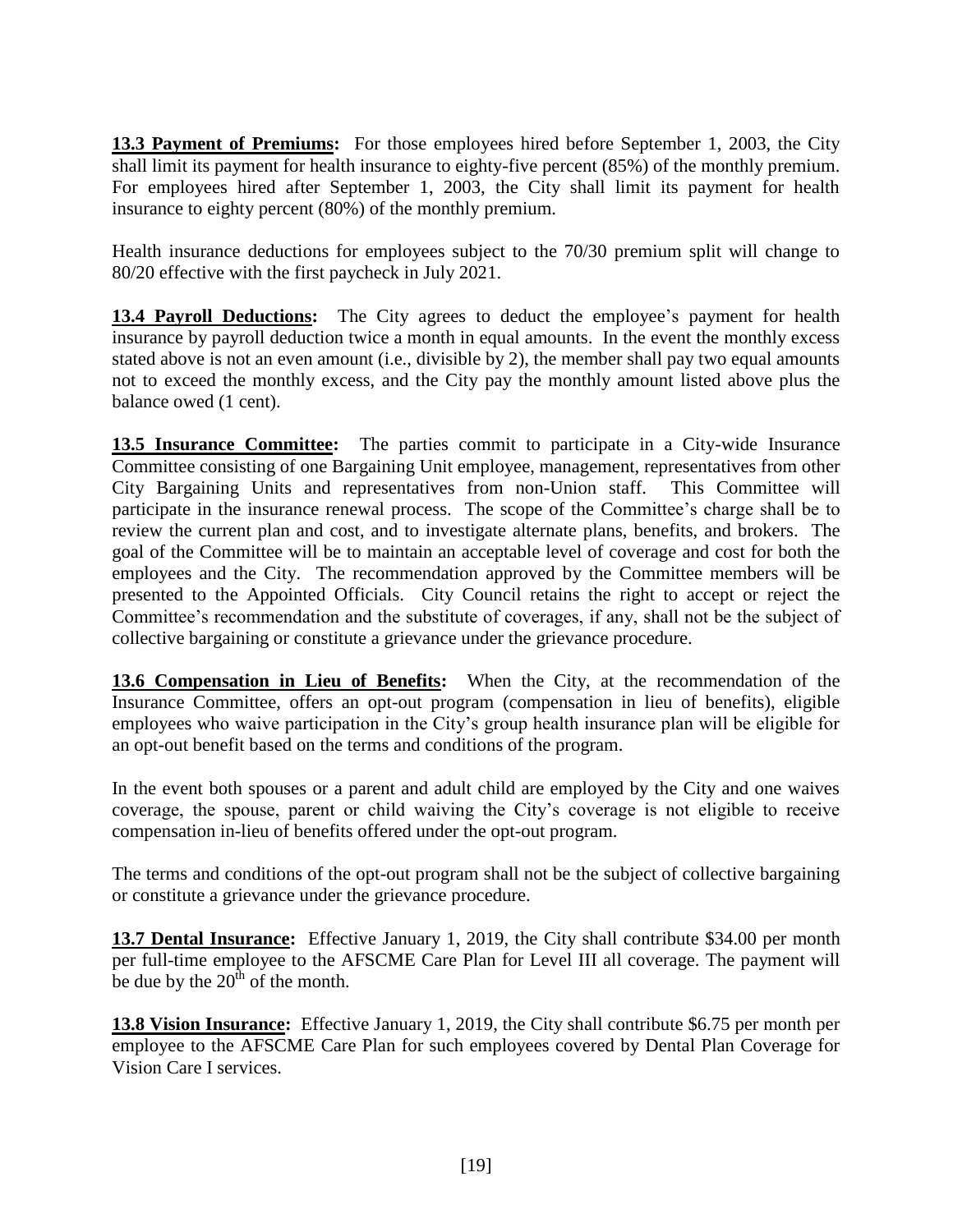**13.3 Payment of Premiums:** For those employees hired before September 1, 2003, the City shall limit its payment for health insurance to eighty-five percent (85%) of the monthly premium. For employees hired after September 1, 2003, the City shall limit its payment for health insurance to eighty percent (80%) of the monthly premium.

Health insurance deductions for employees subject to the 70/30 premium split will change to 80/20 effective with the first paycheck in July 2021.

**13.4 Payroll Deductions:** The City agrees to deduct the employee's payment for health insurance by payroll deduction twice a month in equal amounts. In the event the monthly excess stated above is not an even amount (i.e., divisible by 2), the member shall pay two equal amounts not to exceed the monthly excess, and the City pay the monthly amount listed above plus the balance owed (1 cent).

**13.5 Insurance Committee:** The parties commit to participate in a City-wide Insurance Committee consisting of one Bargaining Unit employee, management, representatives from other City Bargaining Units and representatives from non-Union staff. This Committee will participate in the insurance renewal process. The scope of the Committee's charge shall be to review the current plan and cost, and to investigate alternate plans, benefits, and brokers. The goal of the Committee will be to maintain an acceptable level of coverage and cost for both the employees and the City. The recommendation approved by the Committee members will be presented to the Appointed Officials. City Council retains the right to accept or reject the Committee's recommendation and the substitute of coverages, if any, shall not be the subject of collective bargaining or constitute a grievance under the grievance procedure.

**13.6 Compensation in Lieu of Benefits:** When the City, at the recommendation of the Insurance Committee, offers an opt-out program (compensation in lieu of benefits), eligible employees who waive participation in the City's group health insurance plan will be eligible for an opt-out benefit based on the terms and conditions of the program.

In the event both spouses or a parent and adult child are employed by the City and one waives coverage, the spouse, parent or child waiving the City's coverage is not eligible to receive compensation in-lieu of benefits offered under the opt-out program.

The terms and conditions of the opt-out program shall not be the subject of collective bargaining or constitute a grievance under the grievance procedure.

**13.7 Dental Insurance:** Effective January 1, 2019, the City shall contribute \$34.00 per month per full-time employee to the AFSCME Care Plan for Level III all coverage. The payment will be due by the 20th of the month.

**13.8 Vision Insurance:** Effective January 1, 2019, the City shall contribute \$6.75 per month per employee to the AFSCME Care Plan for such employees covered by Dental Plan Coverage for Vision Care I services.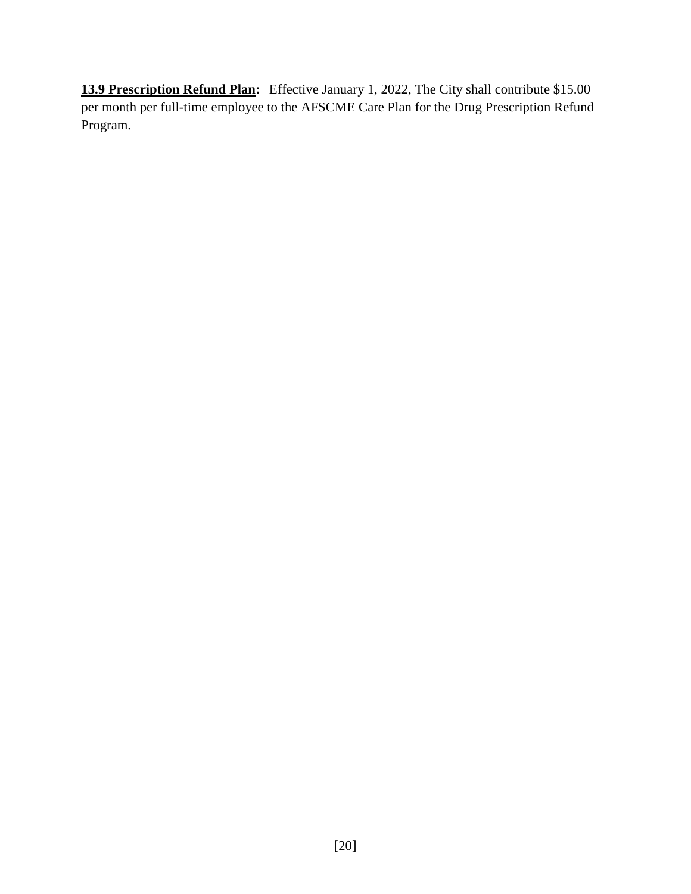**13.9 Prescription Refund Plan:** Effective January 1, 2022, The City shall contribute $15.00 per month per full-time employee to the AFSCME Care Plan for the Drug Prescription Refund Program.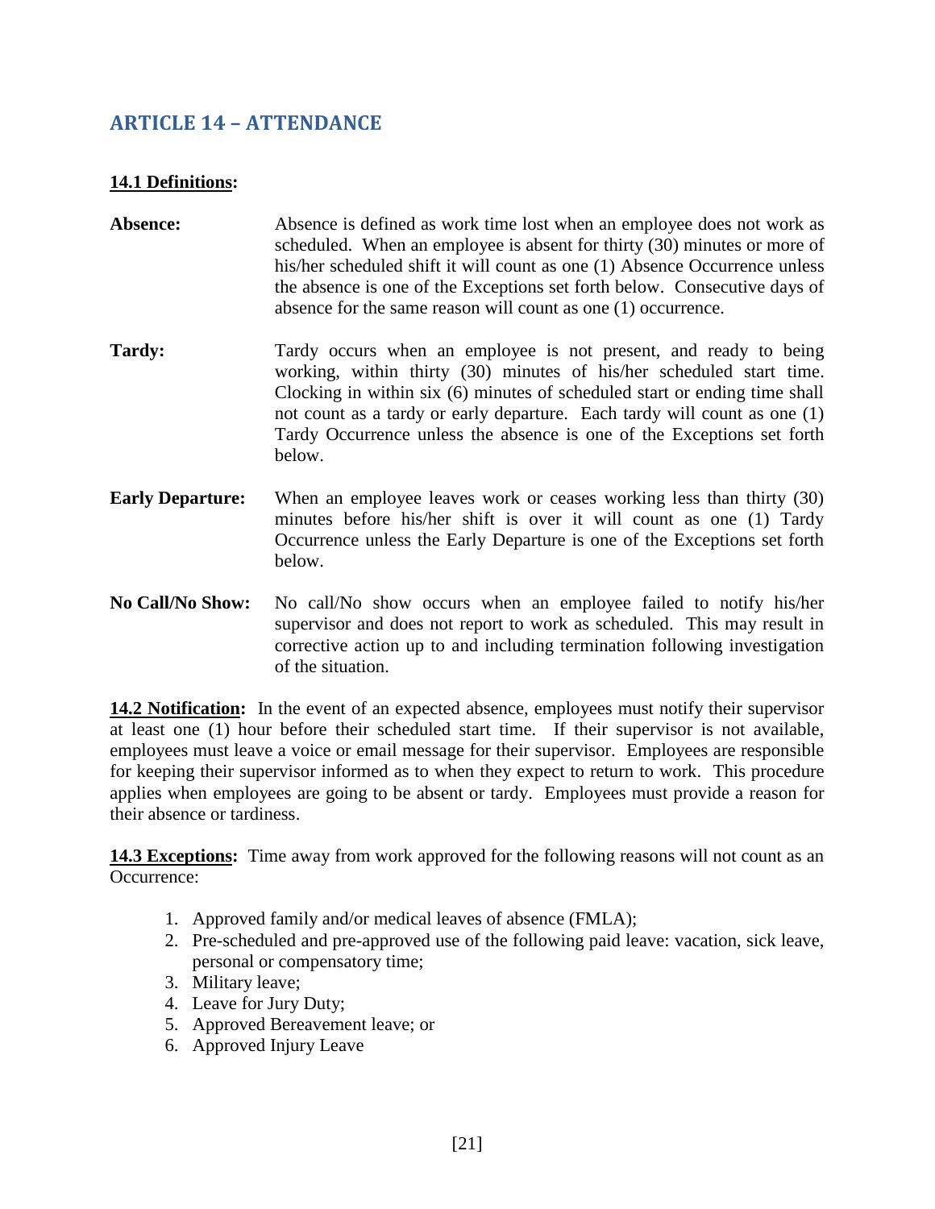## ARTICLE 14 – ATTENDANCE

**14.1 Definitions:**

**Absence:** Absence is defined as work time lost when an employee does not work as scheduled. When an employee is absent for thirty (30) minutes or more of his/her scheduled shift it will count as one (1) Absence Occurrence unless the absence is one of the Exceptions set forth below. Consecutive days of absence for the same reason will count as one (1) occurrence.

**Tardy:** Tardy occurs when an employee is not present, and ready to being working, within thirty (30) minutes of his/her scheduled start time. Clocking in within six (6) minutes of scheduled start or ending time shall not count as a tardy or early departure. Each tardy will count as one (1) Tardy Occurrence unless the absence is one of the Exceptions set forth below.

**Early Departure:** When an employee leaves work or ceases working less than thirty (30) minutes before his/her shift is over it will count as one (1) Tardy Occurrence unless the Early Departure is one of the Exceptions set forth below.

**No Call/No Show:** No call/No show occurs when an employee failed to notify his/her supervisor and does not report to work as scheduled. This may result in corrective action up to and including termination following investigation of the situation.

**14.2 Notification:** In the event of an expected absence, employees must notify their supervisor at least one (1) hour before their scheduled start time. If their supervisor is not available, employees must leave a voice or email message for their supervisor. Employees are responsible for keeping their supervisor informed as to when they expect to return to work. This procedure applies when employees are going to be absent or tardy. Employees must provide a reason for their absence or tardiness.

**14.3 Exceptions:** Time away from work approved for the following reasons will not count as an Occurrence:

1. Approved family and/or medical leaves of absence (FMLA);
2. Pre-scheduled and pre-approved use of the following paid leave: vacation, sick leave, personal or compensatory time;
3. Military leave;
4. Leave for Jury Duty;
5. Approved Bereavement leave; or
6. Approved Injury Leave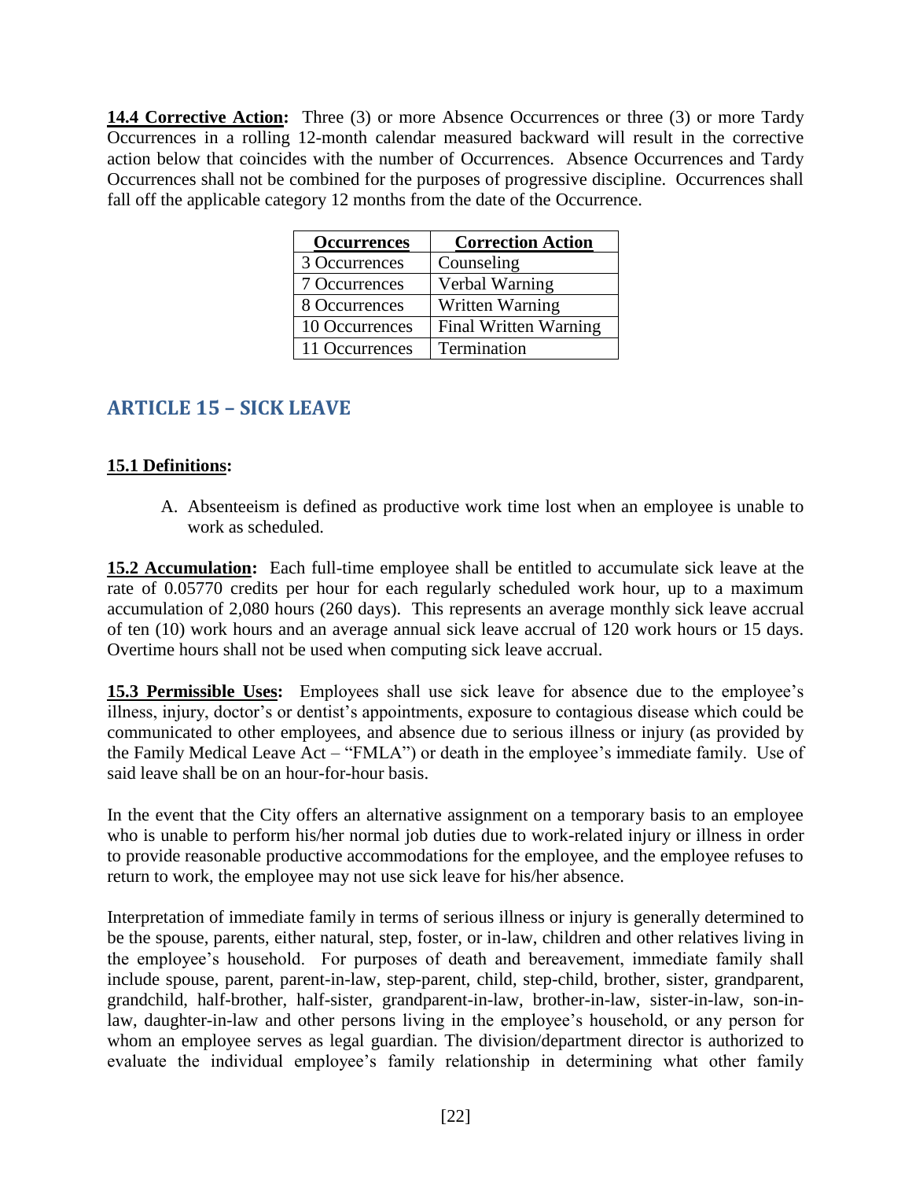**14.4 Corrective Action:** Three (3) or more Absence Occurrences or three (3) or more Tardy Occurrences in a rolling 12-month calendar measured backward will result in the corrective action below that coincides with the number of Occurrences. Absence Occurrences and Tardy Occurrences shall not be combined for the purposes of progressive discipline. Occurrences shall fall off the applicable category 12 months from the date of the Occurrence.

| Occurrences | Correction Action |
|---|---|
| 3 Occurrences | Counseling |
| 7 Occurrences | Verbal Warning |
| 8 Occurrences | Written Warning |
| 10 Occurrences | Final Written Warning |
| 11 Occurrences | Termination |

## ARTICLE 15 – SICK LEAVE

**15.1 Definitions:**

A. Absenteeism is defined as productive work time lost when an employee is unable to work as scheduled.

**15.2 Accumulation:** Each full-time employee shall be entitled to accumulate sick leave at the rate of 0.05770 credits per hour for each regularly scheduled work hour, up to a maximum accumulation of 2,080 hours (260 days). This represents an average monthly sick leave accrual of ten (10) work hours and an average annual sick leave accrual of 120 work hours or 15 days. Overtime hours shall not be used when computing sick leave accrual.

**15.3 Permissible Uses:** Employees shall use sick leave for absence due to the employee's illness, injury, doctor's or dentist's appointments, exposure to contagious disease which could be communicated to other employees, and absence due to serious illness or injury (as provided by the Family Medical Leave Act – "FMLA") or death in the employee's immediate family. Use of said leave shall be on an hour-for-hour basis.

In the event that the City offers an alternative assignment on a temporary basis to an employee who is unable to perform his/her normal job duties due to work-related injury or illness in order to provide reasonable productive accommodations for the employee, and the employee refuses to return to work, the employee may not use sick leave for his/her absence.

Interpretation of immediate family in terms of serious illness or injury is generally determined to be the spouse, parents, either natural, step, foster, or in-law, children and other relatives living in the employee's household. For purposes of death and bereavement, immediate family shall include spouse, parent, parent-in-law, step-parent, child, step-child, brother, sister, grandparent, grandchild, half-brother, half-sister, grandparent-in-law, brother-in-law, sister-in-law, son-in-law, daughter-in-law and other persons living in the employee's household, or any person for whom an employee serves as legal guardian. The division/department director is authorized to evaluate the individual employee's family relationship in determining what other family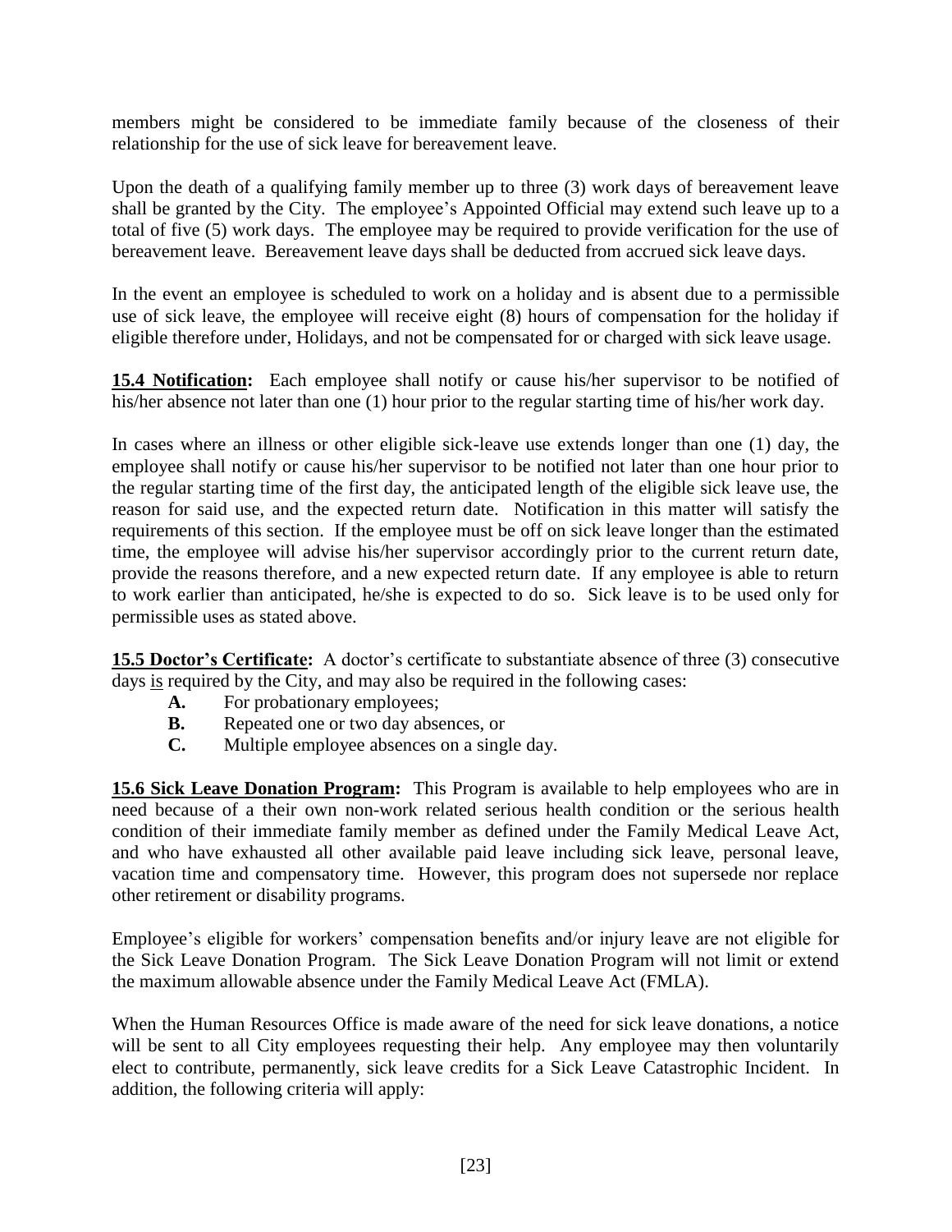members might be considered to be immediate family because of the closeness of their relationship for the use of sick leave for bereavement leave.

Upon the death of a qualifying family member up to three (3) work days of bereavement leave shall be granted by the City. The employee's Appointed Official may extend such leave up to a total of five (5) work days. The employee may be required to provide verification for the use of bereavement leave. Bereavement leave days shall be deducted from accrued sick leave days.

In the event an employee is scheduled to work on a holiday and is absent due to a permissible use of sick leave, the employee will receive eight (8) hours of compensation for the holiday if eligible therefore under, Holidays, and not be compensated for or charged with sick leave usage.

**15.4 Notification:** Each employee shall notify or cause his/her supervisor to be notified of his/her absence not later than one (1) hour prior to the regular starting time of his/her work day.

In cases where an illness or other eligible sick-leave use extends longer than one (1) day, the employee shall notify or cause his/her supervisor to be notified not later than one hour prior to the regular starting time of the first day, the anticipated length of the eligible sick leave use, the reason for said use, and the expected return date. Notification in this matter will satisfy the requirements of this section. If the employee must be off on sick leave longer than the estimated time, the employee will advise his/her supervisor accordingly prior to the current return date, provide the reasons therefore, and a new expected return date. If any employee is able to return to work earlier than anticipated, he/she is expected to do so. Sick leave is to be used only for permissible uses as stated above.

**15.5 Doctor's Certificate:** A doctor's certificate to substantiate absence of three (3) consecutive days is required by the City, and may also be required in the following cases:

- **A.** For probationary employees;
- **B.** Repeated one or two day absences, or
- **C.** Multiple employee absences on a single day.

**15.6 Sick Leave Donation Program:** This Program is available to help employees who are in need because of a their own non-work related serious health condition or the serious health condition of their immediate family member as defined under the Family Medical Leave Act, and who have exhausted all other available paid leave including sick leave, personal leave, vacation time and compensatory time. However, this program does not supersede nor replace other retirement or disability programs.

Employee's eligible for workers' compensation benefits and/or injury leave are not eligible for the Sick Leave Donation Program. The Sick Leave Donation Program will not limit or extend the maximum allowable absence under the Family Medical Leave Act (FMLA).

When the Human Resources Office is made aware of the need for sick leave donations, a notice will be sent to all City employees requesting their help. Any employee may then voluntarily elect to contribute, permanently, sick leave credits for a Sick Leave Catastrophic Incident. In addition, the following criteria will apply: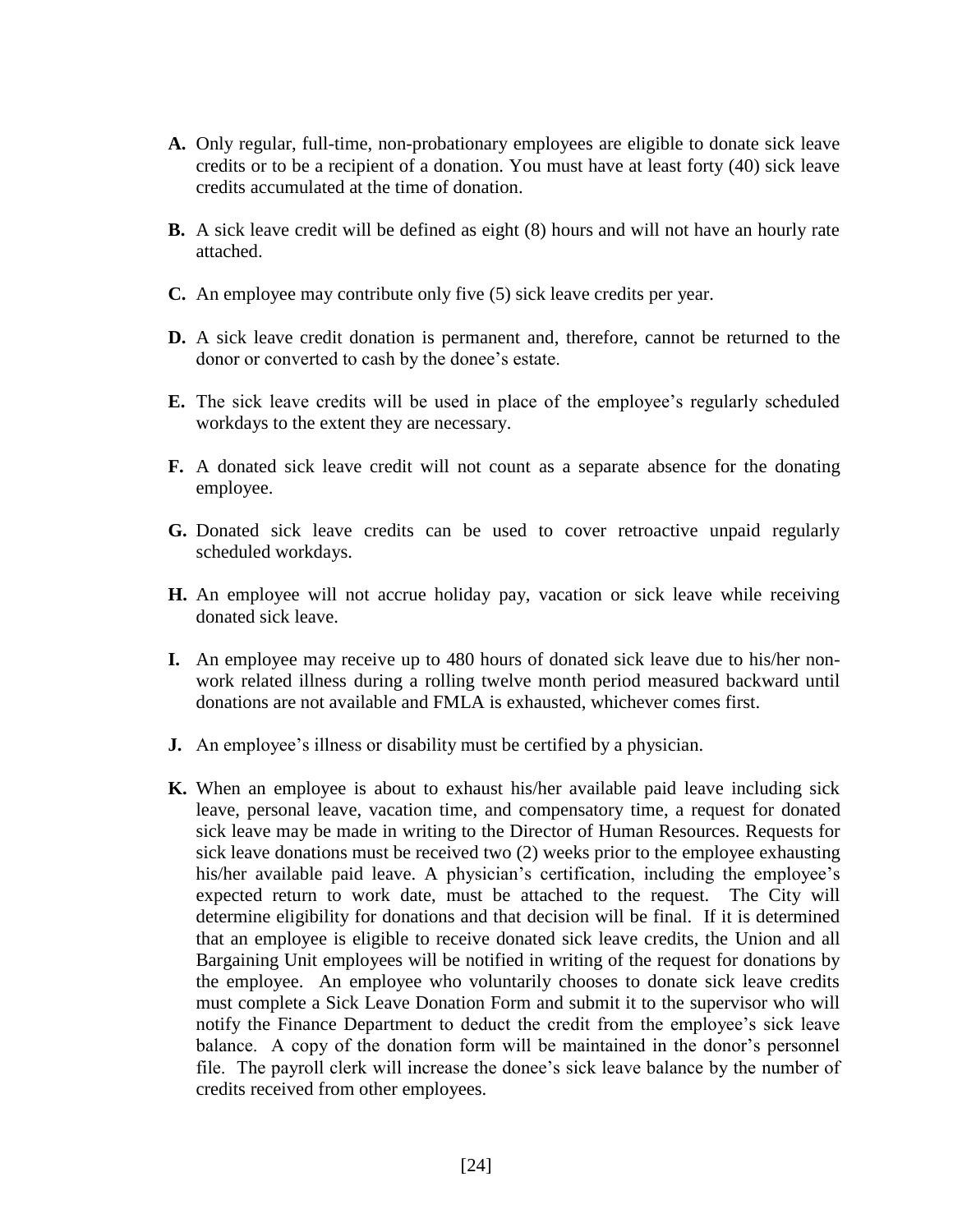**A.** Only regular, full-time, non-probationary employees are eligible to donate sick leave credits or to be a recipient of a donation. You must have at least forty (40) sick leave credits accumulated at the time of donation.

**B.** A sick leave credit will be defined as eight (8) hours and will not have an hourly rate attached.

**C.** An employee may contribute only five (5) sick leave credits per year.

**D.** A sick leave credit donation is permanent and, therefore, cannot be returned to the donor or converted to cash by the donee's estate.

**E.** The sick leave credits will be used in place of the employee's regularly scheduled workdays to the extent they are necessary.

**F.** A donated sick leave credit will not count as a separate absence for the donating employee.

**G.** Donated sick leave credits can be used to cover retroactive unpaid regularly scheduled workdays.

**H.** An employee will not accrue holiday pay, vacation or sick leave while receiving donated sick leave.

**I.** An employee may receive up to 480 hours of donated sick leave due to his/her non-work related illness during a rolling twelve month period measured backward until donations are not available and FMLA is exhausted, whichever comes first.

**J.** An employee's illness or disability must be certified by a physician.

**K.** When an employee is about to exhaust his/her available paid leave including sick leave, personal leave, vacation time, and compensatory time, a request for donated sick leave may be made in writing to the Director of Human Resources. Requests for sick leave donations must be received two (2) weeks prior to the employee exhausting his/her available paid leave. A physician's certification, including the employee's expected return to work date, must be attached to the request. The City will determine eligibility for donations and that decision will be final. If it is determined that an employee is eligible to receive donated sick leave credits, the Union and all Bargaining Unit employees will be notified in writing of the request for donations by the employee. An employee who voluntarily chooses to donate sick leave credits must complete a Sick Leave Donation Form and submit it to the supervisor who will notify the Finance Department to deduct the credit from the employee's sick leave balance. A copy of the donation form will be maintained in the donor's personnel file. The payroll clerk will increase the donee's sick leave balance by the number of credits received from other employees.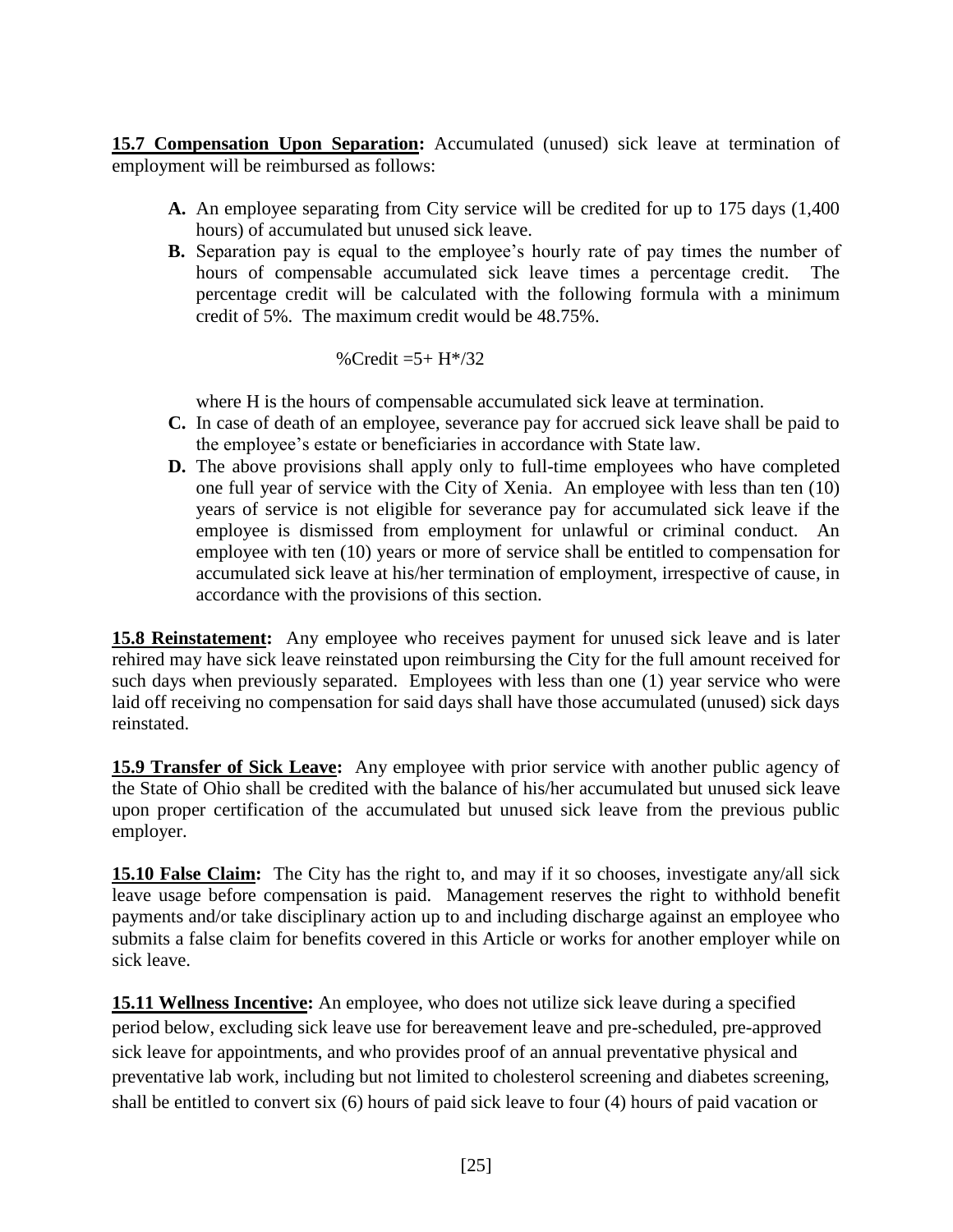**15.7 Compensation Upon Separation:** Accumulated (unused) sick leave at termination of employment will be reimbursed as follows:

- **A.** An employee separating from City service will be credited for up to 175 days (1,400 hours) of accumulated but unused sick leave.
- **B.** Separation pay is equal to the employee's hourly rate of pay times the number of hours of compensable accumulated sick leave times a percentage credit. The percentage credit will be calculated with the following formula with a minimum credit of 5%. The maximum credit would be 48.75%.

  $$\%Credit = 5 + H^*/32$$

  where H is the hours of compensable accumulated sick leave at termination.
- **C.** In case of death of an employee, severance pay for accrued sick leave shall be paid to the employee's estate or beneficiaries in accordance with State law.
- **D.** The above provisions shall apply only to full-time employees who have completed one full year of service with the City of Xenia. An employee with less than ten (10) years of service is not eligible for severance pay for accumulated sick leave if the employee is dismissed from employment for unlawful or criminal conduct. An employee with ten (10) years or more of service shall be entitled to compensation for accumulated sick leave at his/her termination of employment, irrespective of cause, in accordance with the provisions of this section.

**15.8 Reinstatement:** Any employee who receives payment for unused sick leave and is later rehired may have sick leave reinstated upon reimbursing the City for the full amount received for such days when previously separated. Employees with less than one (1) year service who were laid off receiving no compensation for said days shall have those accumulated (unused) sick days reinstated.

**15.9 Transfer of Sick Leave:** Any employee with prior service with another public agency of the State of Ohio shall be credited with the balance of his/her accumulated but unused sick leave upon proper certification of the accumulated but unused sick leave from the previous public employer.

**15.10 False Claim:** The City has the right to, and may if it so chooses, investigate any/all sick leave usage before compensation is paid. Management reserves the right to withhold benefit payments and/or take disciplinary action up to and including discharge against an employee who submits a false claim for benefits covered in this Article or works for another employer while on sick leave.

**15.11 Wellness Incentive:** An employee, who does not utilize sick leave during a specified period below, excluding sick leave use for bereavement leave and pre-scheduled, pre-approved sick leave for appointments, and who provides proof of an annual preventative physical and preventative lab work, including but not limited to cholesterol screening and diabetes screening, shall be entitled to convert six (6) hours of paid sick leave to four (4) hours of paid vacation or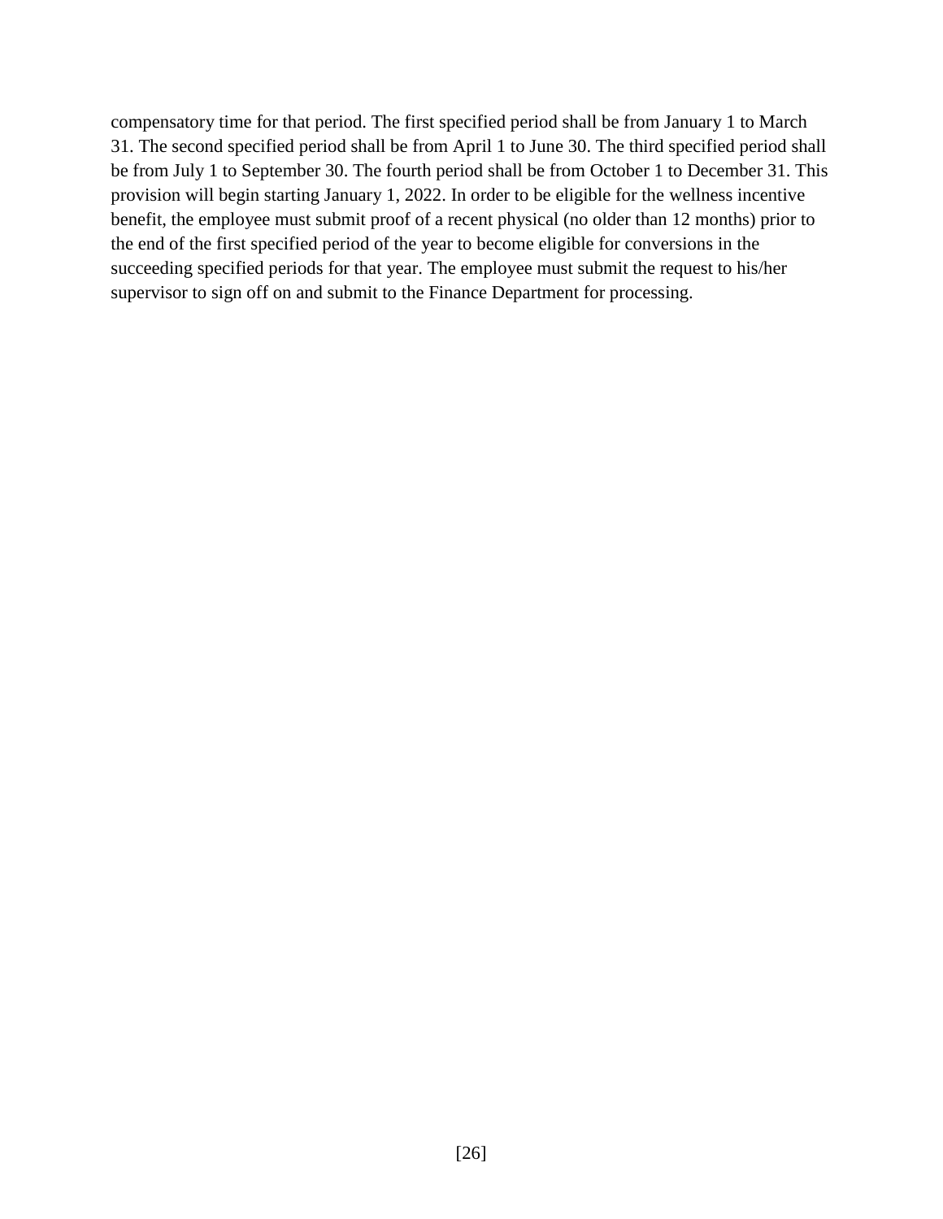compensatory time for that period. The first specified period shall be from January 1 to March 31. The second specified period shall be from April 1 to June 30. The third specified period shall be from July 1 to September 30. The fourth period shall be from October 1 to December 31. This provision will begin starting January 1, 2022. In order to be eligible for the wellness incentive benefit, the employee must submit proof of a recent physical (no older than 12 months) prior to the end of the first specified period of the year to become eligible for conversions in the succeeding specified periods for that year. The employee must submit the request to his/her supervisor to sign off on and submit to the Finance Department for processing.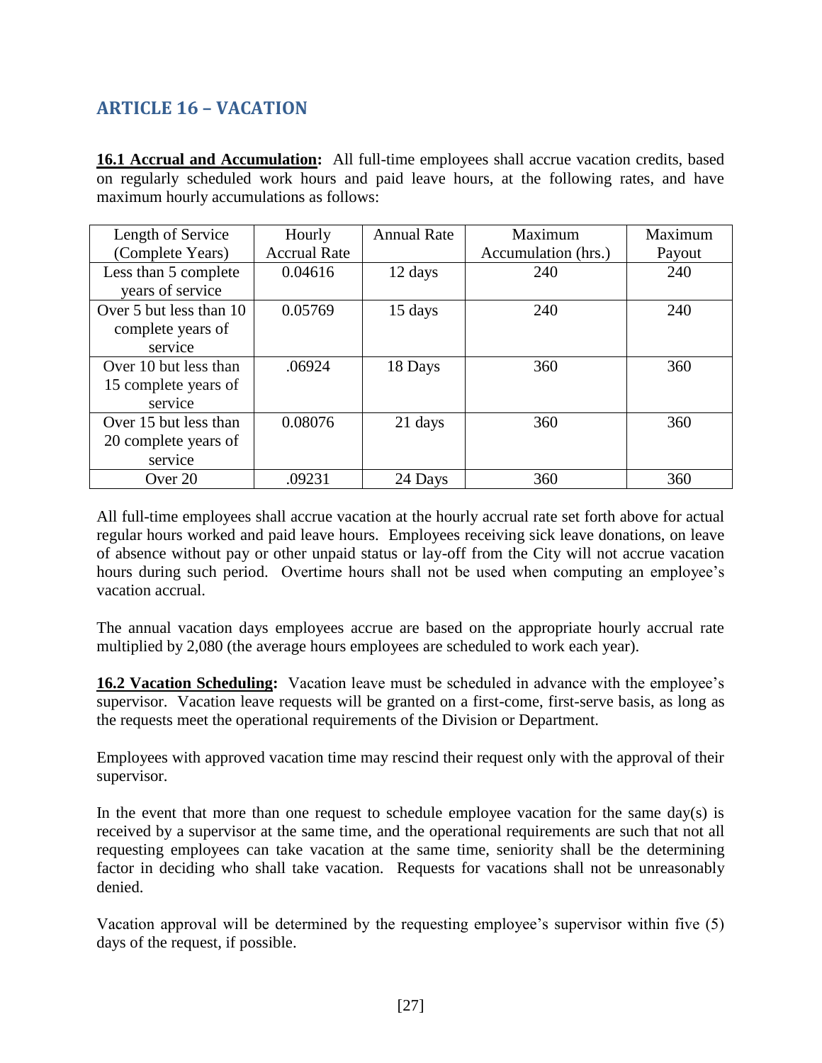## ARTICLE 16 – VACATION

**16.1 Accrual and Accumulation:** All full-time employees shall accrue vacation credits, based on regularly scheduled work hours and paid leave hours, at the following rates, and have maximum hourly accumulations as follows:

| Length of Service (Complete Years) | Hourly Accrual Rate | Annual Rate | Maximum Accumulation (hrs.) | Maximum Payout |
|---|---|---|---|---|
| Less than 5 complete years of service | 0.04616 | 12 days | 240 | 240 |
| Over 5 but less than 10 complete years of service | 0.05769 | 15 days | 240 | 240 |
| Over 10 but less than 15 complete years of service | .06924 | 18 Days | 360 | 360 |
| Over 15 but less than 20 complete years of service | 0.08076 | 21 days | 360 | 360 |
| Over 20 | .09231 | 24 Days | 360 | 360 |

All full-time employees shall accrue vacation at the hourly accrual rate set forth above for actual regular hours worked and paid leave hours. Employees receiving sick leave donations, on leave of absence without pay or other unpaid status or lay-off from the City will not accrue vacation hours during such period. Overtime hours shall not be used when computing an employee's vacation accrual.

The annual vacation days employees accrue are based on the appropriate hourly accrual rate multiplied by 2,080 (the average hours employees are scheduled to work each year).

**16.2 Vacation Scheduling:** Vacation leave must be scheduled in advance with the employee's supervisor. Vacation leave requests will be granted on a first-come, first-serve basis, as long as the requests meet the operational requirements of the Division or Department.

Employees with approved vacation time may rescind their request only with the approval of their supervisor.

In the event that more than one request to schedule employee vacation for the same day(s) is received by a supervisor at the same time, and the operational requirements are such that not all requesting employees can take vacation at the same time, seniority shall be the determining factor in deciding who shall take vacation. Requests for vacations shall not be unreasonably denied.

Vacation approval will be determined by the requesting employee's supervisor within five (5) days of the request, if possible.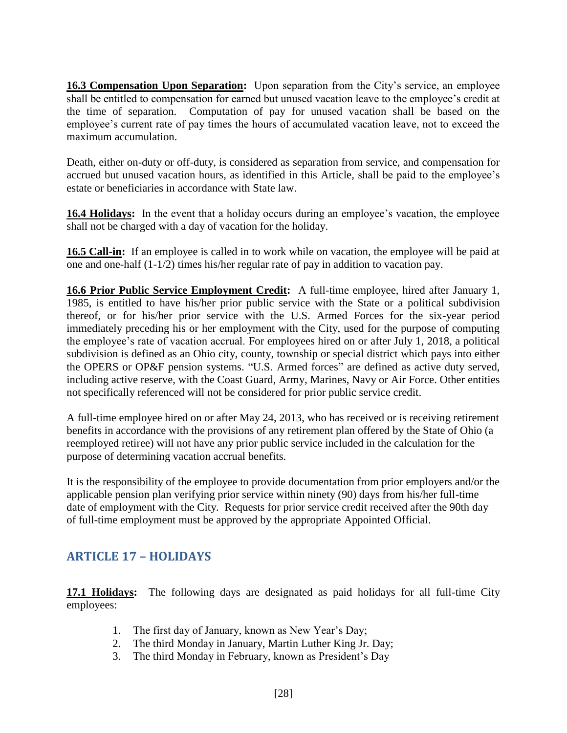**16.3 Compensation Upon Separation:** Upon separation from the City's service, an employee shall be entitled to compensation for earned but unused vacation leave to the employee's credit at the time of separation. Computation of pay for unused vacation shall be based on the employee's current rate of pay times the hours of accumulated vacation leave, not to exceed the maximum accumulation.

Death, either on-duty or off-duty, is considered as separation from service, and compensation for accrued but unused vacation hours, as identified in this Article, shall be paid to the employee's estate or beneficiaries in accordance with State law.

**16.4 Holidays:** In the event that a holiday occurs during an employee's vacation, the employee shall not be charged with a day of vacation for the holiday.

**16.5 Call-in:** If an employee is called in to work while on vacation, the employee will be paid at one and one-half (1-1/2) times his/her regular rate of pay in addition to vacation pay.

**16.6 Prior Public Service Employment Credit:** A full-time employee, hired after January 1, 1985, is entitled to have his/her prior public service with the State or a political subdivision thereof, or for his/her prior service with the U.S. Armed Forces for the six-year period immediately preceding his or her employment with the City, used for the purpose of computing the employee's rate of vacation accrual. For employees hired on or after July 1, 2018, a political subdivision is defined as an Ohio city, county, township or special district which pays into either the OPERS or OP&F pension systems. "U.S. Armed forces" are defined as active duty served, including active reserve, with the Coast Guard, Army, Marines, Navy or Air Force. Other entities not specifically referenced will not be considered for prior public service credit.

A full-time employee hired on or after May 24, 2013, who has received or is receiving retirement benefits in accordance with the provisions of any retirement plan offered by the State of Ohio (a reemployed retiree) will not have any prior public service included in the calculation for the purpose of determining vacation accrual benefits.

It is the responsibility of the employee to provide documentation from prior employers and/or the applicable pension plan verifying prior service within ninety (90) days from his/her full-time date of employment with the City. Requests for prior service credit received after the 90th day of full-time employment must be approved by the appropriate Appointed Official.

## ARTICLE 17 – HOLIDAYS

**17.1 Holidays:** The following days are designated as paid holidays for all full-time City employees:

1. The first day of January, known as New Year's Day;
2. The third Monday in January, Martin Luther King Jr. Day;
3. The third Monday in February, known as President's Day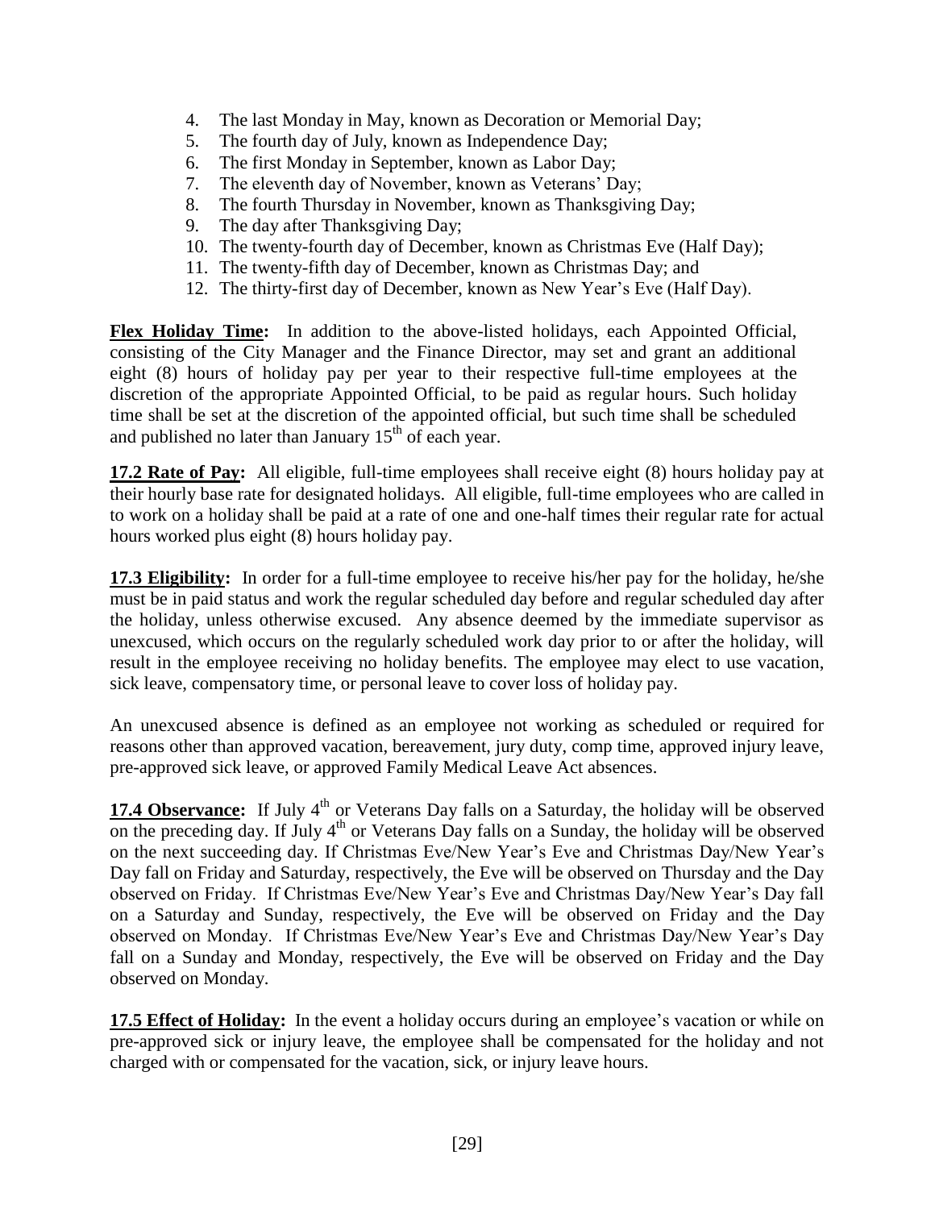4. The last Monday in May, known as Decoration or Memorial Day;
5. The fourth day of July, known as Independence Day;
6. The first Monday in September, known as Labor Day;
7. The eleventh day of November, known as Veterans' Day;
8. The fourth Thursday in November, known as Thanksgiving Day;
9. The day after Thanksgiving Day;
10. The twenty-fourth day of December, known as Christmas Eve (Half Day);
11. The twenty-fifth day of December, known as Christmas Day; and
12. The thirty-first day of December, known as New Year's Eve (Half Day).

**Flex Holiday Time:** In addition to the above-listed holidays, each Appointed Official, consisting of the City Manager and the Finance Director, may set and grant an additional eight (8) hours of holiday pay per year to their respective full-time employees at the discretion of the appropriate Appointed Official, to be paid as regular hours. Such holiday time shall be set at the discretion of the appointed official, but such time shall be scheduled and published no later than January 15th of each year.

**17.2 Rate of Pay:** All eligible, full-time employees shall receive eight (8) hours holiday pay at their hourly base rate for designated holidays. All eligible, full-time employees who are called in to work on a holiday shall be paid at a rate of one and one-half times their regular rate for actual hours worked plus eight (8) hours holiday pay.

**17.3 Eligibility:** In order for a full-time employee to receive his/her pay for the holiday, he/she must be in paid status and work the regular scheduled day before and regular scheduled day after the holiday, unless otherwise excused. Any absence deemed by the immediate supervisor as unexcused, which occurs on the regularly scheduled work day prior to or after the holiday, will result in the employee receiving no holiday benefits. The employee may elect to use vacation, sick leave, compensatory time, or personal leave to cover loss of holiday pay.

An unexcused absence is defined as an employee not working as scheduled or required for reasons other than approved vacation, bereavement, jury duty, comp time, approved injury leave, pre-approved sick leave, or approved Family Medical Leave Act absences.

**17.4 Observance:** If July 4th or Veterans Day falls on a Saturday, the holiday will be observed on the preceding day. If July 4th or Veterans Day falls on a Sunday, the holiday will be observed on the next succeeding day. If Christmas Eve/New Year's Eve and Christmas Day/New Year's Day fall on Friday and Saturday, respectively, the Eve will be observed on Thursday and the Day observed on Friday. If Christmas Eve/New Year's Eve and Christmas Day/New Year's Day fall on a Saturday and Sunday, respectively, the Eve will be observed on Friday and the Day observed on Monday. If Christmas Eve/New Year's Eve and Christmas Day/New Year's Day fall on a Sunday and Monday, respectively, the Eve will be observed on Friday and the Day observed on Monday.

**17.5 Effect of Holiday:** In the event a holiday occurs during an employee's vacation or while on pre-approved sick or injury leave, the employee shall be compensated for the holiday and not charged with or compensated for the vacation, sick, or injury leave hours.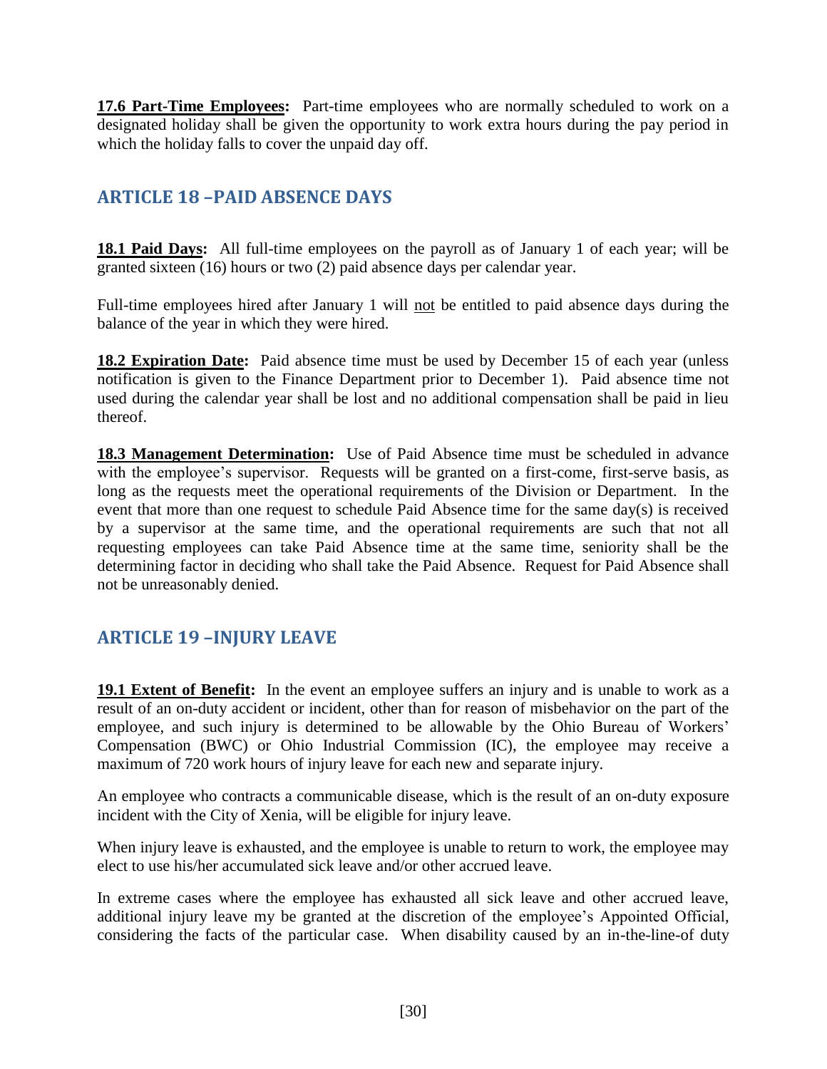**17.6 Part-Time Employees:** Part-time employees who are normally scheduled to work on a designated holiday shall be given the opportunity to work extra hours during the pay period in which the holiday falls to cover the unpaid day off.

## ARTICLE 18 –PAID ABSENCE DAYS

**18.1 Paid Days:** All full-time employees on the payroll as of January 1 of each year; will be granted sixteen (16) hours or two (2) paid absence days per calendar year.

Full-time employees hired after January 1 will not be entitled to paid absence days during the balance of the year in which they were hired.

**18.2 Expiration Date:** Paid absence time must be used by December 15 of each year (unless notification is given to the Finance Department prior to December 1). Paid absence time not used during the calendar year shall be lost and no additional compensation shall be paid in lieu thereof.

**18.3 Management Determination:** Use of Paid Absence time must be scheduled in advance with the employee's supervisor. Requests will be granted on a first-come, first-serve basis, as long as the requests meet the operational requirements of the Division or Department. In the event that more than one request to schedule Paid Absence time for the same day(s) is received by a supervisor at the same time, and the operational requirements are such that not all requesting employees can take Paid Absence time at the same time, seniority shall be the determining factor in deciding who shall take the Paid Absence. Request for Paid Absence shall not be unreasonably denied.

## ARTICLE 19 –INJURY LEAVE

**19.1 Extent of Benefit:** In the event an employee suffers an injury and is unable to work as a result of an on-duty accident or incident, other than for reason of misbehavior on the part of the employee, and such injury is determined to be allowable by the Ohio Bureau of Workers' Compensation (BWC) or Ohio Industrial Commission (IC), the employee may receive a maximum of 720 work hours of injury leave for each new and separate injury.

An employee who contracts a communicable disease, which is the result of an on-duty exposure incident with the City of Xenia, will be eligible for injury leave.

When injury leave is exhausted, and the employee is unable to return to work, the employee may elect to use his/her accumulated sick leave and/or other accrued leave.

In extreme cases where the employee has exhausted all sick leave and other accrued leave, additional injury leave my be granted at the discretion of the employee's Appointed Official, considering the facts of the particular case. When disability caused by an in-the-line-of duty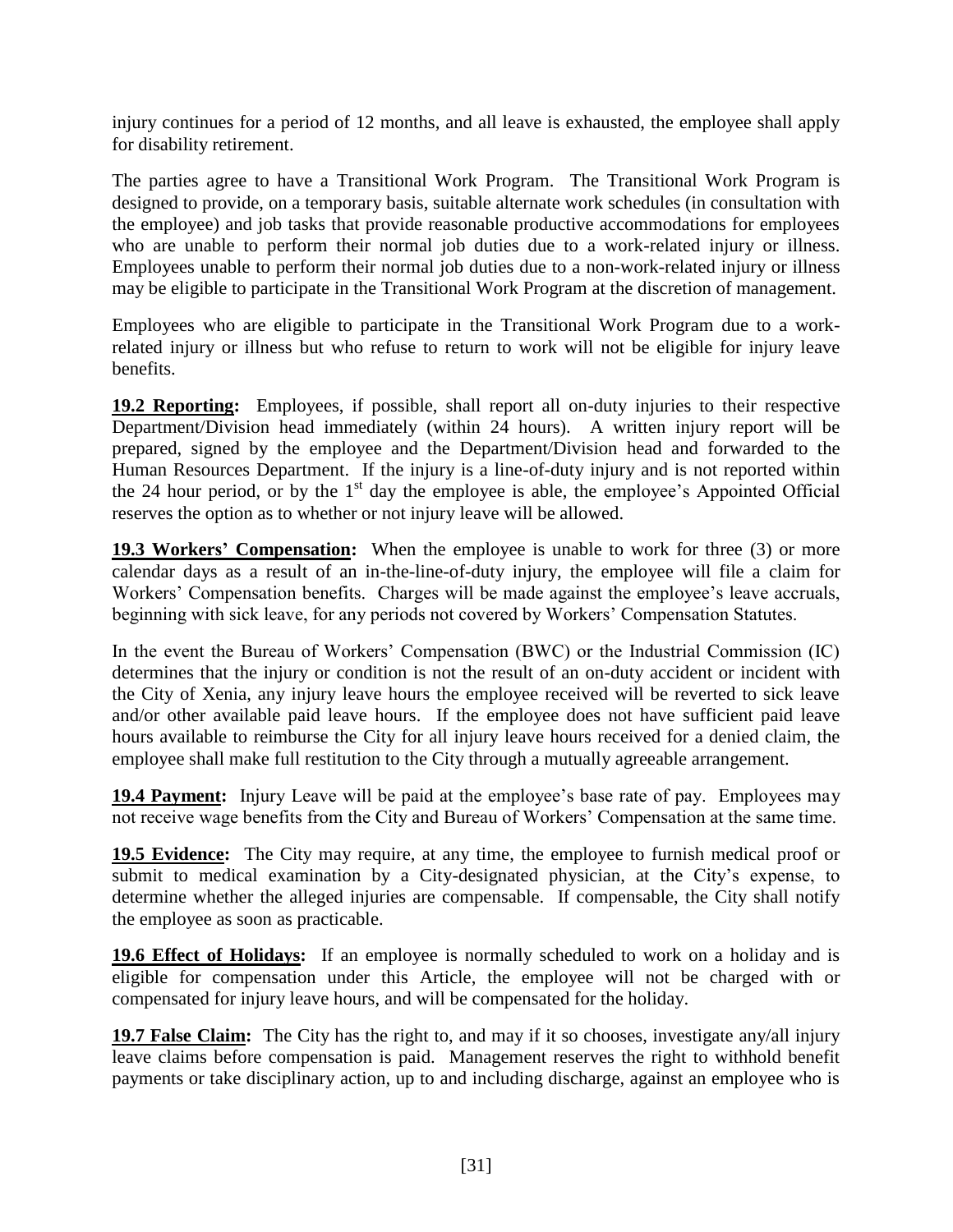injury continues for a period of 12 months, and all leave is exhausted, the employee shall apply for disability retirement.

The parties agree to have a Transitional Work Program. The Transitional Work Program is designed to provide, on a temporary basis, suitable alternate work schedules (in consultation with the employee) and job tasks that provide reasonable productive accommodations for employees who are unable to perform their normal job duties due to a work-related injury or illness. Employees unable to perform their normal job duties due to a non-work-related injury or illness may be eligible to participate in the Transitional Work Program at the discretion of management.

Employees who are eligible to participate in the Transitional Work Program due to a work-related injury or illness but who refuse to return to work will not be eligible for injury leave benefits.

**19.2 Reporting:** Employees, if possible, shall report all on-duty injuries to their respective Department/Division head immediately (within 24 hours). A written injury report will be prepared, signed by the employee and the Department/Division head and forwarded to the Human Resources Department. If the injury is a line-of-duty injury and is not reported within the 24 hour period, or by the 1st day the employee is able, the employee's Appointed Official reserves the option as to whether or not injury leave will be allowed.

**19.3 Workers' Compensation:** When the employee is unable to work for three (3) or more calendar days as a result of an in-the-line-of-duty injury, the employee will file a claim for Workers' Compensation benefits. Charges will be made against the employee's leave accruals, beginning with sick leave, for any periods not covered by Workers' Compensation Statutes.

In the event the Bureau of Workers' Compensation (BWC) or the Industrial Commission (IC) determines that the injury or condition is not the result of an on-duty accident or incident with the City of Xenia, any injury leave hours the employee received will be reverted to sick leave and/or other available paid leave hours. If the employee does not have sufficient paid leave hours available to reimburse the City for all injury leave hours received for a denied claim, the employee shall make full restitution to the City through a mutually agreeable arrangement.

**19.4 Payment:** Injury Leave will be paid at the employee's base rate of pay. Employees may not receive wage benefits from the City and Bureau of Workers' Compensation at the same time.

**19.5 Evidence:** The City may require, at any time, the employee to furnish medical proof or submit to medical examination by a City-designated physician, at the City's expense, to determine whether the alleged injuries are compensable. If compensable, the City shall notify the employee as soon as practicable.

**19.6 Effect of Holidays:** If an employee is normally scheduled to work on a holiday and is eligible for compensation under this Article, the employee will not be charged with or compensated for injury leave hours, and will be compensated for the holiday.

**19.7 False Claim:** The City has the right to, and may if it so chooses, investigate any/all injury leave claims before compensation is paid. Management reserves the right to withhold benefit payments or take disciplinary action, up to and including discharge, against an employee who is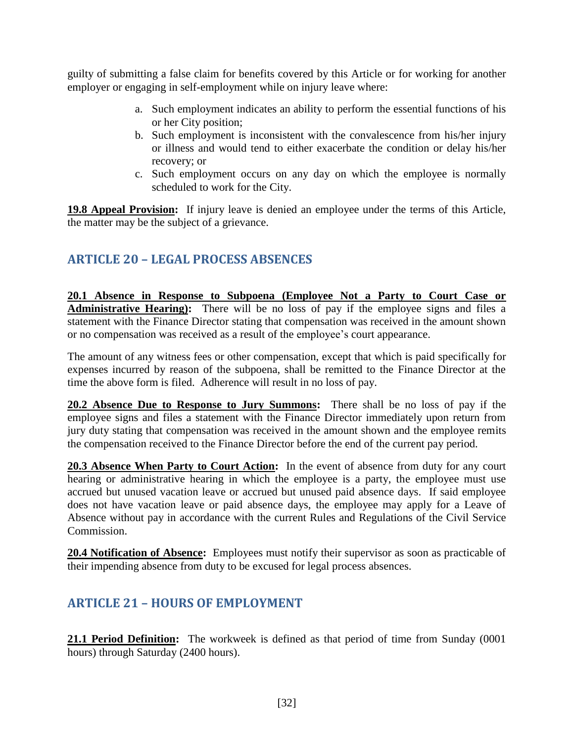guilty of submitting a false claim for benefits covered by this Article or for working for another employer or engaging in self-employment while on injury leave where:

a. Such employment indicates an ability to perform the essential functions of his or her City position;
b. Such employment is inconsistent with the convalescence from his/her injury or illness and would tend to either exacerbate the condition or delay his/her recovery; or
c. Such employment occurs on any day on which the employee is normally scheduled to work for the City.

**19.8 Appeal Provision:** If injury leave is denied an employee under the terms of this Article, the matter may be the subject of a grievance.

## ARTICLE 20 – LEGAL PROCESS ABSENCES

**20.1 Absence in Response to Subpoena (Employee Not a Party to Court Case or Administrative Hearing):** There will be no loss of pay if the employee signs and files a statement with the Finance Director stating that compensation was received in the amount shown or no compensation was received as a result of the employee's court appearance.

The amount of any witness fees or other compensation, except that which is paid specifically for expenses incurred by reason of the subpoena, shall be remitted to the Finance Director at the time the above form is filed. Adherence will result in no loss of pay.

**20.2 Absence Due to Response to Jury Summons:** There shall be no loss of pay if the employee signs and files a statement with the Finance Director immediately upon return from jury duty stating that compensation was received in the amount shown and the employee remits the compensation received to the Finance Director before the end of the current pay period.

**20.3 Absence When Party to Court Action:** In the event of absence from duty for any court hearing or administrative hearing in which the employee is a party, the employee must use accrued but unused vacation leave or accrued but unused paid absence days. If said employee does not have vacation leave or paid absence days, the employee may apply for a Leave of Absence without pay in accordance with the current Rules and Regulations of the Civil Service Commission.

**20.4 Notification of Absence:** Employees must notify their supervisor as soon as practicable of their impending absence from duty to be excused for legal process absences.

## ARTICLE 21 – HOURS OF EMPLOYMENT

**21.1 Period Definition:** The workweek is defined as that period of time from Sunday (0001 hours) through Saturday (2400 hours).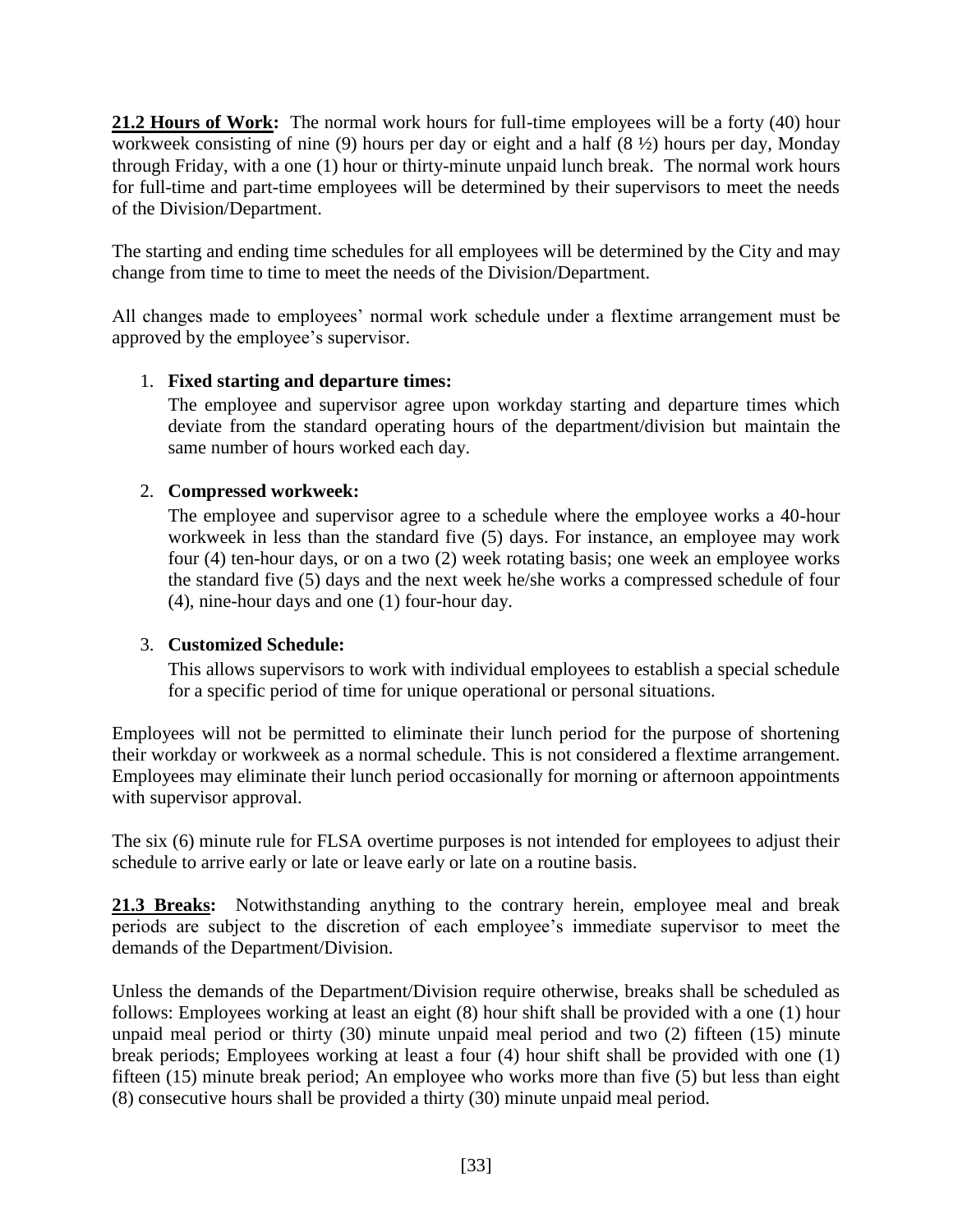**21.2 Hours of Work:** The normal work hours for full-time employees will be a forty (40) hour workweek consisting of nine (9) hours per day or eight and a half (8 ½) hours per day, Monday through Friday, with a one (1) hour or thirty-minute unpaid lunch break. The normal work hours for full-time and part-time employees will be determined by their supervisors to meet the needs of the Division/Department.

The starting and ending time schedules for all employees will be determined by the City and may change from time to time to meet the needs of the Division/Department.

All changes made to employees' normal work schedule under a flextime arrangement must be approved by the employee's supervisor.

1. **Fixed starting and departure times:**
   The employee and supervisor agree upon workday starting and departure times which deviate from the standard operating hours of the department/division but maintain the same number of hours worked each day.

2. **Compressed workweek:**
   The employee and supervisor agree to a schedule where the employee works a 40-hour workweek in less than the standard five (5) days. For instance, an employee may work four (4) ten-hour days, or on a two (2) week rotating basis; one week an employee works the standard five (5) days and the next week he/she works a compressed schedule of four (4), nine-hour days and one (1) four-hour day.

3. **Customized Schedule:**
   This allows supervisors to work with individual employees to establish a special schedule for a specific period of time for unique operational or personal situations.

Employees will not be permitted to eliminate their lunch period for the purpose of shortening their workday or workweek as a normal schedule. This is not considered a flextime arrangement. Employees may eliminate their lunch period occasionally for morning or afternoon appointments with supervisor approval.

The six (6) minute rule for FLSA overtime purposes is not intended for employees to adjust their schedule to arrive early or late or leave early or late on a routine basis.

**21.3 Breaks:** Notwithstanding anything to the contrary herein, employee meal and break periods are subject to the discretion of each employee's immediate supervisor to meet the demands of the Department/Division.

Unless the demands of the Department/Division require otherwise, breaks shall be scheduled as follows: Employees working at least an eight (8) hour shift shall be provided with a one (1) hour unpaid meal period or thirty (30) minute unpaid meal period and two (2) fifteen (15) minute break periods; Employees working at least a four (4) hour shift shall be provided with one (1) fifteen (15) minute break period; An employee who works more than five (5) but less than eight (8) consecutive hours shall be provided a thirty (30) minute unpaid meal period.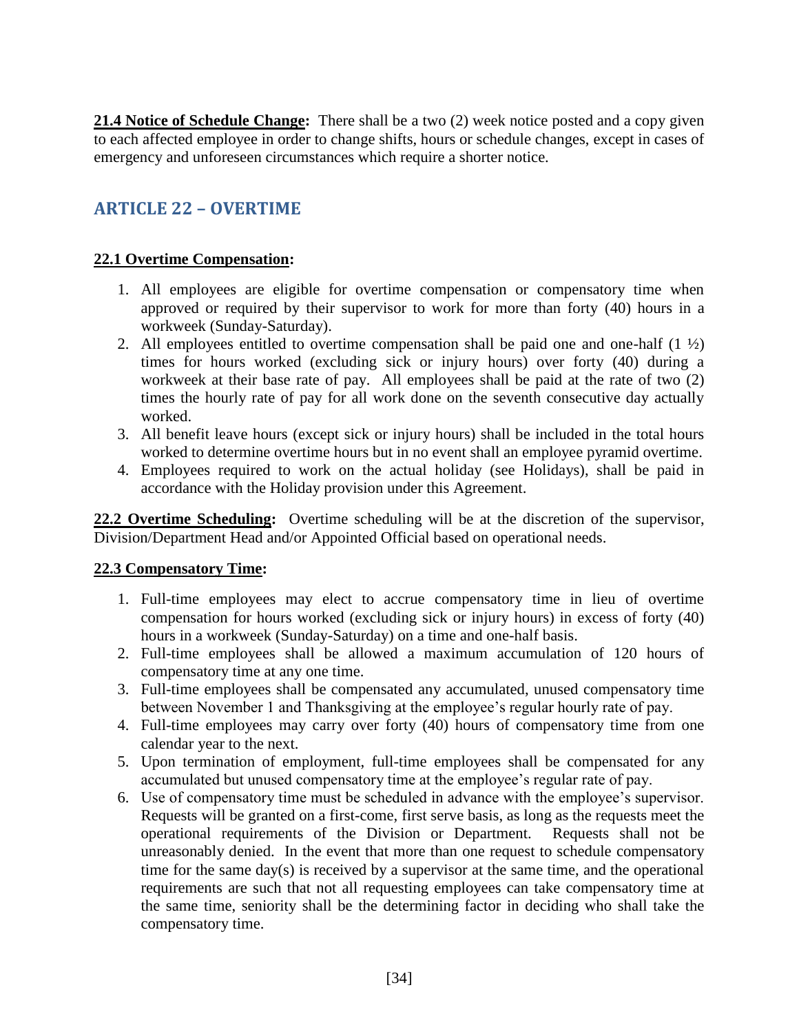**21.4 Notice of Schedule Change:** There shall be a two (2) week notice posted and a copy given to each affected employee in order to change shifts, hours or schedule changes, except in cases of emergency and unforeseen circumstances which require a shorter notice.

## ARTICLE 22 – OVERTIME

**22.1 Overtime Compensation:**

1. All employees are eligible for overtime compensation or compensatory time when approved or required by their supervisor to work for more than forty (40) hours in a workweek (Sunday-Saturday).
2. All employees entitled to overtime compensation shall be paid one and one-half (1 ½) times for hours worked (excluding sick or injury hours) over forty (40) during a workweek at their base rate of pay. All employees shall be paid at the rate of two (2) times the hourly rate of pay for all work done on the seventh consecutive day actually worked.
3. All benefit leave hours (except sick or injury hours) shall be included in the total hours worked to determine overtime hours but in no event shall an employee pyramid overtime.
4. Employees required to work on the actual holiday (see Holidays), shall be paid in accordance with the Holiday provision under this Agreement.

**22.2 Overtime Scheduling:** Overtime scheduling will be at the discretion of the supervisor, Division/Department Head and/or Appointed Official based on operational needs.

**22.3 Compensatory Time:**

1. Full-time employees may elect to accrue compensatory time in lieu of overtime compensation for hours worked (excluding sick or injury hours) in excess of forty (40) hours in a workweek (Sunday-Saturday) on a time and one-half basis.
2. Full-time employees shall be allowed a maximum accumulation of 120 hours of compensatory time at any one time.
3. Full-time employees shall be compensated any accumulated, unused compensatory time between November 1 and Thanksgiving at the employee's regular hourly rate of pay.
4. Full-time employees may carry over forty (40) hours of compensatory time from one calendar year to the next.
5. Upon termination of employment, full-time employees shall be compensated for any accumulated but unused compensatory time at the employee's regular rate of pay.
6. Use of compensatory time must be scheduled in advance with the employee's supervisor. Requests will be granted on a first-come, first serve basis, as long as the requests meet the operational requirements of the Division or Department. Requests shall not be unreasonably denied. In the event that more than one request to schedule compensatory time for the same day(s) is received by a supervisor at the same time, and the operational requirements are such that not all requesting employees can take compensatory time at the same time, seniority shall be the determining factor in deciding who shall take the compensatory time.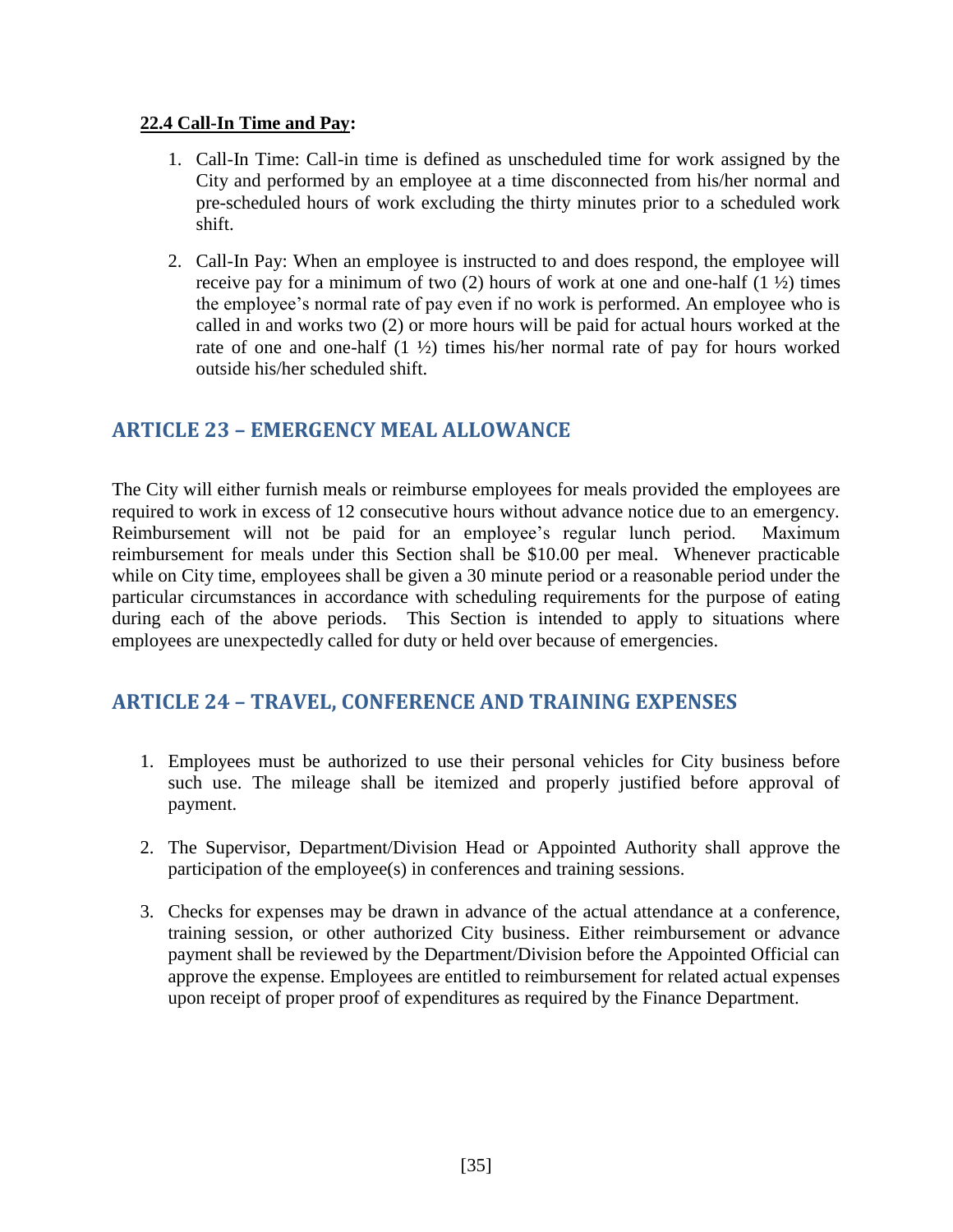### 22.4 Call-In Time and Pay:

1. Call-In Time: Call-in time is defined as unscheduled time for work assigned by the City and performed by an employee at a time disconnected from his/her normal and pre-scheduled hours of work excluding the thirty minutes prior to a scheduled work shift.

2. Call-In Pay: When an employee is instructed to and does respond, the employee will receive pay for a minimum of two (2) hours of work at one and one-half (1 ½) times the employee's normal rate of pay even if no work is performed. An employee who is called in and works two (2) or more hours will be paid for actual hours worked at the rate of one and one-half (1 ½) times his/her normal rate of pay for hours worked outside his/her scheduled shift.

## ARTICLE 23 – EMERGENCY MEAL ALLOWANCE

The City will either furnish meals or reimburse employees for meals provided the employees are required to work in excess of 12 consecutive hours without advance notice due to an emergency. Reimbursement will not be paid for an employee's regular lunch period. Maximum reimbursement for meals under this Section shall be $10.00 per meal. Whenever practicable while on City time, employees shall be given a 30 minute period or a reasonable period under the particular circumstances in accordance with scheduling requirements for the purpose of eating during each of the above periods. This Section is intended to apply to situations where employees are unexpectedly called for duty or held over because of emergencies.

## ARTICLE 24 – TRAVEL, CONFERENCE AND TRAINING EXPENSES

1. Employees must be authorized to use their personal vehicles for City business before such use. The mileage shall be itemized and properly justified before approval of payment.

2. The Supervisor, Department/Division Head or Appointed Authority shall approve the participation of the employee(s) in conferences and training sessions.

3. Checks for expenses may be drawn in advance of the actual attendance at a conference, training session, or other authorized City business. Either reimbursement or advance payment shall be reviewed by the Department/Division before the Appointed Official can approve the expense. Employees are entitled to reimbursement for related actual expenses upon receipt of proper proof of expenditures as required by the Finance Department.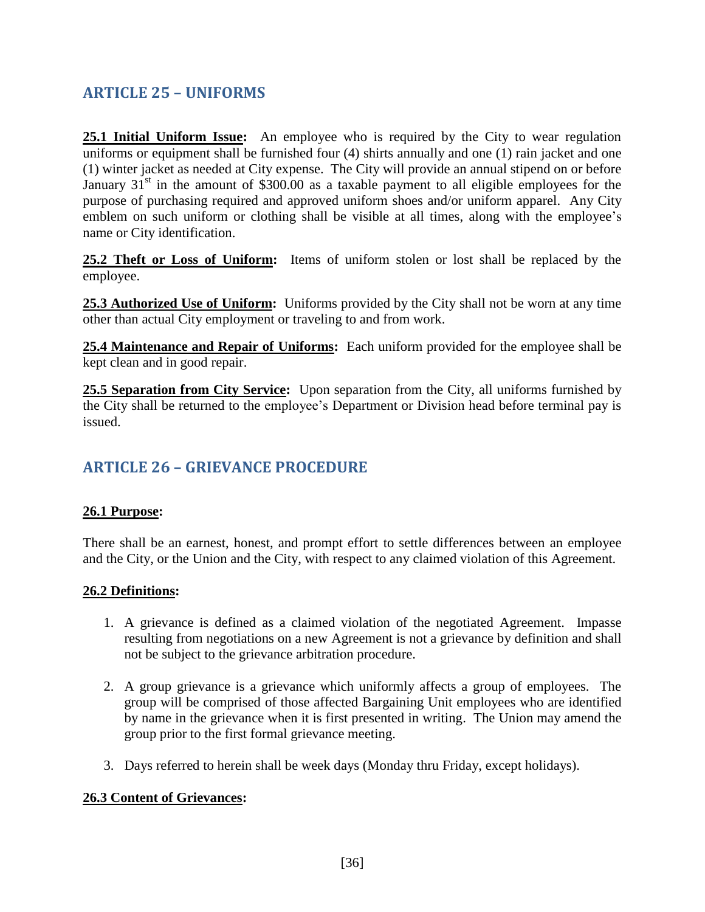## ARTICLE 25 – UNIFORMS

**25.1 Initial Uniform Issue:** An employee who is required by the City to wear regulation uniforms or equipment shall be furnished four (4) shirts annually and one (1) rain jacket and one (1) winter jacket as needed at City expense. The City will provide an annual stipend on or before January 31st in the amount of $300.00 as a taxable payment to all eligible employees for the purpose of purchasing required and approved uniform shoes and/or uniform apparel. Any City emblem on such uniform or clothing shall be visible at all times, along with the employee's name or City identification.

**25.2 Theft or Loss of Uniform:** Items of uniform stolen or lost shall be replaced by the employee.

**25.3 Authorized Use of Uniform:** Uniforms provided by the City shall not be worn at any time other than actual City employment or traveling to and from work.

**25.4 Maintenance and Repair of Uniforms:** Each uniform provided for the employee shall be kept clean and in good repair.

**25.5 Separation from City Service:** Upon separation from the City, all uniforms furnished by the City shall be returned to the employee's Department or Division head before terminal pay is issued.

## ARTICLE 26 – GRIEVANCE PROCEDURE

**26.1 Purpose:**

There shall be an earnest, honest, and prompt effort to settle differences between an employee and the City, or the Union and the City, with respect to any claimed violation of this Agreement.

**26.2 Definitions:**

1. A grievance is defined as a claimed violation of the negotiated Agreement. Impasse resulting from negotiations on a new Agreement is not a grievance by definition and shall not be subject to the grievance arbitration procedure.

2. A group grievance is a grievance which uniformly affects a group of employees. The group will be comprised of those affected Bargaining Unit employees who are identified by name in the grievance when it is first presented in writing. The Union may amend the group prior to the first formal grievance meeting.

3. Days referred to herein shall be week days (Monday thru Friday, except holidays).

**26.3 Content of Grievances:**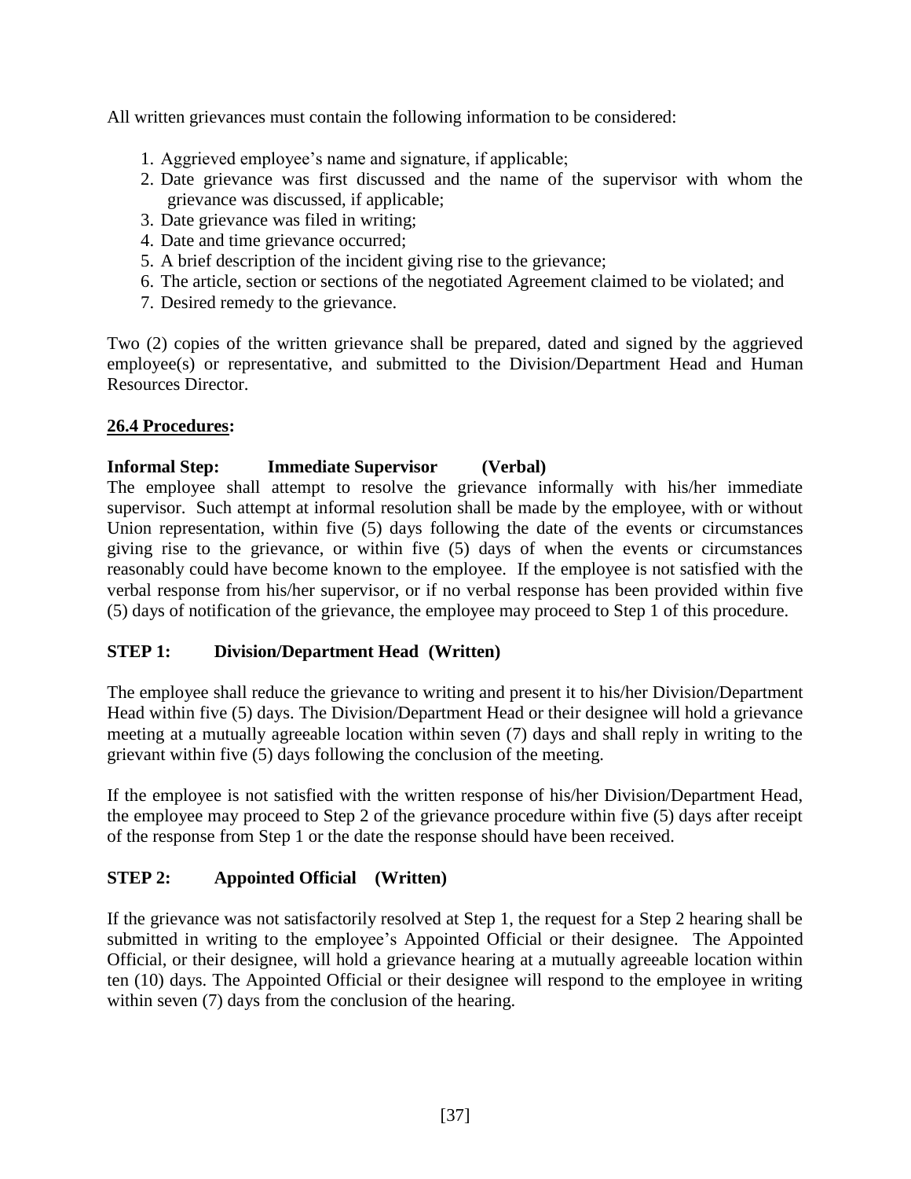All written grievances must contain the following information to be considered:

1. Aggrieved employee's name and signature, if applicable;
2. Date grievance was first discussed and the name of the supervisor with whom the grievance was discussed, if applicable;
3. Date grievance was filed in writing;
4. Date and time grievance occurred;
5. A brief description of the incident giving rise to the grievance;
6. The article, section or sections of the negotiated Agreement claimed to be violated; and
7. Desired remedy to the grievance.

Two (2) copies of the written grievance shall be prepared, dated and signed by the aggrieved employee(s) or representative, and submitted to the Division/Department Head and Human Resources Director.

**26.4 Procedures:**

**Informal Step: Immediate Supervisor (Verbal)**

The employee shall attempt to resolve the grievance informally with his/her immediate supervisor. Such attempt at informal resolution shall be made by the employee, with or without Union representation, within five (5) days following the date of the events or circumstances giving rise to the grievance, or within five (5) days of when the events or circumstances reasonably could have become known to the employee. If the employee is not satisfied with the verbal response from his/her supervisor, or if no verbal response has been provided within five (5) days of notification of the grievance, the employee may proceed to Step 1 of this procedure.

**STEP 1: Division/Department Head (Written)**

The employee shall reduce the grievance to writing and present it to his/her Division/Department Head within five (5) days. The Division/Department Head or their designee will hold a grievance meeting at a mutually agreeable location within seven (7) days and shall reply in writing to the grievant within five (5) days following the conclusion of the meeting.

If the employee is not satisfied with the written response of his/her Division/Department Head, the employee may proceed to Step 2 of the grievance procedure within five (5) days after receipt of the response from Step 1 or the date the response should have been received.

**STEP 2: Appointed Official (Written)**

If the grievance was not satisfactorily resolved at Step 1, the request for a Step 2 hearing shall be submitted in writing to the employee's Appointed Official or their designee. The Appointed Official, or their designee, will hold a grievance hearing at a mutually agreeable location within ten (10) days. The Appointed Official or their designee will respond to the employee in writing within seven (7) days from the conclusion of the hearing.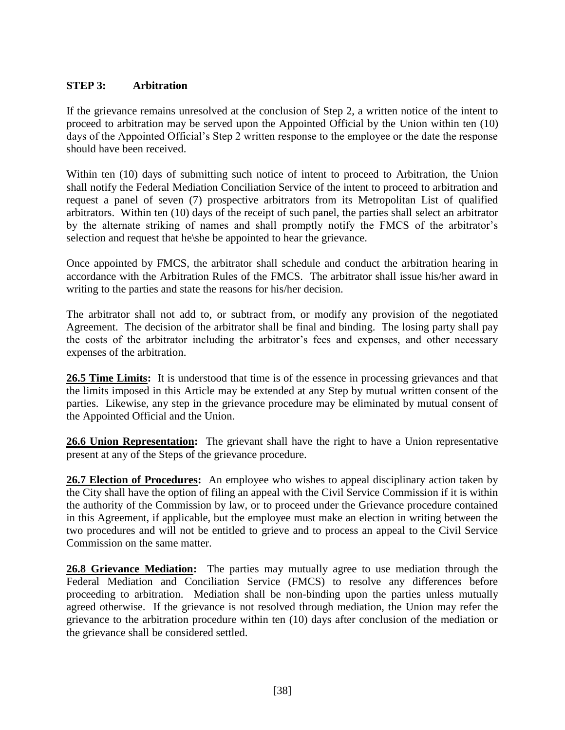**STEP 3: Arbitration**

If the grievance remains unresolved at the conclusion of Step 2, a written notice of the intent to proceed to arbitration may be served upon the Appointed Official by the Union within ten (10) days of the Appointed Official's Step 2 written response to the employee or the date the response should have been received.

Within ten (10) days of submitting such notice of intent to proceed to Arbitration, the Union shall notify the Federal Mediation Conciliation Service of the intent to proceed to arbitration and request a panel of seven (7) prospective arbitrators from its Metropolitan List of qualified arbitrators. Within ten (10) days of the receipt of such panel, the parties shall select an arbitrator by the alternate striking of names and shall promptly notify the FMCS of the arbitrator's selection and request that he\she be appointed to hear the grievance.

Once appointed by FMCS, the arbitrator shall schedule and conduct the arbitration hearing in accordance with the Arbitration Rules of the FMCS. The arbitrator shall issue his/her award in writing to the parties and state the reasons for his/her decision.

The arbitrator shall not add to, or subtract from, or modify any provision of the negotiated Agreement. The decision of the arbitrator shall be final and binding. The losing party shall pay the costs of the arbitrator including the arbitrator's fees and expenses, and other necessary expenses of the arbitration.

**26.5 Time Limits:** It is understood that time is of the essence in processing grievances and that the limits imposed in this Article may be extended at any Step by mutual written consent of the parties. Likewise, any step in the grievance procedure may be eliminated by mutual consent of the Appointed Official and the Union.

**26.6 Union Representation:** The grievant shall have the right to have a Union representative present at any of the Steps of the grievance procedure.

**26.7 Election of Procedures:** An employee who wishes to appeal disciplinary action taken by the City shall have the option of filing an appeal with the Civil Service Commission if it is within the authority of the Commission by law, or to proceed under the Grievance procedure contained in this Agreement, if applicable, but the employee must make an election in writing between the two procedures and will not be entitled to grieve and to process an appeal to the Civil Service Commission on the same matter.

**26.8 Grievance Mediation:** The parties may mutually agree to use mediation through the Federal Mediation and Conciliation Service (FMCS) to resolve any differences before proceeding to arbitration. Mediation shall be non-binding upon the parties unless mutually agreed otherwise. If the grievance is not resolved through mediation, the Union may refer the grievance to the arbitration procedure within ten (10) days after conclusion of the mediation or the grievance shall be considered settled.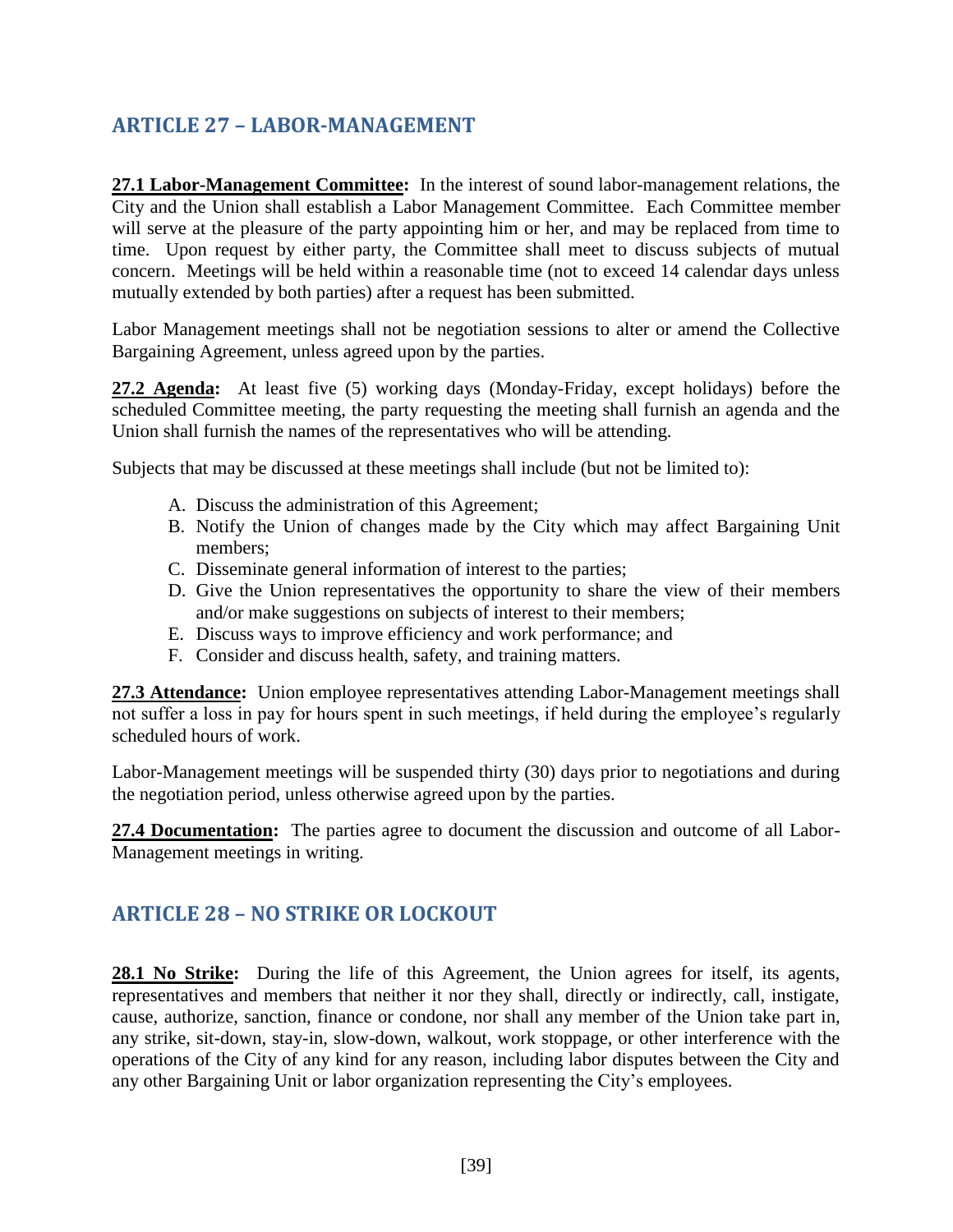## ARTICLE 27 – LABOR-MANAGEMENT

**27.1 Labor-Management Committee:** In the interest of sound labor-management relations, the City and the Union shall establish a Labor Management Committee. Each Committee member will serve at the pleasure of the party appointing him or her, and may be replaced from time to time. Upon request by either party, the Committee shall meet to discuss subjects of mutual concern. Meetings will be held within a reasonable time (not to exceed 14 calendar days unless mutually extended by both parties) after a request has been submitted.

Labor Management meetings shall not be negotiation sessions to alter or amend the Collective Bargaining Agreement, unless agreed upon by the parties.

**27.2 Agenda:** At least five (5) working days (Monday-Friday, except holidays) before the scheduled Committee meeting, the party requesting the meeting shall furnish an agenda and the Union shall furnish the names of the representatives who will be attending.

Subjects that may be discussed at these meetings shall include (but not be limited to):

A. Discuss the administration of this Agreement;
B. Notify the Union of changes made by the City which may affect Bargaining Unit members;
C. Disseminate general information of interest to the parties;
D. Give the Union representatives the opportunity to share the view of their members and/or make suggestions on subjects of interest to their members;
E. Discuss ways to improve efficiency and work performance; and
F. Consider and discuss health, safety, and training matters.

**27.3 Attendance:** Union employee representatives attending Labor-Management meetings shall not suffer a loss in pay for hours spent in such meetings, if held during the employee's regularly scheduled hours of work.

Labor-Management meetings will be suspended thirty (30) days prior to negotiations and during the negotiation period, unless otherwise agreed upon by the parties.

**27.4 Documentation:** The parties agree to document the discussion and outcome of all Labor-Management meetings in writing.

## ARTICLE 28 – NO STRIKE OR LOCKOUT

**28.1 No Strike:** During the life of this Agreement, the Union agrees for itself, its agents, representatives and members that neither it nor they shall, directly or indirectly, call, instigate, cause, authorize, sanction, finance or condone, nor shall any member of the Union take part in, any strike, sit-down, stay-in, slow-down, walkout, work stoppage, or other interference with the operations of the City of any kind for any reason, including labor disputes between the City and any other Bargaining Unit or labor organization representing the City's employees.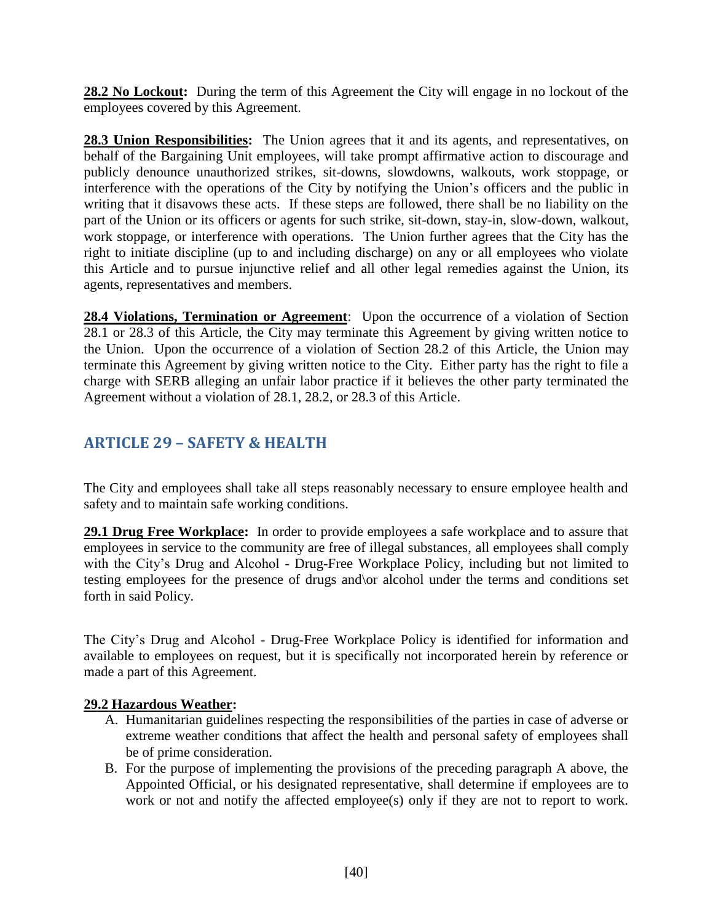**28.2 No Lockout:** During the term of this Agreement the City will engage in no lockout of the employees covered by this Agreement.

**28.3 Union Responsibilities:** The Union agrees that it and its agents, and representatives, on behalf of the Bargaining Unit employees, will take prompt affirmative action to discourage and publicly denounce unauthorized strikes, sit-downs, slowdowns, walkouts, work stoppage, or interference with the operations of the City by notifying the Union's officers and the public in writing that it disavows these acts. If these steps are followed, there shall be no liability on the part of the Union or its officers or agents for such strike, sit-down, stay-in, slow-down, walkout, work stoppage, or interference with operations. The Union further agrees that the City has the right to initiate discipline (up to and including discharge) on any or all employees who violate this Article and to pursue injunctive relief and all other legal remedies against the Union, its agents, representatives and members.

**28.4 Violations, Termination or Agreement**: Upon the occurrence of a violation of Section 28.1 or 28.3 of this Article, the City may terminate this Agreement by giving written notice to the Union. Upon the occurrence of a violation of Section 28.2 of this Article, the Union may terminate this Agreement by giving written notice to the City. Either party has the right to file a charge with SERB alleging an unfair labor practice if it believes the other party terminated the Agreement without a violation of 28.1, 28.2, or 28.3 of this Article.

## ARTICLE 29 – SAFETY & HEALTH

The City and employees shall take all steps reasonably necessary to ensure employee health and safety and to maintain safe working conditions.

**29.1 Drug Free Workplace:** In order to provide employees a safe workplace and to assure that employees in service to the community are free of illegal substances, all employees shall comply with the City's Drug and Alcohol - Drug-Free Workplace Policy, including but not limited to testing employees for the presence of drugs and\or alcohol under the terms and conditions set forth in said Policy.

The City's Drug and Alcohol - Drug-Free Workplace Policy is identified for information and available to employees on request, but it is specifically not incorporated herein by reference or made a part of this Agreement.

**29.2 Hazardous Weather:**

A. Humanitarian guidelines respecting the responsibilities of the parties in case of adverse or extreme weather conditions that affect the health and personal safety of employees shall be of prime consideration.
B. For the purpose of implementing the provisions of the preceding paragraph A above, the Appointed Official, or his designated representative, shall determine if employees are to work or not and notify the affected employee(s) only if they are not to report to work.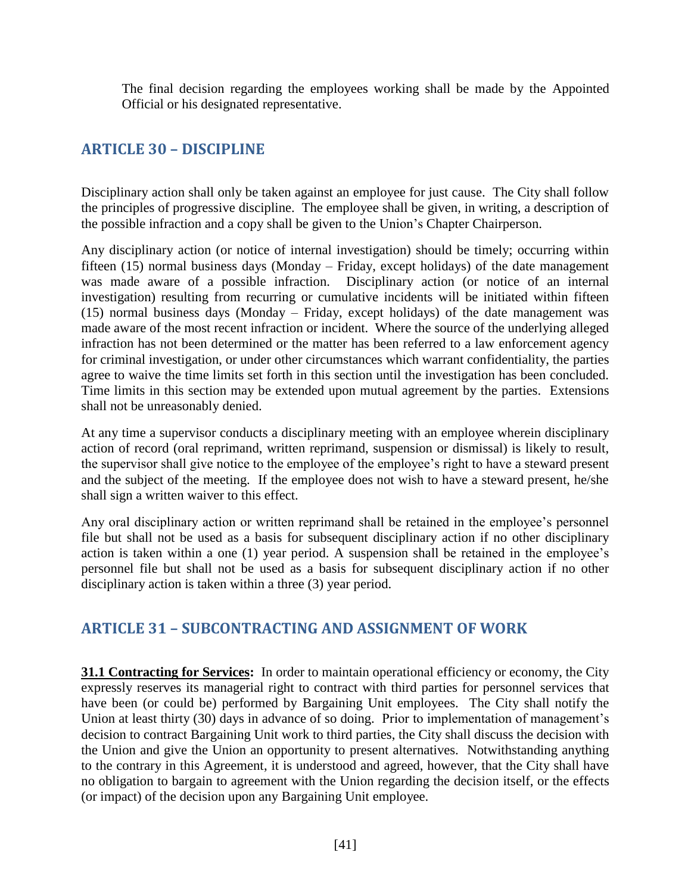The final decision regarding the employees working shall be made by the Appointed Official or his designated representative.

## ARTICLE 30 – DISCIPLINE

Disciplinary action shall only be taken against an employee for just cause. The City shall follow the principles of progressive discipline. The employee shall be given, in writing, a description of the possible infraction and a copy shall be given to the Union's Chapter Chairperson.

Any disciplinary action (or notice of internal investigation) should be timely; occurring within fifteen (15) normal business days (Monday – Friday, except holidays) of the date management was made aware of a possible infraction. Disciplinary action (or notice of an internal investigation) resulting from recurring or cumulative incidents will be initiated within fifteen (15) normal business days (Monday – Friday, except holidays) of the date management was made aware of the most recent infraction or incident. Where the source of the underlying alleged infraction has not been determined or the matter has been referred to a law enforcement agency for criminal investigation, or under other circumstances which warrant confidentiality, the parties agree to waive the time limits set forth in this section until the investigation has been concluded. Time limits in this section may be extended upon mutual agreement by the parties. Extensions shall not be unreasonably denied.

At any time a supervisor conducts a disciplinary meeting with an employee wherein disciplinary action of record (oral reprimand, written reprimand, suspension or dismissal) is likely to result, the supervisor shall give notice to the employee of the employee's right to have a steward present and the subject of the meeting. If the employee does not wish to have a steward present, he/she shall sign a written waiver to this effect.

Any oral disciplinary action or written reprimand shall be retained in the employee's personnel file but shall not be used as a basis for subsequent disciplinary action if no other disciplinary action is taken within a one (1) year period. A suspension shall be retained in the employee's personnel file but shall not be used as a basis for subsequent disciplinary action if no other disciplinary action is taken within a three (3) year period.

## ARTICLE 31 – SUBCONTRACTING AND ASSIGNMENT OF WORK

**31.1 Contracting for Services:** In order to maintain operational efficiency or economy, the City expressly reserves its managerial right to contract with third parties for personnel services that have been (or could be) performed by Bargaining Unit employees. The City shall notify the Union at least thirty (30) days in advance of so doing. Prior to implementation of management's decision to contract Bargaining Unit work to third parties, the City shall discuss the decision with the Union and give the Union an opportunity to present alternatives. Notwithstanding anything to the contrary in this Agreement, it is understood and agreed, however, that the City shall have no obligation to bargain to agreement with the Union regarding the decision itself, or the effects (or impact) of the decision upon any Bargaining Unit employee.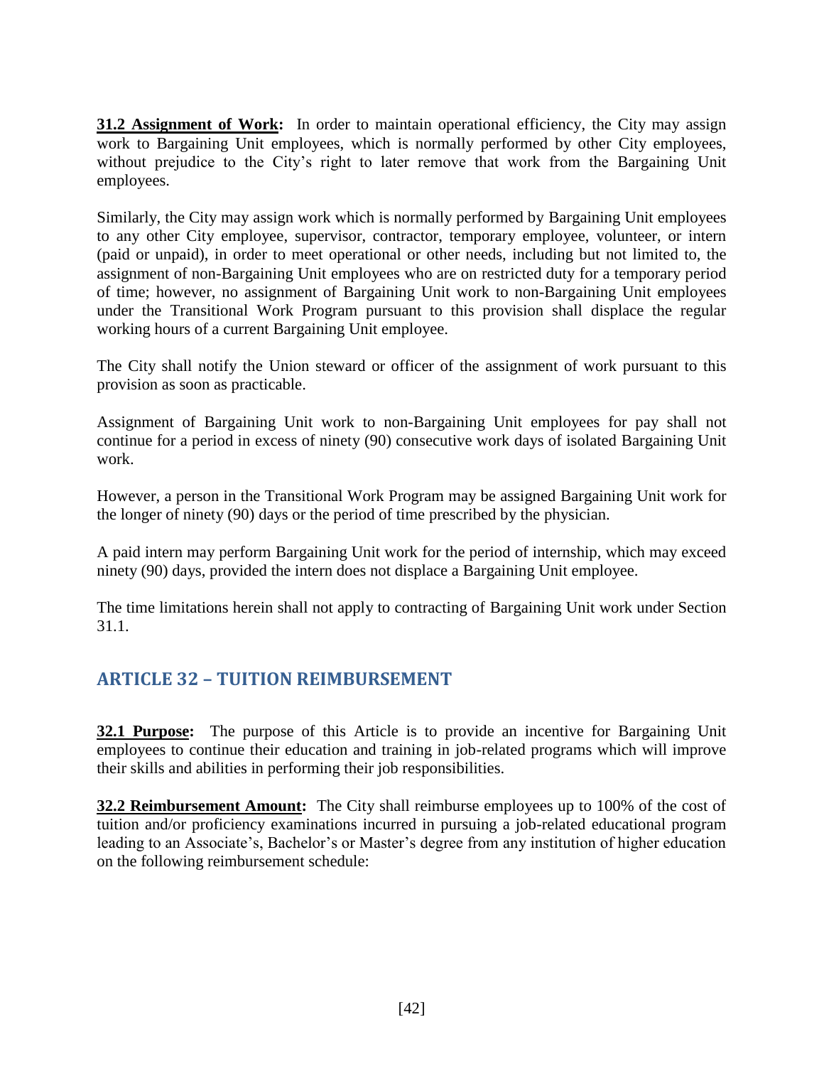**31.2 Assignment of Work:** In order to maintain operational efficiency, the City may assign work to Bargaining Unit employees, which is normally performed by other City employees, without prejudice to the City's right to later remove that work from the Bargaining Unit employees.

Similarly, the City may assign work which is normally performed by Bargaining Unit employees to any other City employee, supervisor, contractor, temporary employee, volunteer, or intern (paid or unpaid), in order to meet operational or other needs, including but not limited to, the assignment of non-Bargaining Unit employees who are on restricted duty for a temporary period of time; however, no assignment of Bargaining Unit work to non-Bargaining Unit employees under the Transitional Work Program pursuant to this provision shall displace the regular working hours of a current Bargaining Unit employee.

The City shall notify the Union steward or officer of the assignment of work pursuant to this provision as soon as practicable.

Assignment of Bargaining Unit work to non-Bargaining Unit employees for pay shall not continue for a period in excess of ninety (90) consecutive work days of isolated Bargaining Unit work.

However, a person in the Transitional Work Program may be assigned Bargaining Unit work for the longer of ninety (90) days or the period of time prescribed by the physician.

A paid intern may perform Bargaining Unit work for the period of internship, which may exceed ninety (90) days, provided the intern does not displace a Bargaining Unit employee.

The time limitations herein shall not apply to contracting of Bargaining Unit work under Section 31.1.

## ARTICLE 32 – TUITION REIMBURSEMENT

**32.1 Purpose:** The purpose of this Article is to provide an incentive for Bargaining Unit employees to continue their education and training in job-related programs which will improve their skills and abilities in performing their job responsibilities.

**32.2 Reimbursement Amount:** The City shall reimburse employees up to 100% of the cost of tuition and/or proficiency examinations incurred in pursuing a job-related educational program leading to an Associate's, Bachelor's or Master's degree from any institution of higher education on the following reimbursement schedule: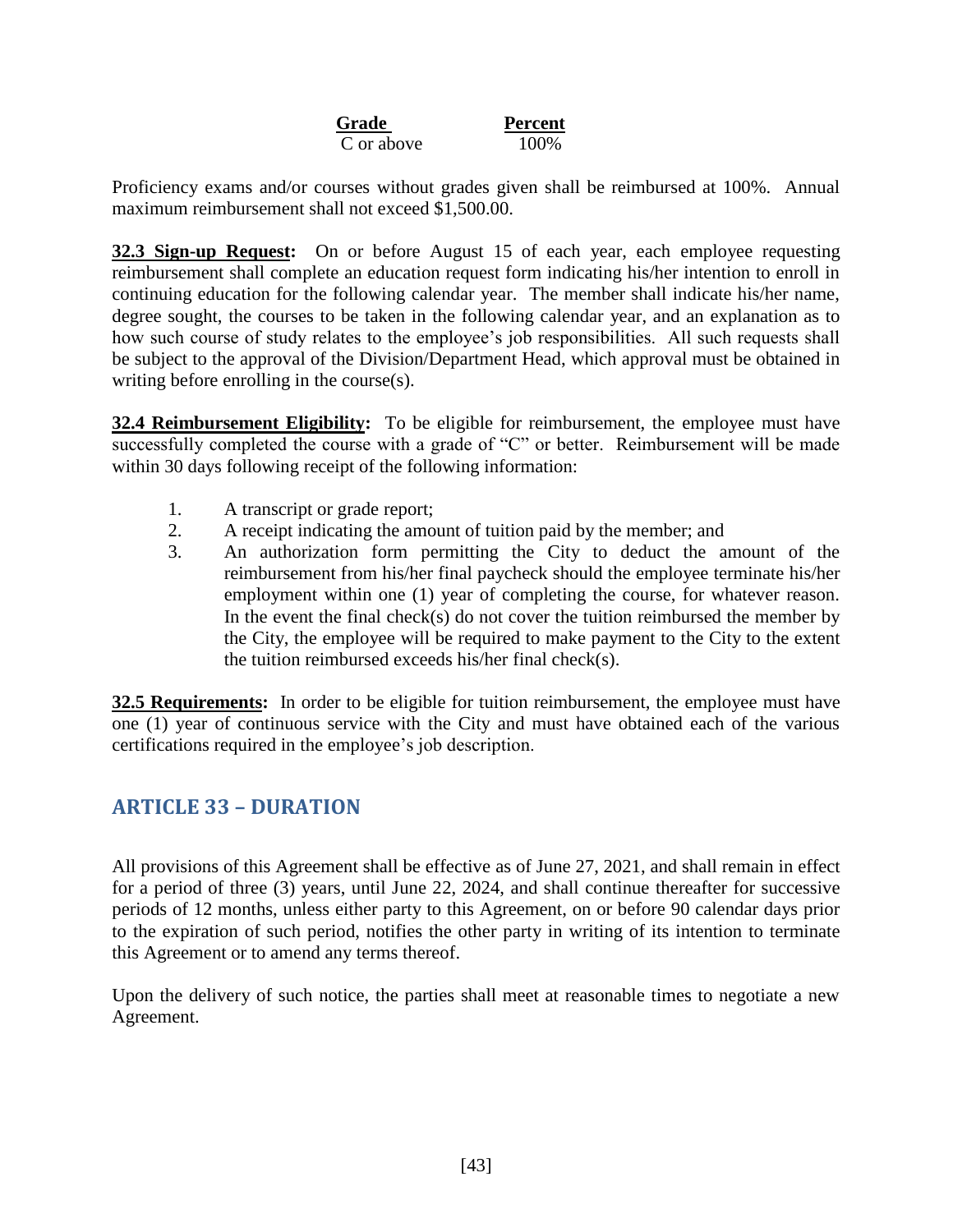| Grade | Percent |
| --- | --- |
| C or above | 100% |

Proficiency exams and/or courses without grades given shall be reimbursed at 100%. Annual maximum reimbursement shall not exceed $1,500.00.

**32.3 Sign-up Request:** On or before August 15 of each year, each employee requesting reimbursement shall complete an education request form indicating his/her intention to enroll in continuing education for the following calendar year. The member shall indicate his/her name, degree sought, the courses to be taken in the following calendar year, and an explanation as to how such course of study relates to the employee's job responsibilities. All such requests shall be subject to the approval of the Division/Department Head, which approval must be obtained in writing before enrolling in the course(s).

**32.4 Reimbursement Eligibility:** To be eligible for reimbursement, the employee must have successfully completed the course with a grade of "C" or better. Reimbursement will be made within 30 days following receipt of the following information:

1. A transcript or grade report;
2. A receipt indicating the amount of tuition paid by the member; and
3. An authorization form permitting the City to deduct the amount of the reimbursement from his/her final paycheck should the employee terminate his/her employment within one (1) year of completing the course, for whatever reason. In the event the final check(s) do not cover the tuition reimbursed the member by the City, the employee will be required to make payment to the City to the extent the tuition reimbursed exceeds his/her final check(s).

**32.5 Requirements:** In order to be eligible for tuition reimbursement, the employee must have one (1) year of continuous service with the City and must have obtained each of the various certifications required in the employee's job description.

## ARTICLE 33 – DURATION

All provisions of this Agreement shall be effective as of June 27, 2021, and shall remain in effect for a period of three (3) years, until June 22, 2024, and shall continue thereafter for successive periods of 12 months, unless either party to this Agreement, on or before 90 calendar days prior to the expiration of such period, notifies the other party in writing of its intention to terminate this Agreement or to amend any terms thereof.

Upon the delivery of such notice, the parties shall meet at reasonable times to negotiate a new Agreement.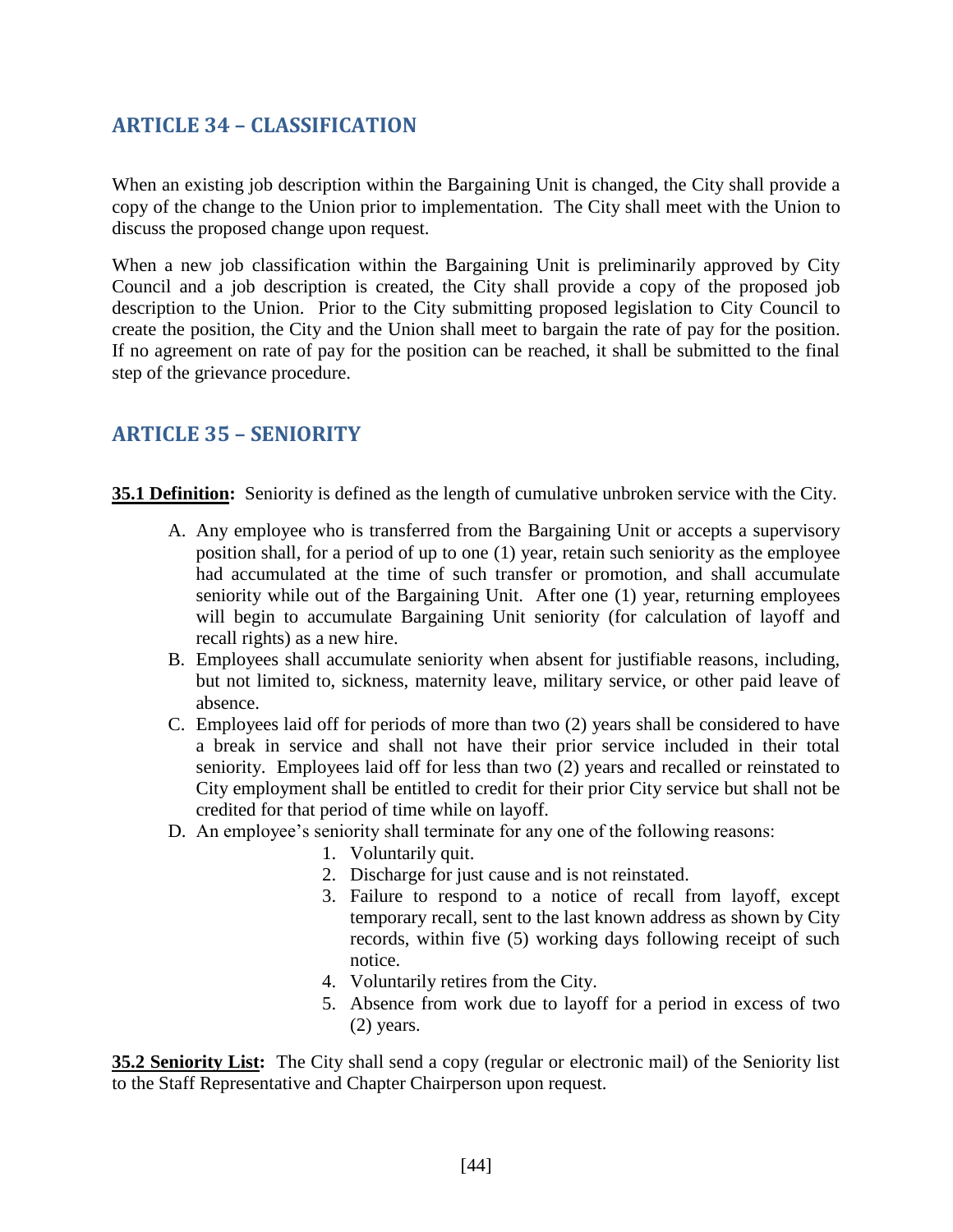## ARTICLE 34 – CLASSIFICATION

When an existing job description within the Bargaining Unit is changed, the City shall provide a copy of the change to the Union prior to implementation. The City shall meet with the Union to discuss the proposed change upon request.

When a new job classification within the Bargaining Unit is preliminarily approved by City Council and a job description is created, the City shall provide a copy of the proposed job description to the Union. Prior to the City submitting proposed legislation to City Council to create the position, the City and the Union shall meet to bargain the rate of pay for the position. If no agreement on rate of pay for the position can be reached, it shall be submitted to the final step of the grievance procedure.

## ARTICLE 35 – SENIORITY

**35.1 Definition:** Seniority is defined as the length of cumulative unbroken service with the City.

A. Any employee who is transferred from the Bargaining Unit or accepts a supervisory position shall, for a period of up to one (1) year, retain such seniority as the employee had accumulated at the time of such transfer or promotion, and shall accumulate seniority while out of the Bargaining Unit. After one (1) year, returning employees will begin to accumulate Bargaining Unit seniority (for calculation of layoff and recall rights) as a new hire.
B. Employees shall accumulate seniority when absent for justifiable reasons, including, but not limited to, sickness, maternity leave, military service, or other paid leave of absence.
C. Employees laid off for periods of more than two (2) years shall be considered to have a break in service and shall not have their prior service included in their total seniority. Employees laid off for less than two (2) years and recalled or reinstated to City employment shall be entitled to credit for their prior City service but shall not be credited for that period of time while on layoff.
D. An employee's seniority shall terminate for any one of the following reasons:
    1. Voluntarily quit.
    2. Discharge for just cause and is not reinstated.
    3. Failure to respond to a notice of recall from layoff, except temporary recall, sent to the last known address as shown by City records, within five (5) working days following receipt of such notice.
    4. Voluntarily retires from the City.
    5. Absence from work due to layoff for a period in excess of two (2) years.

**35.2 Seniority List:** The City shall send a copy (regular or electronic mail) of the Seniority list to the Staff Representative and Chapter Chairperson upon request.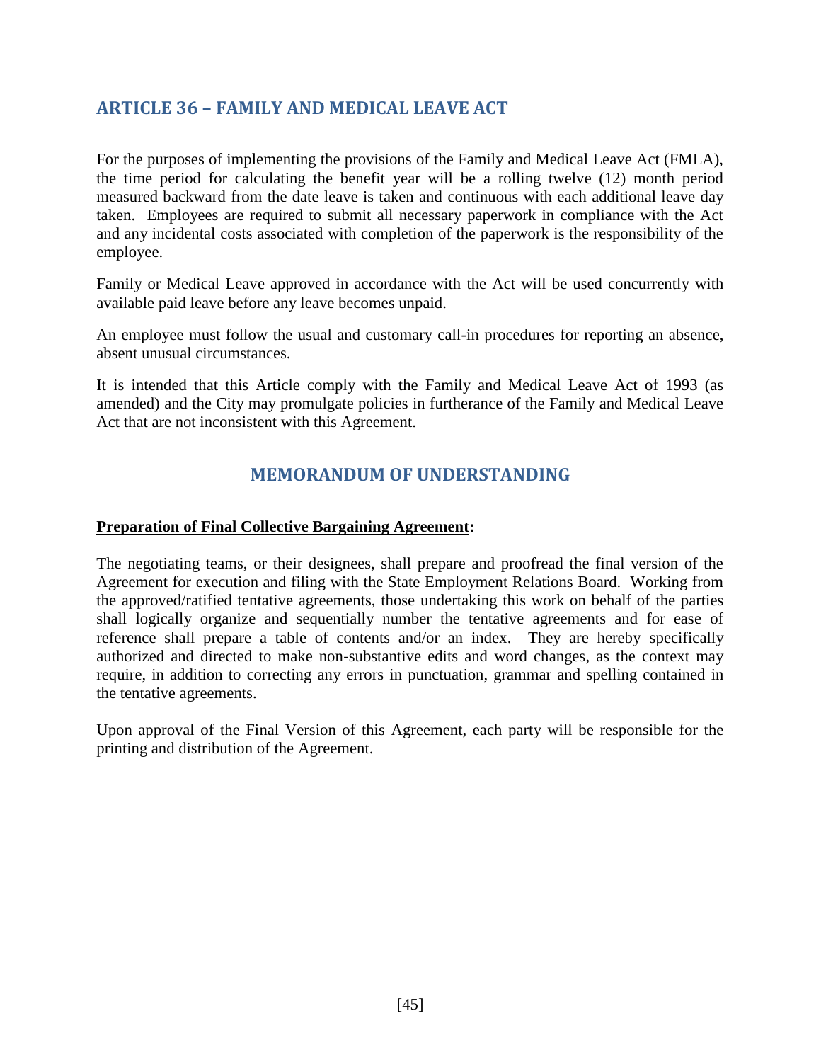## ARTICLE 36 – FAMILY AND MEDICAL LEAVE ACT

For the purposes of implementing the provisions of the Family and Medical Leave Act (FMLA), the time period for calculating the benefit year will be a rolling twelve (12) month period measured backward from the date leave is taken and continuous with each additional leave day taken. Employees are required to submit all necessary paperwork in compliance with the Act and any incidental costs associated with completion of the paperwork is the responsibility of the employee.

Family or Medical Leave approved in accordance with the Act will be used concurrently with available paid leave before any leave becomes unpaid.

An employee must follow the usual and customary call-in procedures for reporting an absence, absent unusual circumstances.

It is intended that this Article comply with the Family and Medical Leave Act of 1993 (as amended) and the City may promulgate policies in furtherance of the Family and Medical Leave Act that are not inconsistent with this Agreement.

## MEMORANDUM OF UNDERSTANDING

**Preparation of Final Collective Bargaining Agreement:**

The negotiating teams, or their designees, shall prepare and proofread the final version of the Agreement for execution and filing with the State Employment Relations Board. Working from the approved/ratified tentative agreements, those undertaking this work on behalf of the parties shall logically organize and sequentially number the tentative agreements and for ease of reference shall prepare a table of contents and/or an index. They are hereby specifically authorized and directed to make non-substantive edits and word changes, as the context may require, in addition to correcting any errors in punctuation, grammar and spelling contained in the tentative agreements.

Upon approval of the Final Version of this Agreement, each party will be responsible for the printing and distribution of the Agreement.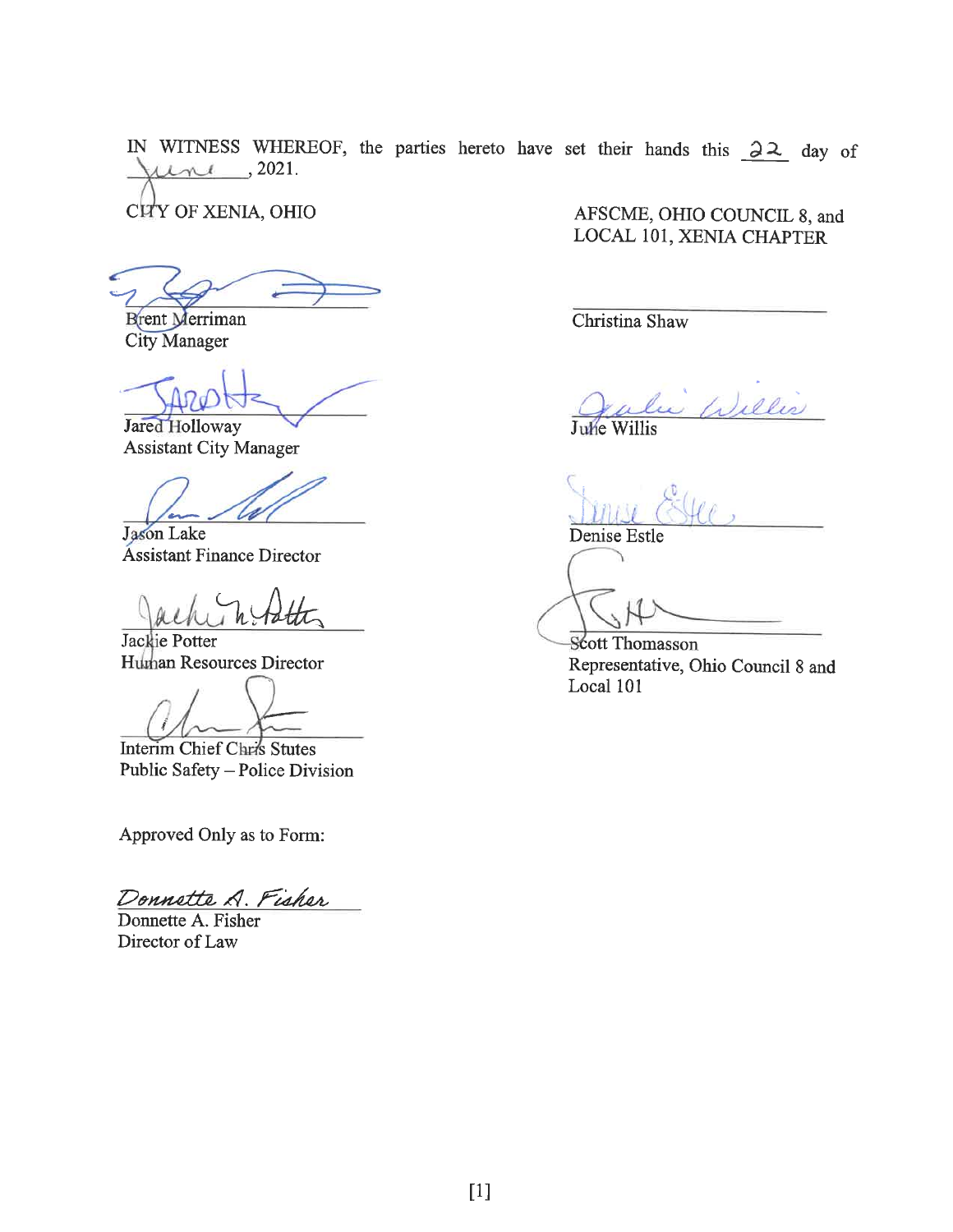IN WITNESS WHEREOF, the parties hereto have set their hands this 22 day of June, 2021.

CITY OF XENIA, OHIO

Brent Merriman
City Manager

Jared Holloway
Assistant City Manager

Jason Lake
Assistant Finance Director

Jackie Potter
Human Resources Director

Interim Chief Chris Stutes
Public Safety – Police Division

Approved Only as to Form:

Donnette A. Fisher
Donnette A. Fisher
Director of Law

AFSCME, OHIO COUNCIL 8, and
LOCAL 101, XENIA CHAPTER

Christina Shaw

Julie Willis

Denise Estle

Scott Thomasson
Representative, Ohio Council 8 and
Local 101